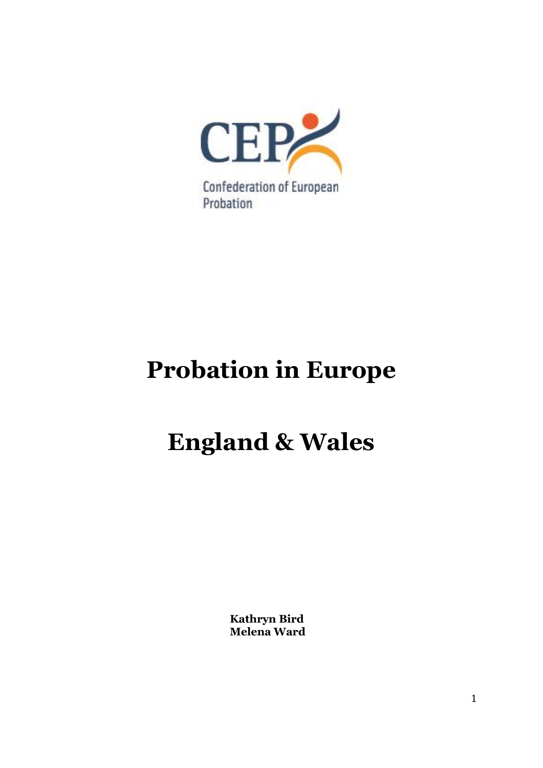CEP

Confederation of European Probation

# Probation in Europe

# England & Wales

**Kathryn Bird**
**Melena Ward**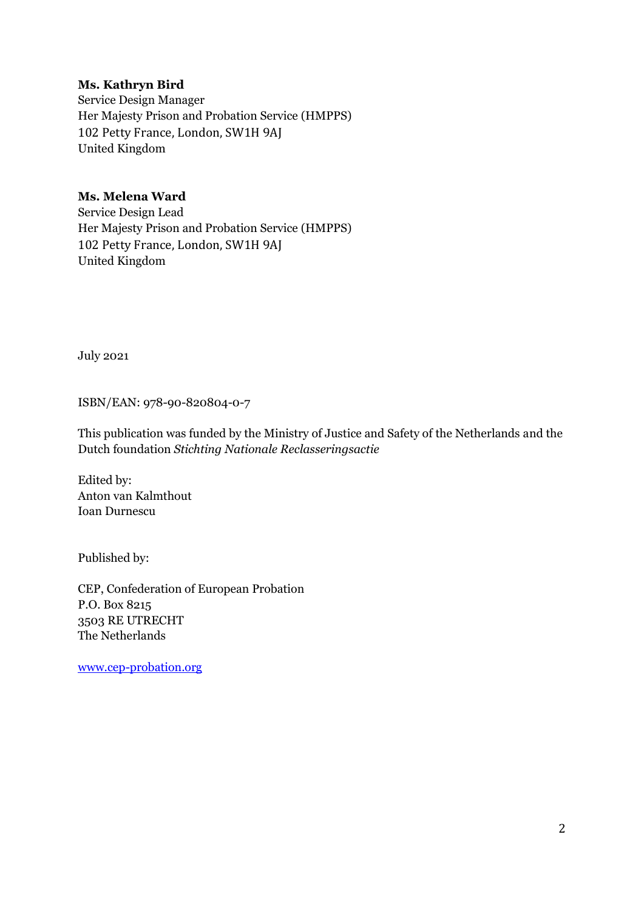**Ms. Kathryn Bird**
Service Design Manager
Her Majesty Prison and Probation Service (HMPPS)
102 Petty France, London, SW1H 9AJ
United Kingdom

**Ms. Melena Ward**
Service Design Lead
Her Majesty Prison and Probation Service (HMPPS)
102 Petty France, London, SW1H 9AJ
United Kingdom

July 2021

ISBN/EAN: 978-90-820804-0-7

This publication was funded by the Ministry of Justice and Safety of the Netherlands and the Dutch foundation *Stichting Nationale Reclasseringsactie*

Edited by:
Anton van Kalmthout
Ioan Durnescu

Published by:

CEP, Confederation of European Probation
P.O. Box 8215
3503 RE UTRECHT
The Netherlands

www.cep-probation.org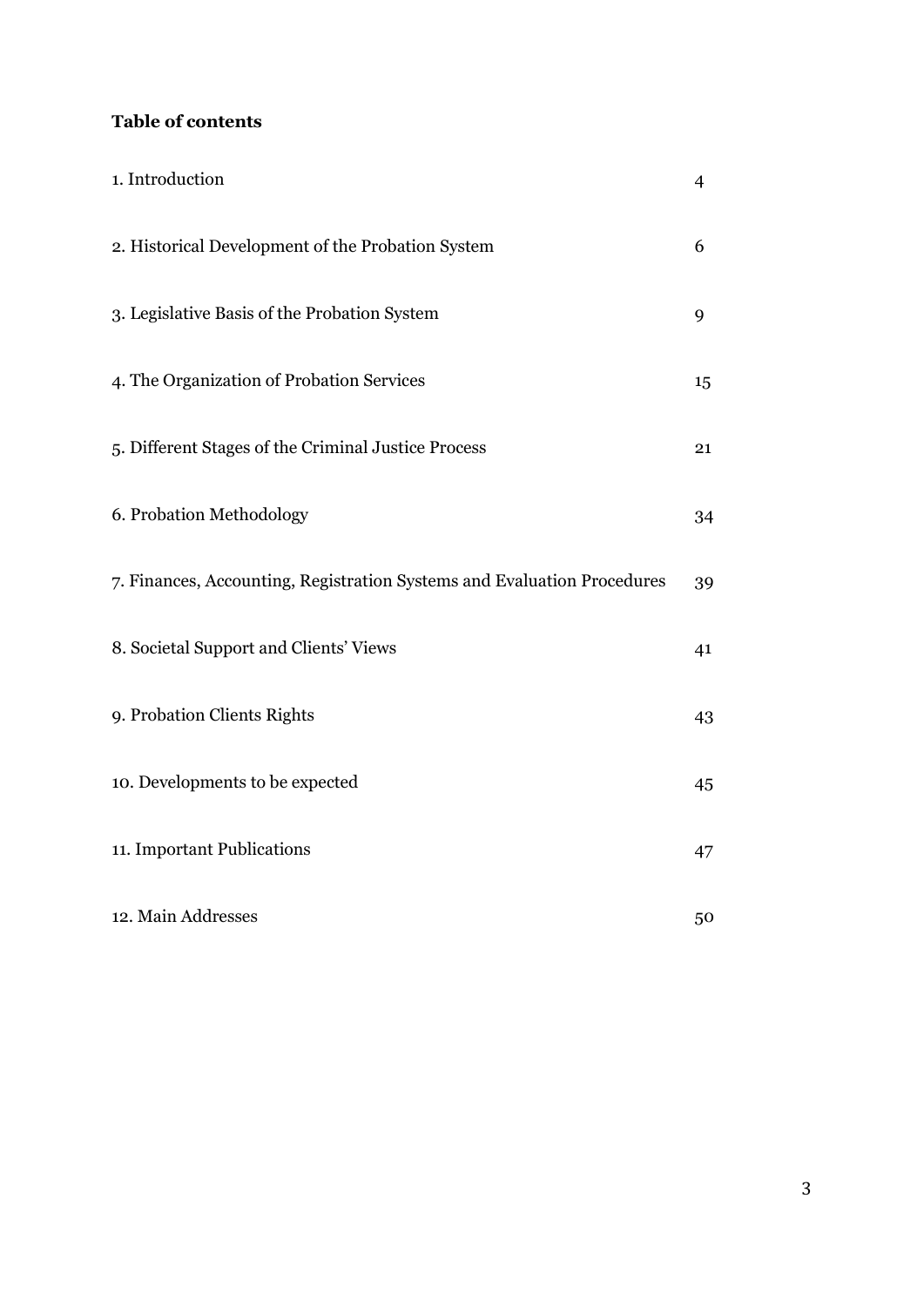**Table of contents**

| | |
|---|---|
| 1. Introduction | 4 |
| 2. Historical Development of the Probation System | 6 |
| 3. Legislative Basis of the Probation System | 9 |
| 4. The Organization of Probation Services | 15 |
| 5. Different Stages of the Criminal Justice Process | 21 |
| 6. Probation Methodology | 34 |
| 7. Finances, Accounting, Registration Systems and Evaluation Procedures | 39 |
| 8. Societal Support and Clients' Views | 41 |
| 9. Probation Clients Rights | 43 |
| 10. Developments to be expected | 45 |
| 11. Important Publications | 47 |
| 12. Main Addresses | 50 |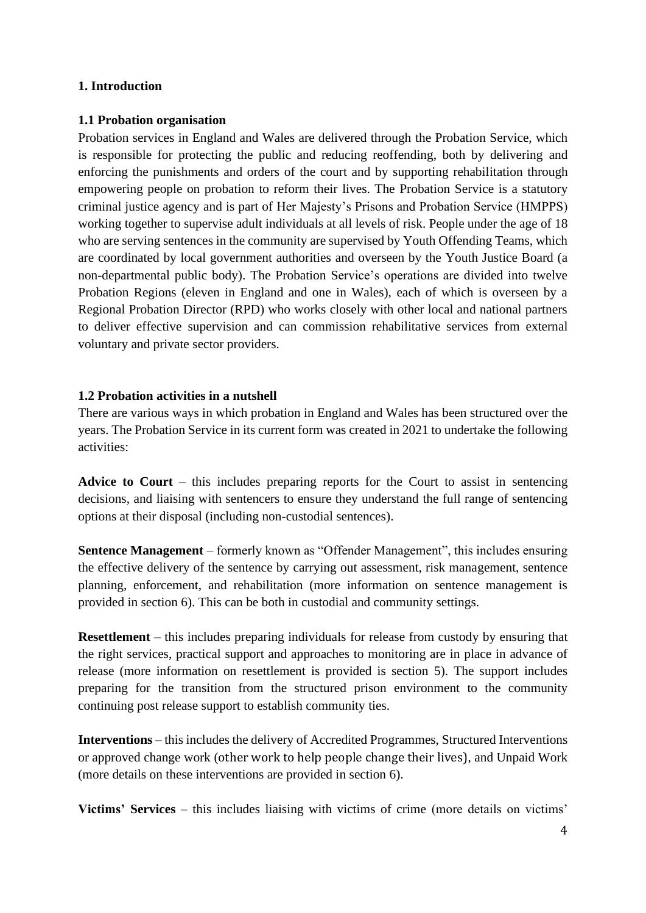# 1. Introduction

## 1.1 Probation organisation

Probation services in England and Wales are delivered through the Probation Service, which is responsible for protecting the public and reducing reoffending, both by delivering and enforcing the punishments and orders of the court and by supporting rehabilitation through empowering people on probation to reform their lives. The Probation Service is a statutory criminal justice agency and is part of Her Majesty's Prisons and Probation Service (HMPPS) working together to supervise adult individuals at all levels of risk. People under the age of 18 who are serving sentences in the community are supervised by Youth Offending Teams, which are coordinated by local government authorities and overseen by the Youth Justice Board (a non-departmental public body). The Probation Service's operations are divided into twelve Probation Regions (eleven in England and one in Wales), each of which is overseen by a Regional Probation Director (RPD) who works closely with other local and national partners to deliver effective supervision and can commission rehabilitative services from external voluntary and private sector providers.

## 1.2 Probation activities in a nutshell

There are various ways in which probation in England and Wales has been structured over the years. The Probation Service in its current form was created in 2021 to undertake the following activities:

**Advice to Court** – this includes preparing reports for the Court to assist in sentencing decisions, and liaising with sentencers to ensure they understand the full range of sentencing options at their disposal (including non-custodial sentences).

**Sentence Management** – formerly known as "Offender Management", this includes ensuring the effective delivery of the sentence by carrying out assessment, risk management, sentence planning, enforcement, and rehabilitation (more information on sentence management is provided in section 6). This can be both in custodial and community settings.

**Resettlement** – this includes preparing individuals for release from custody by ensuring that the right services, practical support and approaches to monitoring are in place in advance of release (more information on resettlement is provided is section 5). The support includes preparing for the transition from the structured prison environment to the community continuing post release support to establish community ties.

**Interventions** – this includes the delivery of Accredited Programmes, Structured Interventions or approved change work (other work to help people change their lives), and Unpaid Work (more details on these interventions are provided in section 6).

**Victims' Services** – this includes liaising with victims of crime (more details on victims'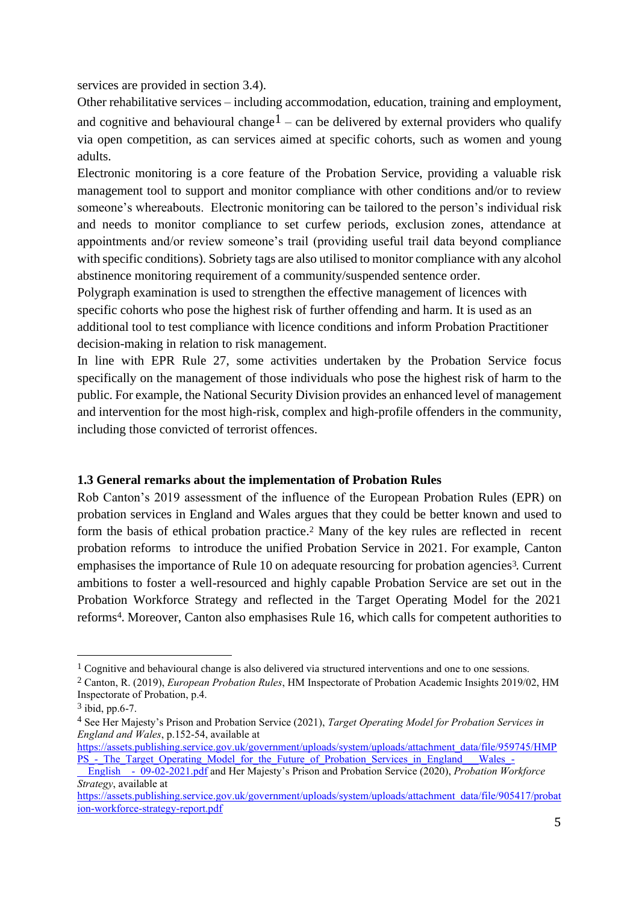services are provided in section 3.4).

Other rehabilitative services – including accommodation, education, training and employment, and cognitive and behavioural change[1] – can be delivered by external providers who qualify via open competition, as can services aimed at specific cohorts, such as women and young adults.

Electronic monitoring is a core feature of the Probation Service, providing a valuable risk management tool to support and monitor compliance with other conditions and/or to review someone's whereabouts. Electronic monitoring can be tailored to the person's individual risk and needs to monitor compliance to set curfew periods, exclusion zones, attendance at appointments and/or review someone's trail (providing useful trail data beyond compliance with specific conditions). Sobriety tags are also utilised to monitor compliance with any alcohol abstinence monitoring requirement of a community/suspended sentence order.

Polygraph examination is used to strengthen the effective management of licences with specific cohorts who pose the highest risk of further offending and harm. It is used as an additional tool to test compliance with licence conditions and inform Probation Practitioner decision-making in relation to risk management.

In line with EPR Rule 27, some activities undertaken by the Probation Service focus specifically on the management of those individuals who pose the highest risk of harm to the public. For example, the National Security Division provides an enhanced level of management and intervention for the most high-risk, complex and high-profile offenders in the community, including those convicted of terrorist offences.

### 1.3 General remarks about the implementation of Probation Rules

Rob Canton's 2019 assessment of the influence of the European Probation Rules (EPR) on probation services in England and Wales argues that they could be better known and used to form the basis of ethical probation practice.[2] Many of the key rules are reflected in recent probation reforms to introduce the unified Probation Service in 2021. For example, Canton emphasises the importance of Rule 10 on adequate resourcing for probation agencies[3]. Current ambitions to foster a well-resourced and highly capable Probation Service are set out in the Probation Workforce Strategy and reflected in the Target Operating Model for the 2021 reforms[4]. Moreover, Canton also emphasises Rule 16, which calls for competent authorities to

---

[1] Cognitive and behavioural change is also delivered via structured interventions and one to one sessions.

[2] Canton, R. (2019), *European Probation Rules*, HM Inspectorate of Probation Academic Insights 2019/02, HM Inspectorate of Probation, p.4.

[3] ibid, pp.6-7.

[4] See Her Majesty's Prison and Probation Service (2021), *Target Operating Model for Probation Services in England and Wales*, p.152-54, available at https://assets.publishing.service.gov.uk/government/uploads/system/uploads/attachment_data/file/959745/HMPPS_-_The_Target_Operating_Model_for_the_Future_of_Probation_Services_in_England___Wales_-__English__-_09-02-2021.pdf and Her Majesty's Prison and Probation Service (2020), *Probation Workforce Strategy*, available at https://assets.publishing.service.gov.uk/government/uploads/system/uploads/attachment_data/file/905417/probation-workforce-strategy-report.pdf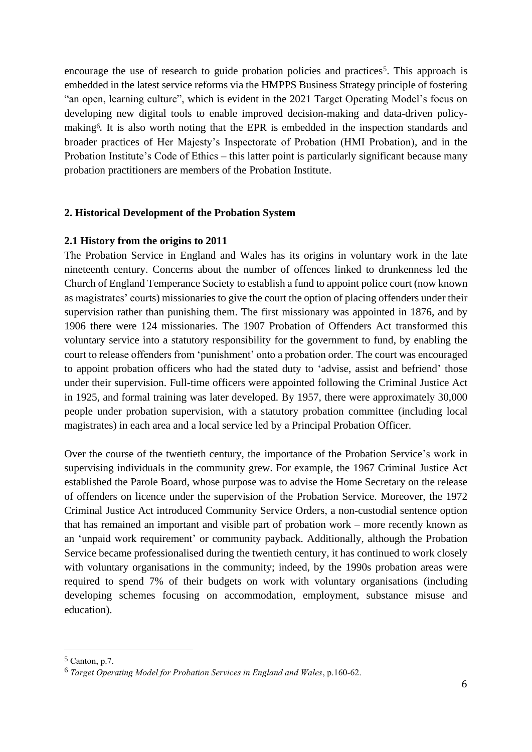encourage the use of research to guide probation policies and practices[5]. This approach is embedded in the latest service reforms via the HMPPS Business Strategy principle of fostering "an open, learning culture", which is evident in the 2021 Target Operating Model's focus on developing new digital tools to enable improved decision-making and data-driven policy-making[6]. It is also worth noting that the EPR is embedded in the inspection standards and broader practices of Her Majesty's Inspectorate of Probation (HMI Probation), and in the Probation Institute's Code of Ethics – this latter point is particularly significant because many probation practitioners are members of the Probation Institute.

## 2. Historical Development of the Probation System

### 2.1 History from the origins to 2011

The Probation Service in England and Wales has its origins in voluntary work in the late nineteenth century. Concerns about the number of offences linked to drunkenness led the Church of England Temperance Society to establish a fund to appoint police court (now known as magistrates' courts) missionaries to give the court the option of placing offenders under their supervision rather than punishing them. The first missionary was appointed in 1876, and by 1906 there were 124 missionaries. The 1907 Probation of Offenders Act transformed this voluntary service into a statutory responsibility for the government to fund, by enabling the court to release offenders from 'punishment' onto a probation order. The court was encouraged to appoint probation officers who had the stated duty to 'advise, assist and befriend' those under their supervision. Full-time officers were appointed following the Criminal Justice Act in 1925, and formal training was later developed. By 1957, there were approximately 30,000 people under probation supervision, with a statutory probation committee (including local magistrates) in each area and a local service led by a Principal Probation Officer.

Over the course of the twentieth century, the importance of the Probation Service's work in supervising individuals in the community grew. For example, the 1967 Criminal Justice Act established the Parole Board, whose purpose was to advise the Home Secretary on the release of offenders on licence under the supervision of the Probation Service. Moreover, the 1972 Criminal Justice Act introduced Community Service Orders, a non-custodial sentence option that has remained an important and visible part of probation work – more recently known as an 'unpaid work requirement' or community payback. Additionally, although the Probation Service became professionalised during the twentieth century, it has continued to work closely with voluntary organisations in the community; indeed, by the 1990s probation areas were required to spend 7% of their budgets on work with voluntary organisations (including developing schemes focusing on accommodation, employment, substance misuse and education).

---

[5] Canton, p.7.

[6] *Target Operating Model for Probation Services in England and Wales*, p.160-62.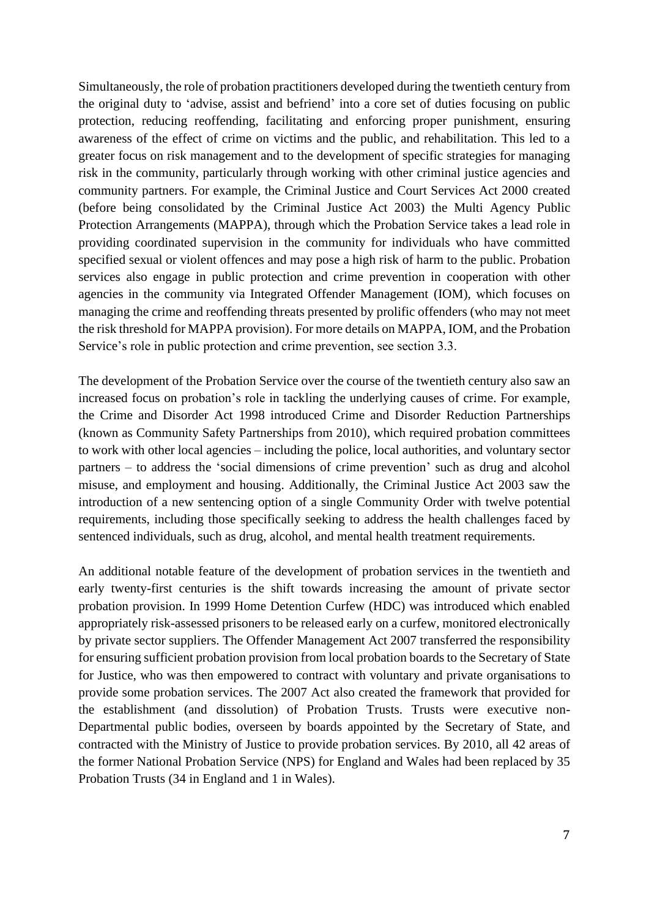Simultaneously, the role of probation practitioners developed during the twentieth century from the original duty to 'advise, assist and befriend' into a core set of duties focusing on public protection, reducing reoffending, facilitating and enforcing proper punishment, ensuring awareness of the effect of crime on victims and the public, and rehabilitation. This led to a greater focus on risk management and to the development of specific strategies for managing risk in the community, particularly through working with other criminal justice agencies and community partners. For example, the Criminal Justice and Court Services Act 2000 created (before being consolidated by the Criminal Justice Act 2003) the Multi Agency Public Protection Arrangements (MAPPA), through which the Probation Service takes a lead role in providing coordinated supervision in the community for individuals who have committed specified sexual or violent offences and may pose a high risk of harm to the public. Probation services also engage in public protection and crime prevention in cooperation with other agencies in the community via Integrated Offender Management (IOM), which focuses on managing the crime and reoffending threats presented by prolific offenders (who may not meet the risk threshold for MAPPA provision). For more details on MAPPA, IOM, and the Probation Service's role in public protection and crime prevention, see section 3.3.

The development of the Probation Service over the course of the twentieth century also saw an increased focus on probation's role in tackling the underlying causes of crime. For example, the Crime and Disorder Act 1998 introduced Crime and Disorder Reduction Partnerships (known as Community Safety Partnerships from 2010), which required probation committees to work with other local agencies – including the police, local authorities, and voluntary sector partners – to address the 'social dimensions of crime prevention' such as drug and alcohol misuse, and employment and housing. Additionally, the Criminal Justice Act 2003 saw the introduction of a new sentencing option of a single Community Order with twelve potential requirements, including those specifically seeking to address the health challenges faced by sentenced individuals, such as drug, alcohol, and mental health treatment requirements.

An additional notable feature of the development of probation services in the twentieth and early twenty-first centuries is the shift towards increasing the amount of private sector probation provision. In 1999 Home Detention Curfew (HDC) was introduced which enabled appropriately risk-assessed prisoners to be released early on a curfew, monitored electronically by private sector suppliers. The Offender Management Act 2007 transferred the responsibility for ensuring sufficient probation provision from local probation boards to the Secretary of State for Justice, who was then empowered to contract with voluntary and private organisations to provide some probation services. The 2007 Act also created the framework that provided for the establishment (and dissolution) of Probation Trusts. Trusts were executive non-Departmental public bodies, overseen by boards appointed by the Secretary of State, and contracted with the Ministry of Justice to provide probation services. By 2010, all 42 areas of the former National Probation Service (NPS) for England and Wales had been replaced by 35 Probation Trusts (34 in England and 1 in Wales).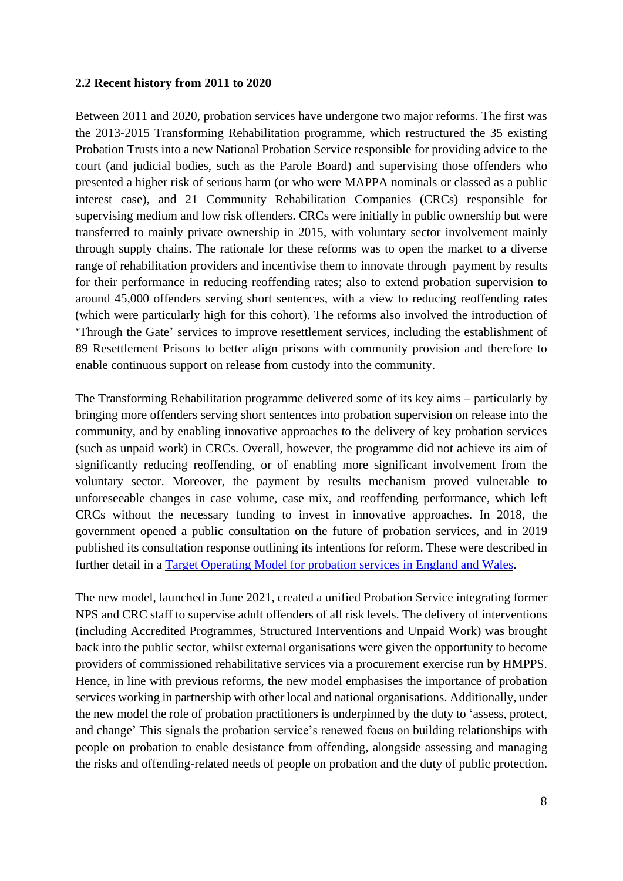**2.2 Recent history from 2011 to 2020**

Between 2011 and 2020, probation services have undergone two major reforms. The first was the 2013-2015 Transforming Rehabilitation programme, which restructured the 35 existing Probation Trusts into a new National Probation Service responsible for providing advice to the court (and judicial bodies, such as the Parole Board) and supervising those offenders who presented a higher risk of serious harm (or who were MAPPA nominals or classed as a public interest case), and 21 Community Rehabilitation Companies (CRCs) responsible for supervising medium and low risk offenders. CRCs were initially in public ownership but were transferred to mainly private ownership in 2015, with voluntary sector involvement mainly through supply chains. The rationale for these reforms was to open the market to a diverse range of rehabilitation providers and incentivise them to innovate through payment by results for their performance in reducing reoffending rates; also to extend probation supervision to around 45,000 offenders serving short sentences, with a view to reducing reoffending rates (which were particularly high for this cohort). The reforms also involved the introduction of 'Through the Gate' services to improve resettlement services, including the establishment of 89 Resettlement Prisons to better align prisons with community provision and therefore to enable continuous support on release from custody into the community.

The Transforming Rehabilitation programme delivered some of its key aims – particularly by bringing more offenders serving short sentences into probation supervision on release into the community, and by enabling innovative approaches to the delivery of key probation services (such as unpaid work) in CRCs. Overall, however, the programme did not achieve its aim of significantly reducing reoffending, or of enabling more significant involvement from the voluntary sector. Moreover, the payment by results mechanism proved vulnerable to unforeseeable changes in case volume, case mix, and reoffending performance, which left CRCs without the necessary funding to invest in innovative approaches. In 2018, the government opened a public consultation on the future of probation services, and in 2019 published its consultation response outlining its intentions for reform. These were described in further detail in a Target Operating Model for probation services in England and Wales.

The new model, launched in June 2021, created a unified Probation Service integrating former NPS and CRC staff to supervise adult offenders of all risk levels. The delivery of interventions (including Accredited Programmes, Structured Interventions and Unpaid Work) was brought back into the public sector, whilst external organisations were given the opportunity to become providers of commissioned rehabilitative services via a procurement exercise run by HMPPS. Hence, in line with previous reforms, the new model emphasises the importance of probation services working in partnership with other local and national organisations. Additionally, under the new model the role of probation practitioners is underpinned by the duty to 'assess, protect, and change' This signals the probation service's renewed focus on building relationships with people on probation to enable desistance from offending, alongside assessing and managing the risks and offending-related needs of people on probation and the duty of public protection.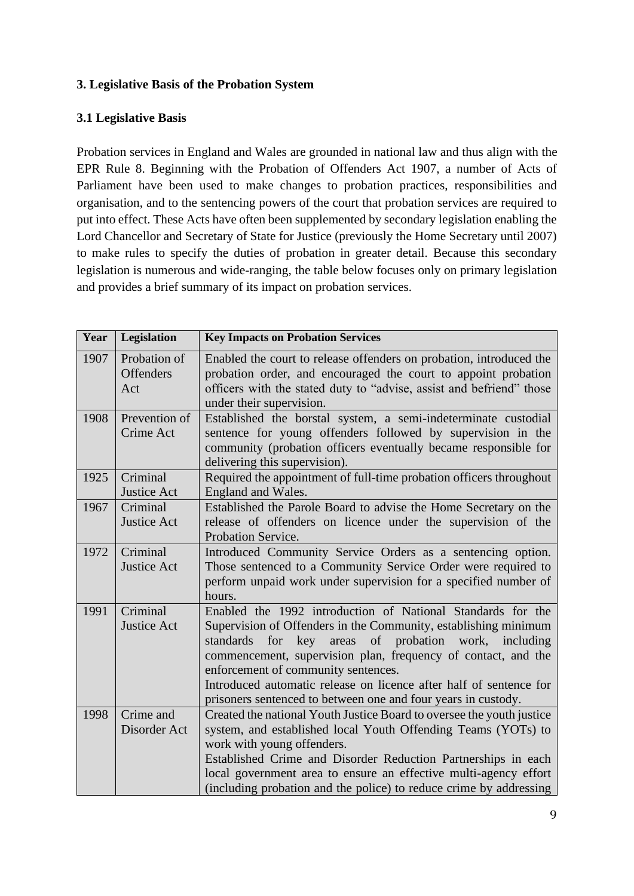## 3. Legislative Basis of the Probation System

### 3.1 Legislative Basis

Probation services in England and Wales are grounded in national law and thus align with the EPR Rule 8. Beginning with the Probation of Offenders Act 1907, a number of Acts of Parliament have been used to make changes to probation practices, responsibilities and organisation, and to the sentencing powers of the court that probation services are required to put into effect. These Acts have often been supplemented by secondary legislation enabling the Lord Chancellor and Secretary of State for Justice (previously the Home Secretary until 2007) to make rules to specify the duties of probation in greater detail. Because this secondary legislation is numerous and wide-ranging, the table below focuses only on primary legislation and provides a brief summary of its impact on probation services.

| Year | Legislation | Key Impacts on Probation Services |
|---|---|---|
| 1907 | Probation of Offenders Act | Enabled the court to release offenders on probation, introduced the probation order, and encouraged the court to appoint probation officers with the stated duty to "advise, assist and befriend" those under their supervision. |
| 1908 | Prevention of Crime Act | Established the borstal system, a semi-indeterminate custodial sentence for young offenders followed by supervision in the community (probation officers eventually became responsible for delivering this supervision). |
| 1925 | Criminal Justice Act | Required the appointment of full-time probation officers throughout England and Wales. |
| 1967 | Criminal Justice Act | Established the Parole Board to advise the Home Secretary on the release of offenders on licence under the supervision of the Probation Service. |
| 1972 | Criminal Justice Act | Introduced Community Service Orders as a sentencing option. Those sentenced to a Community Service Order were required to perform unpaid work under supervision for a specified number of hours. |
| 1991 | Criminal Justice Act | Enabled the 1992 introduction of National Standards for the Supervision of Offenders in the Community, establishing minimum standards for key areas of probation work, including commencement, supervision plan, frequency of contact, and the enforcement of community sentences.<br>Introduced automatic release on licence after half of sentence for prisoners sentenced to between one and four years in custody. |
| 1998 | Crime and Disorder Act | Created the national Youth Justice Board to oversee the youth justice system, and established local Youth Offending Teams (YOTs) to work with young offenders.<br>Established Crime and Disorder Reduction Partnerships in each local government area to ensure an effective multi-agency effort (including probation and the police) to reduce crime by addressing |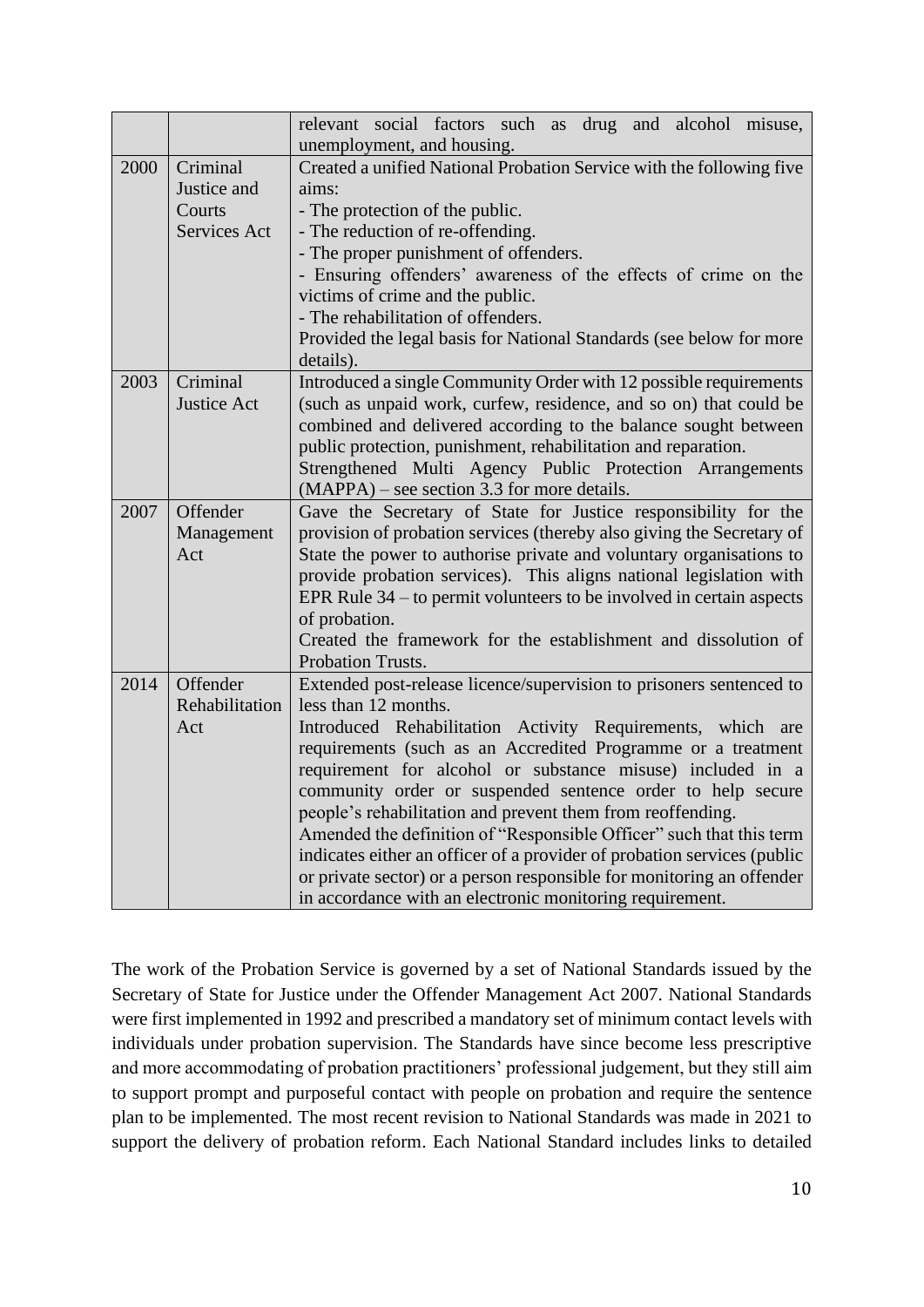| | | |
|---|---|---|
| | | relevant social factors such as drug and alcohol misuse, unemployment, and housing. |
| 2000 | Criminal Justice and Courts Services Act | Created a unified National Probation Service with the following five aims:<br>- The protection of the public.<br>- The reduction of re-offending.<br>- The proper punishment of offenders.<br>- Ensuring offenders' awareness of the effects of crime on the victims of crime and the public.<br>- The rehabilitation of offenders.<br>Provided the legal basis for National Standards (see below for more details). |
| 2003 | Criminal Justice Act | Introduced a single Community Order with 12 possible requirements (such as unpaid work, curfew, residence, and so on) that could be combined and delivered according to the balance sought between public protection, punishment, rehabilitation and reparation.<br>Strengthened Multi Agency Public Protection Arrangements (MAPPA) – see section 3.3 for more details. |
| 2007 | Offender Management Act | Gave the Secretary of State for Justice responsibility for the provision of probation services (thereby also giving the Secretary of State the power to authorise private and voluntary organisations to provide probation services). This aligns national legislation with EPR Rule 34 – to permit volunteers to be involved in certain aspects of probation.<br>Created the framework for the establishment and dissolution of Probation Trusts. |
| 2014 | Offender Rehabilitation Act | Extended post-release licence/supervision to prisoners sentenced to less than 12 months.<br>Introduced Rehabilitation Activity Requirements, which are requirements (such as an Accredited Programme or a treatment requirement for alcohol or substance misuse) included in a community order or suspended sentence order to help secure people's rehabilitation and prevent them from reoffending.<br>Amended the definition of "Responsible Officer" such that this term indicates either an officer of a provider of probation services (public or private sector) or a person responsible for monitoring an offender in accordance with an electronic monitoring requirement. |

The work of the Probation Service is governed by a set of National Standards issued by the Secretary of State for Justice under the Offender Management Act 2007. National Standards were first implemented in 1992 and prescribed a mandatory set of minimum contact levels with individuals under probation supervision. The Standards have since become less prescriptive and more accommodating of probation practitioners' professional judgement, but they still aim to support prompt and purposeful contact with people on probation and require the sentence plan to be implemented. The most recent revision to National Standards was made in 2021 to support the delivery of probation reform. Each National Standard includes links to detailed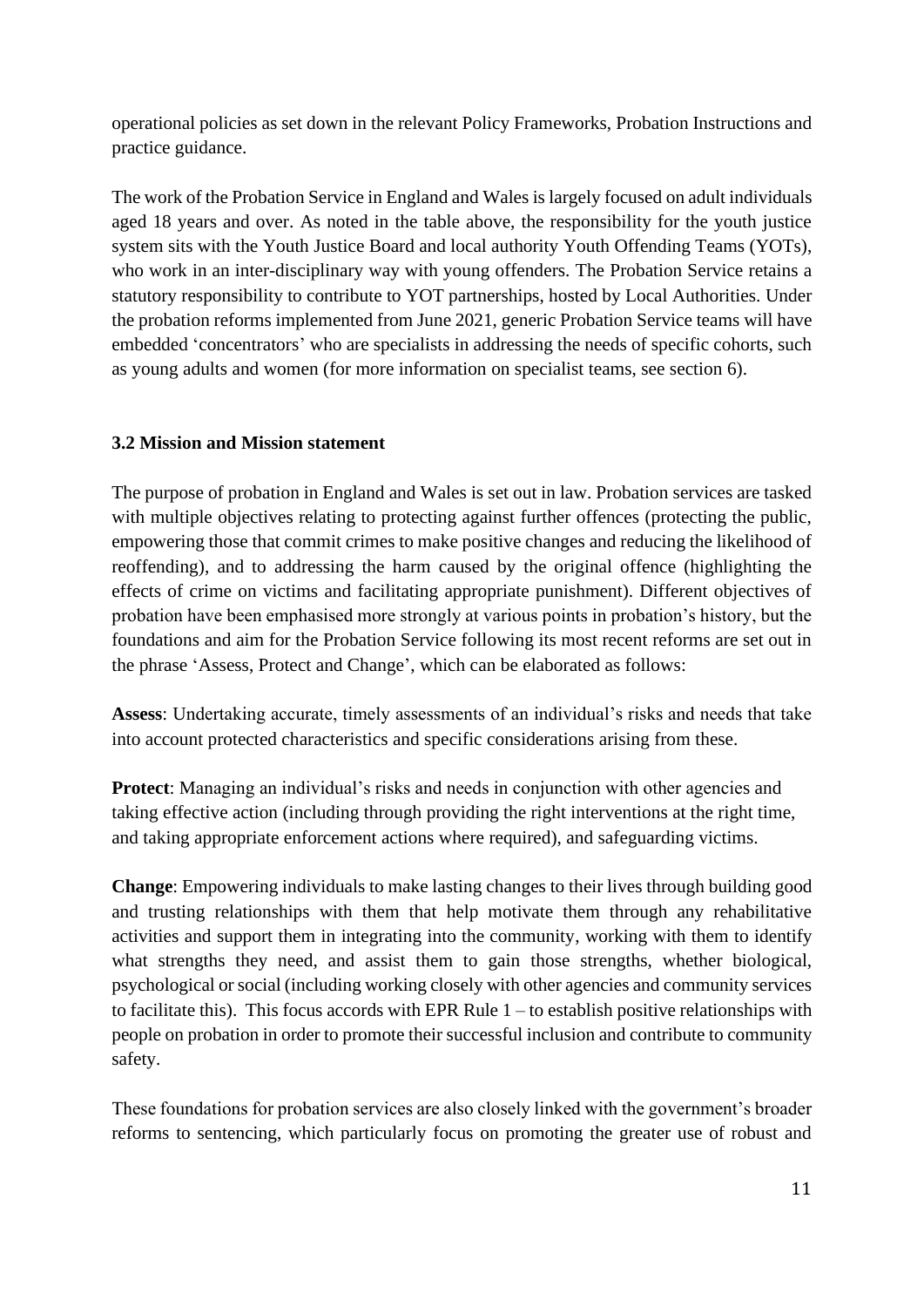operational policies as set down in the relevant Policy Frameworks, Probation Instructions and practice guidance.

The work of the Probation Service in England and Wales is largely focused on adult individuals aged 18 years and over. As noted in the table above, the responsibility for the youth justice system sits with the Youth Justice Board and local authority Youth Offending Teams (YOTs), who work in an inter-disciplinary way with young offenders. The Probation Service retains a statutory responsibility to contribute to YOT partnerships, hosted by Local Authorities. Under the probation reforms implemented from June 2021, generic Probation Service teams will have embedded 'concentrators' who are specialists in addressing the needs of specific cohorts, such as young adults and women (for more information on specialist teams, see section 6).

### 3.2 Mission and Mission statement

The purpose of probation in England and Wales is set out in law. Probation services are tasked with multiple objectives relating to protecting against further offences (protecting the public, empowering those that commit crimes to make positive changes and reducing the likelihood of reoffending), and to addressing the harm caused by the original offence (highlighting the effects of crime on victims and facilitating appropriate punishment). Different objectives of probation have been emphasised more strongly at various points in probation's history, but the foundations and aim for the Probation Service following its most recent reforms are set out in the phrase 'Assess, Protect and Change', which can be elaborated as follows:

**Assess**: Undertaking accurate, timely assessments of an individual's risks and needs that take into account protected characteristics and specific considerations arising from these.

**Protect**: Managing an individual's risks and needs in conjunction with other agencies and taking effective action (including through providing the right interventions at the right time, and taking appropriate enforcement actions where required), and safeguarding victims.

**Change**: Empowering individuals to make lasting changes to their lives through building good and trusting relationships with them that help motivate them through any rehabilitative activities and support them in integrating into the community, working with them to identify what strengths they need, and assist them to gain those strengths, whether biological, psychological or social (including working closely with other agencies and community services to facilitate this). This focus accords with EPR Rule 1 – to establish positive relationships with people on probation in order to promote their successful inclusion and contribute to community safety.

These foundations for probation services are also closely linked with the government's broader reforms to sentencing, which particularly focus on promoting the greater use of robust and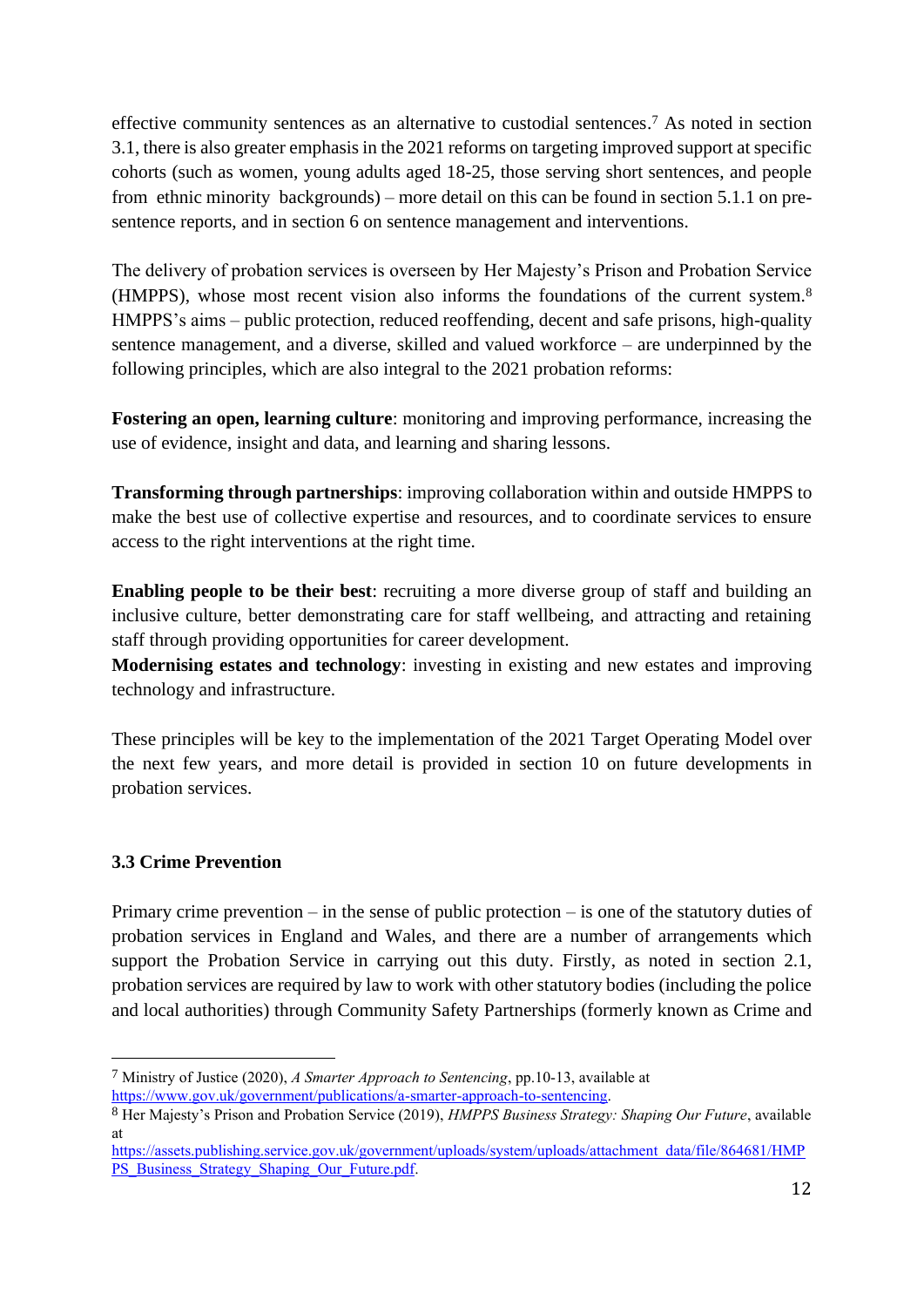effective community sentences as an alternative to custodial sentences.[7] As noted in section 3.1, there is also greater emphasis in the 2021 reforms on targeting improved support at specific cohorts (such as women, young adults aged 18-25, those serving short sentences, and people from ethnic minority backgrounds) – more detail on this can be found in section 5.1.1 on pre-sentence reports, and in section 6 on sentence management and interventions.

The delivery of probation services is overseen by Her Majesty's Prison and Probation Service (HMPPS), whose most recent vision also informs the foundations of the current system.[8] HMPPS's aims – public protection, reduced reoffending, decent and safe prisons, high-quality sentence management, and a diverse, skilled and valued workforce – are underpinned by the following principles, which are also integral to the 2021 probation reforms:

**Fostering an open, learning culture**: monitoring and improving performance, increasing the use of evidence, insight and data, and learning and sharing lessons.

**Transforming through partnerships**: improving collaboration within and outside HMPPS to make the best use of collective expertise and resources, and to coordinate services to ensure access to the right interventions at the right time.

**Enabling people to be their best**: recruiting a more diverse group of staff and building an inclusive culture, better demonstrating care for staff wellbeing, and attracting and retaining staff through providing opportunities for career development.

**Modernising estates and technology**: investing in existing and new estates and improving technology and infrastructure.

These principles will be key to the implementation of the 2021 Target Operating Model over the next few years, and more detail is provided in section 10 on future developments in probation services.

### 3.3 Crime Prevention

Primary crime prevention – in the sense of public protection – is one of the statutory duties of probation services in England and Wales, and there are a number of arrangements which support the Probation Service in carrying out this duty. Firstly, as noted in section 2.1, probation services are required by law to work with other statutory bodies (including the police and local authorities) through Community Safety Partnerships (formerly known as Crime and

---

[7] Ministry of Justice (2020), *A Smarter Approach to Sentencing*, pp.10-13, available at https://www.gov.uk/government/publications/a-smarter-approach-to-sentencing.

[8] Her Majesty's Prison and Probation Service (2019), *HMPPS Business Strategy: Shaping Our Future*, available at https://assets.publishing.service.gov.uk/government/uploads/system/uploads/attachment_data/file/864681/HMPPS_Business_Strategy_Shaping_Our_Future.pdf.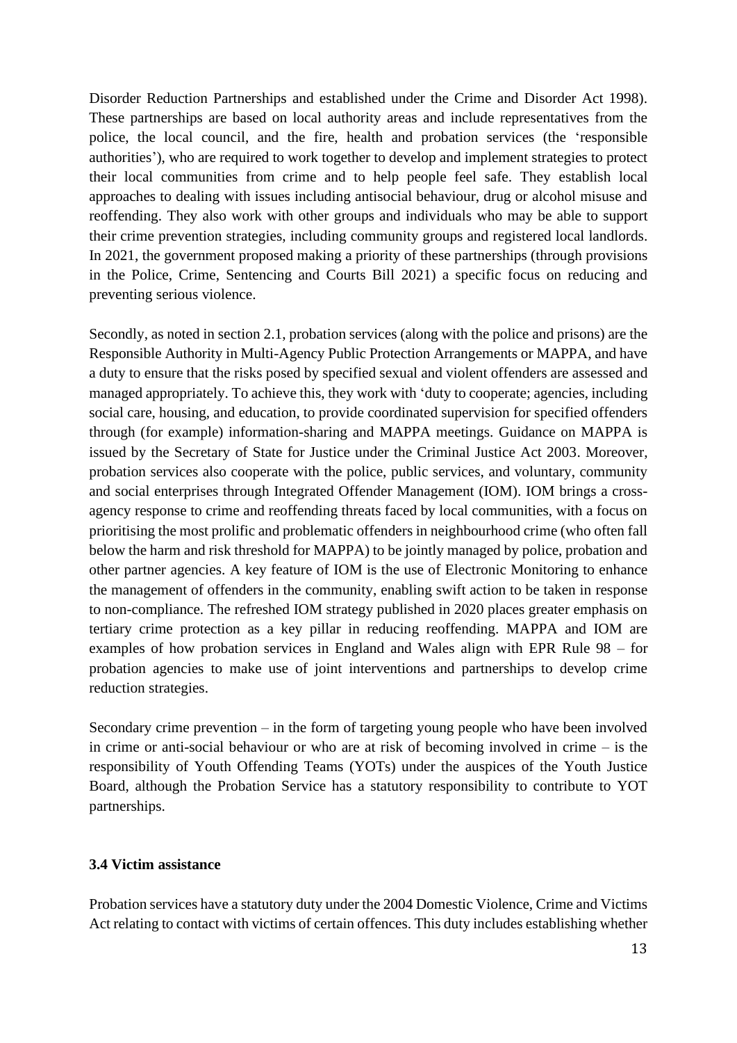Disorder Reduction Partnerships and established under the Crime and Disorder Act 1998). These partnerships are based on local authority areas and include representatives from the police, the local council, and the fire, health and probation services (the 'responsible authorities'), who are required to work together to develop and implement strategies to protect their local communities from crime and to help people feel safe. They establish local approaches to dealing with issues including antisocial behaviour, drug or alcohol misuse and reoffending. They also work with other groups and individuals who may be able to support their crime prevention strategies, including community groups and registered local landlords. In 2021, the government proposed making a priority of these partnerships (through provisions in the Police, Crime, Sentencing and Courts Bill 2021) a specific focus on reducing and preventing serious violence.

Secondly, as noted in section 2.1, probation services (along with the police and prisons) are the Responsible Authority in Multi-Agency Public Protection Arrangements or MAPPA, and have a duty to ensure that the risks posed by specified sexual and violent offenders are assessed and managed appropriately. To achieve this, they work with 'duty to cooperate; agencies, including social care, housing, and education, to provide coordinated supervision for specified offenders through (for example) information-sharing and MAPPA meetings. Guidance on MAPPA is issued by the Secretary of State for Justice under the Criminal Justice Act 2003. Moreover, probation services also cooperate with the police, public services, and voluntary, community and social enterprises through Integrated Offender Management (IOM). IOM brings a cross-agency response to crime and reoffending threats faced by local communities, with a focus on prioritising the most prolific and problematic offenders in neighbourhood crime (who often fall below the harm and risk threshold for MAPPA) to be jointly managed by police, probation and other partner agencies. A key feature of IOM is the use of Electronic Monitoring to enhance the management of offenders in the community, enabling swift action to be taken in response to non-compliance. The refreshed IOM strategy published in 2020 places greater emphasis on tertiary crime protection as a key pillar in reducing reoffending. MAPPA and IOM are examples of how probation services in England and Wales align with EPR Rule 98 – for probation agencies to make use of joint interventions and partnerships to develop crime reduction strategies.

Secondary crime prevention – in the form of targeting young people who have been involved in crime or anti-social behaviour or who are at risk of becoming involved in crime – is the responsibility of Youth Offending Teams (YOTs) under the auspices of the Youth Justice Board, although the Probation Service has a statutory responsibility to contribute to YOT partnerships.

### 3.4 Victim assistance

Probation services have a statutory duty under the 2004 Domestic Violence, Crime and Victims Act relating to contact with victims of certain offences. This duty includes establishing whether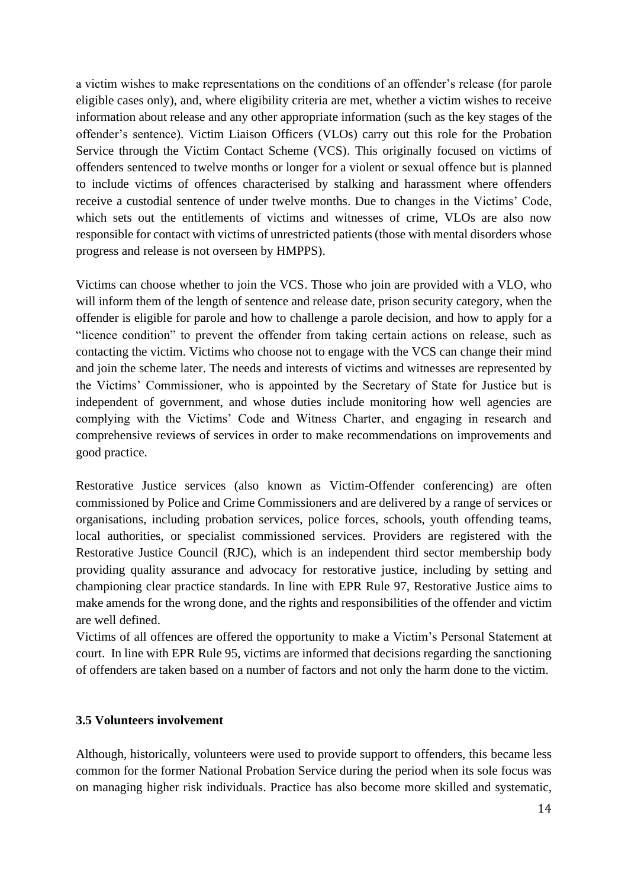a victim wishes to make representations on the conditions of an offender's release (for parole eligible cases only), and, where eligibility criteria are met, whether a victim wishes to receive information about release and any other appropriate information (such as the key stages of the offender's sentence). Victim Liaison Officers (VLOs) carry out this role for the Probation Service through the Victim Contact Scheme (VCS). This originally focused on victims of offenders sentenced to twelve months or longer for a violent or sexual offence but is planned to include victims of offences characterised by stalking and harassment where offenders receive a custodial sentence of under twelve months. Due to changes in the Victims' Code, which sets out the entitlements of victims and witnesses of crime, VLOs are also now responsible for contact with victims of unrestricted patients (those with mental disorders whose progress and release is not overseen by HMPPS).

Victims can choose whether to join the VCS. Those who join are provided with a VLO, who will inform them of the length of sentence and release date, prison security category, when the offender is eligible for parole and how to challenge a parole decision, and how to apply for a "licence condition" to prevent the offender from taking certain actions on release, such as contacting the victim. Victims who choose not to engage with the VCS can change their mind and join the scheme later. The needs and interests of victims and witnesses are represented by the Victims' Commissioner, who is appointed by the Secretary of State for Justice but is independent of government, and whose duties include monitoring how well agencies are complying with the Victims' Code and Witness Charter, and engaging in research and comprehensive reviews of services in order to make recommendations on improvements and good practice.

Restorative Justice services (also known as Victim-Offender conferencing) are often commissioned by Police and Crime Commissioners and are delivered by a range of services or organisations, including probation services, police forces, schools, youth offending teams, local authorities, or specialist commissioned services. Providers are registered with the Restorative Justice Council (RJC), which is an independent third sector membership body providing quality assurance and advocacy for restorative justice, including by setting and championing clear practice standards. In line with EPR Rule 97, Restorative Justice aims to make amends for the wrong done, and the rights and responsibilities of the offender and victim are well defined.

Victims of all offences are offered the opportunity to make a Victim's Personal Statement at court. In line with EPR Rule 95, victims are informed that decisions regarding the sanctioning of offenders are taken based on a number of factors and not only the harm done to the victim.

### 3.5 Volunteers involvement

Although, historically, volunteers were used to provide support to offenders, this became less common for the former National Probation Service during the period when its sole focus was on managing higher risk individuals. Practice has also become more skilled and systematic,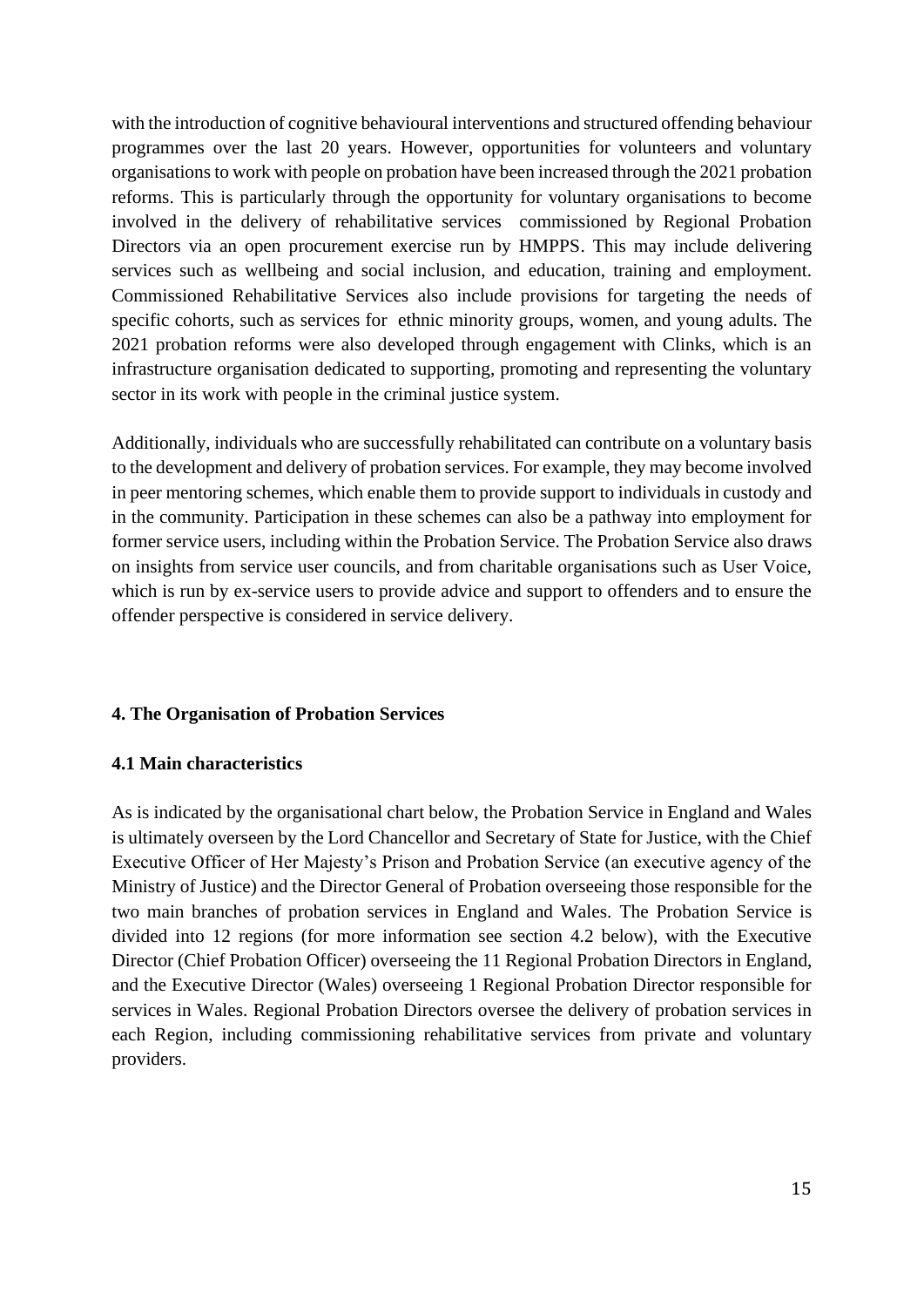with the introduction of cognitive behavioural interventions and structured offending behaviour programmes over the last 20 years. However, opportunities for volunteers and voluntary organisations to work with people on probation have been increased through the 2021 probation reforms. This is particularly through the opportunity for voluntary organisations to become involved in the delivery of rehabilitative services commissioned by Regional Probation Directors via an open procurement exercise run by HMPPS. This may include delivering services such as wellbeing and social inclusion, and education, training and employment. Commissioned Rehabilitative Services also include provisions for targeting the needs of specific cohorts, such as services for ethnic minority groups, women, and young adults. The 2021 probation reforms were also developed through engagement with Clinks, which is an infrastructure organisation dedicated to supporting, promoting and representing the voluntary sector in its work with people in the criminal justice system.

Additionally, individuals who are successfully rehabilitated can contribute on a voluntary basis to the development and delivery of probation services. For example, they may become involved in peer mentoring schemes, which enable them to provide support to individuals in custody and in the community. Participation in these schemes can also be a pathway into employment for former service users, including within the Probation Service. The Probation Service also draws on insights from service user councils, and from charitable organisations such as User Voice, which is run by ex-service users to provide advice and support to offenders and to ensure the offender perspective is considered in service delivery.

## 4. The Organisation of Probation Services

### 4.1 Main characteristics

As is indicated by the organisational chart below, the Probation Service in England and Wales is ultimately overseen by the Lord Chancellor and Secretary of State for Justice, with the Chief Executive Officer of Her Majesty's Prison and Probation Service (an executive agency of the Ministry of Justice) and the Director General of Probation overseeing those responsible for the two main branches of probation services in England and Wales. The Probation Service is divided into 12 regions (for more information see section 4.2 below), with the Executive Director (Chief Probation Officer) overseeing the 11 Regional Probation Directors in England, and the Executive Director (Wales) overseeing 1 Regional Probation Director responsible for services in Wales. Regional Probation Directors oversee the delivery of probation services in each Region, including commissioning rehabilitative services from private and voluntary providers.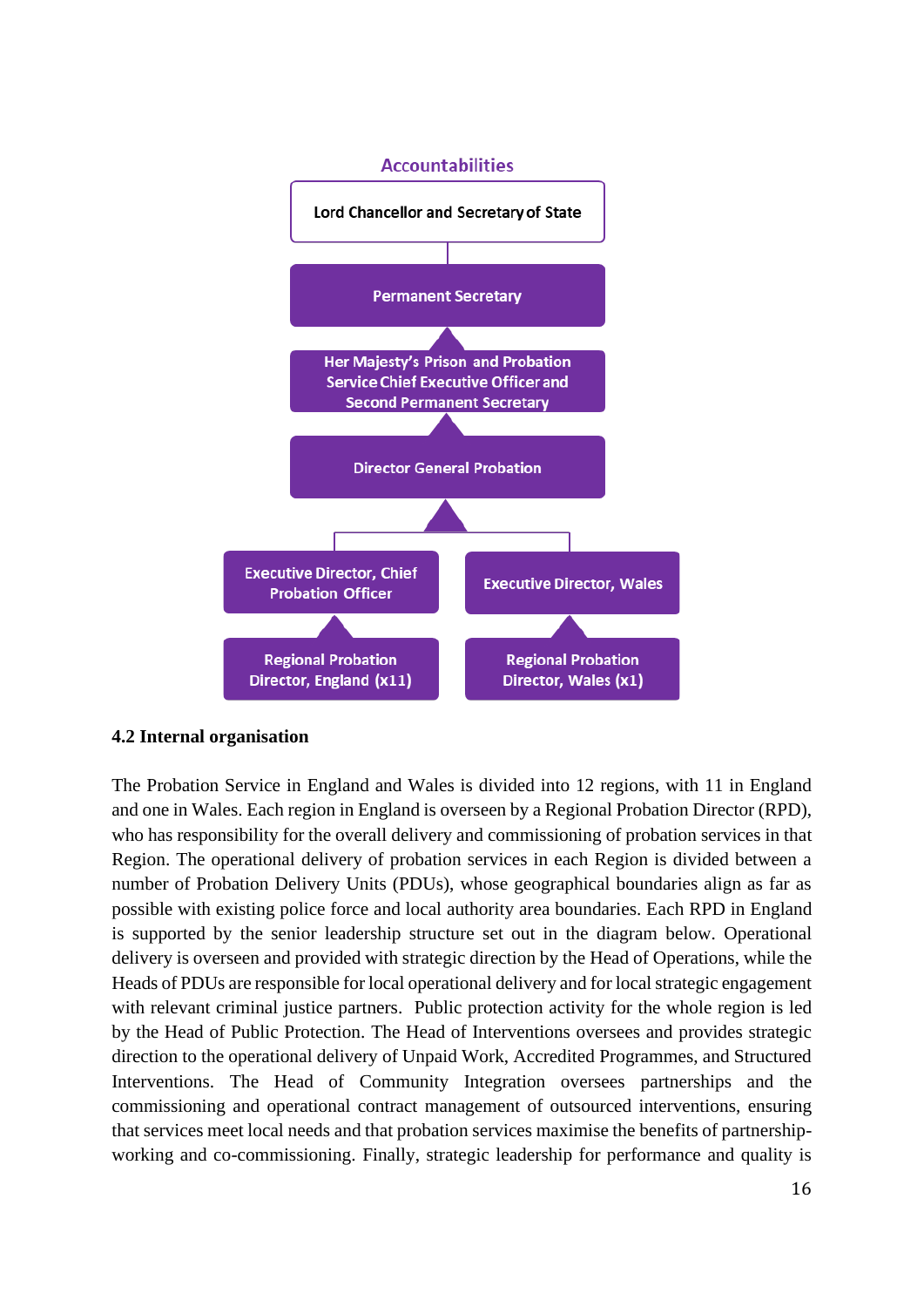**Accountabilities**

- Lord Chancellor and Secretary of State
  - Permanent Secretary
    - Her Majesty's Prison and Probation Service Chief Executive Officer and Second Permanent Secretary
      - Director General Probation
        - Executive Director, Chief Probation Officer
          - Regional Probation Director, England (x11)
        - Executive Director, Wales
          - Regional Probation Director, Wales (x1)

### 4.2 Internal organisation

The Probation Service in England and Wales is divided into 12 regions, with 11 in England and one in Wales. Each region in England is overseen by a Regional Probation Director (RPD), who has responsibility for the overall delivery and commissioning of probation services in that Region. The operational delivery of probation services in each Region is divided between a number of Probation Delivery Units (PDUs), whose geographical boundaries align as far as possible with existing police force and local authority area boundaries. Each RPD in England is supported by the senior leadership structure set out in the diagram below. Operational delivery is overseen and provided with strategic direction by the Head of Operations, while the Heads of PDUs are responsible for local operational delivery and for local strategic engagement with relevant criminal justice partners. Public protection activity for the whole region is led by the Head of Public Protection. The Head of Interventions oversees and provides strategic direction to the operational delivery of Unpaid Work, Accredited Programmes, and Structured Interventions. The Head of Community Integration oversees partnerships and the commissioning and operational contract management of outsourced interventions, ensuring that services meet local needs and that probation services maximise the benefits of partnership-working and co-commissioning. Finally, strategic leadership for performance and quality is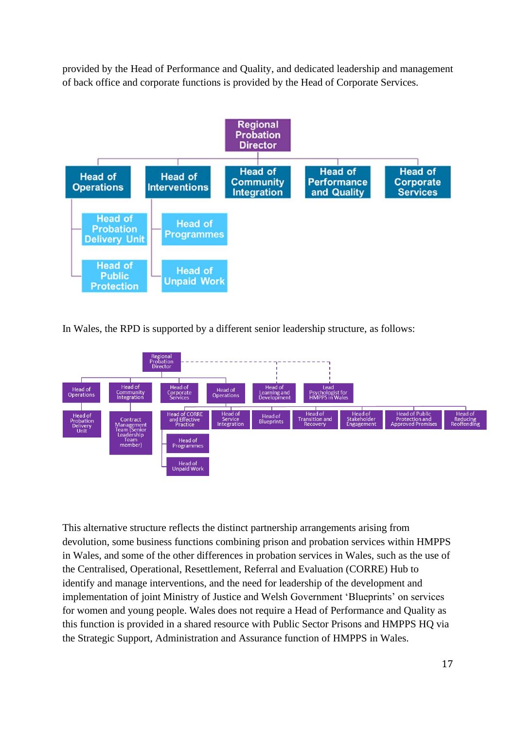provided by the Head of Performance and Quality, and dedicated leadership and management of back office and corporate functions is provided by the Head of Corporate Services.

- **Regional Probation Director**
  - Head of Operations
    - Head of Probation Delivery Unit
    - Head of Public Protection
  - Head of Interventions
    - Head of Programmes
    - Head of Unpaid Work
  - Head of Community Integration
  - Head of Performance and Quality
  - Head of Corporate Services

In Wales, the RPD is supported by a different senior leadership structure, as follows:

- **Regional Probation Director**
  - Head of Operations
    - Head of Probation Delivery Unit
  - Head of Community Integration
    - Contract Management Team (Senior Leadership Team member)
  - Head of Corporate Services
  - Head of Operations
    - Head of CORRE and Effective Practice
      - Head of Programmes
      - Head of Unpaid Work
    - Head of Service Integration
    - Head of Blueprints
    - Head of Transition and Recovery
    - Head of Stakeholder Engagement
    - Head of Public Protection and Approved Premises
    - Head of Reducing Reoffending
  - Head of Learning and Development (dashed line)
  - Lead Psychologist for HMPPS in Wales (dashed line)

This alternative structure reflects the distinct partnership arrangements arising from devolution, some business functions combining prison and probation services within HMPPS in Wales, and some of the other differences in probation services in Wales, such as the use of the Centralised, Operational, Resettlement, Referral and Evaluation (CORRE) Hub to identify and manage interventions, and the need for leadership of the development and implementation of joint Ministry of Justice and Welsh Government 'Blueprints' on services for women and young people. Wales does not require a Head of Performance and Quality as this function is provided in a shared resource with Public Sector Prisons and HMPPS HQ via the Strategic Support, Administration and Assurance function of HMPPS in Wales.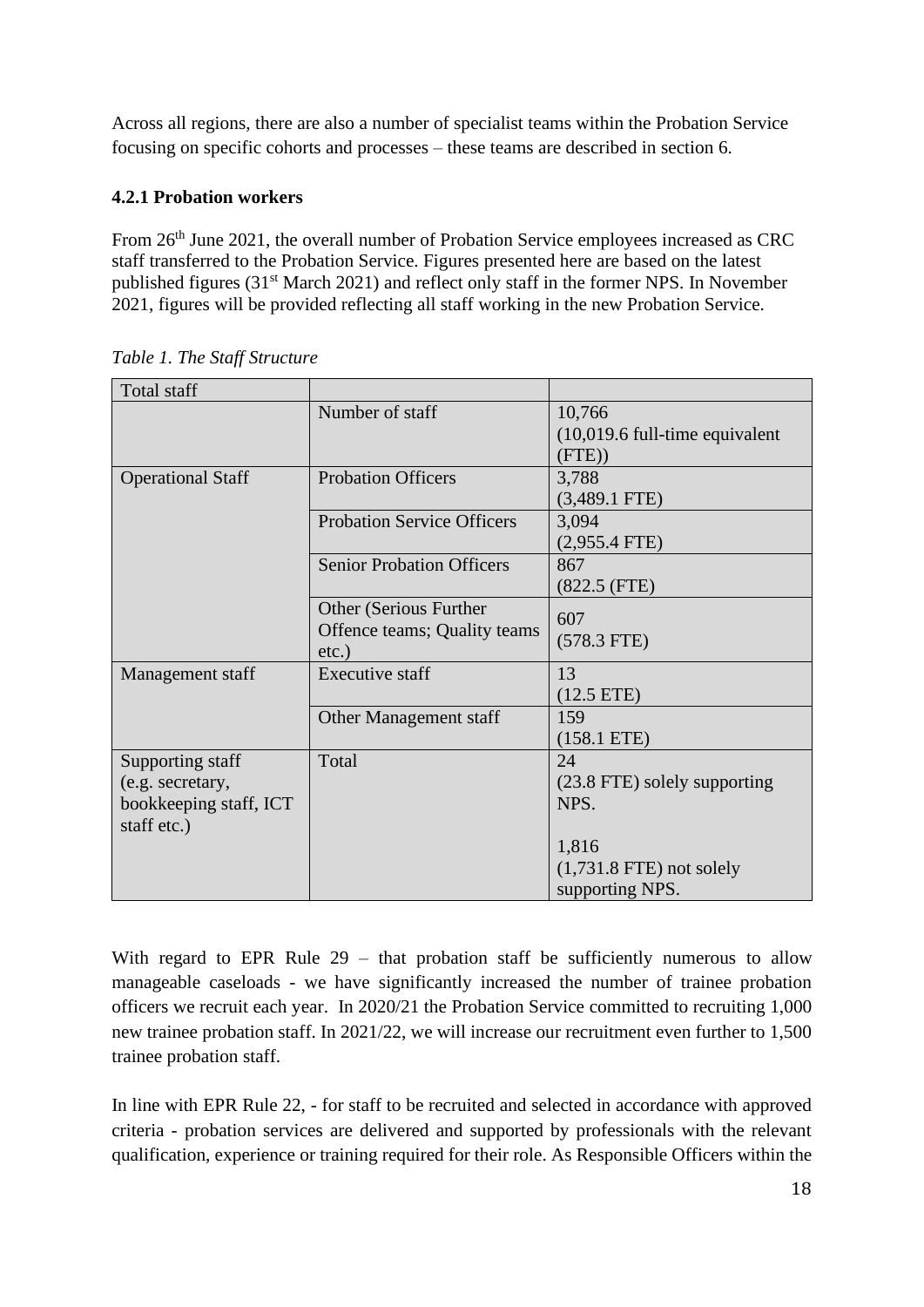Across all regions, there are also a number of specialist teams within the Probation Service focusing on specific cohorts and processes – these teams are described in section 6.

#### 4.2.1 Probation workers

From 26th June 2021, the overall number of Probation Service employees increased as CRC staff transferred to the Probation Service. Figures presented here are based on the latest published figures (31st March 2021) and reflect only staff in the former NPS. In November 2021, figures will be provided reflecting all staff working in the new Probation Service.

*Table 1. The Staff Structure*

| Total staff | | |
|---|---|---|
| | Number of staff | 10,766 (10,019.6 full-time equivalent (FTE)) |
| Operational Staff | Probation Officers | 3,788 (3,489.1 FTE) |
| | Probation Service Officers | 3,094 (2,955.4 FTE) |
| | Senior Probation Officers | 867 (822.5 (FTE) |
| | Other (Serious Further Offence teams; Quality teams etc.) | 607 (578.3 FTE) |
| Management staff | Executive staff | 13 (12.5 ETE) |
| | Other Management staff | 159 (158.1 ETE) |
| Supporting staff (e.g. secretary, bookkeeping staff, ICT staff etc.) | Total | 24 (23.8 FTE) solely supporting NPS.<br><br>1,816 (1,731.8 FTE) not solely supporting NPS. |

With regard to EPR Rule 29 – that probation staff be sufficiently numerous to allow manageable caseloads - we have significantly increased the number of trainee probation officers we recruit each year. In 2020/21 the Probation Service committed to recruiting 1,000 new trainee probation staff. In 2021/22, we will increase our recruitment even further to 1,500 trainee probation staff.

In line with EPR Rule 22, - for staff to be recruited and selected in accordance with approved criteria - probation services are delivered and supported by professionals with the relevant qualification, experience or training required for their role. As Responsible Officers within the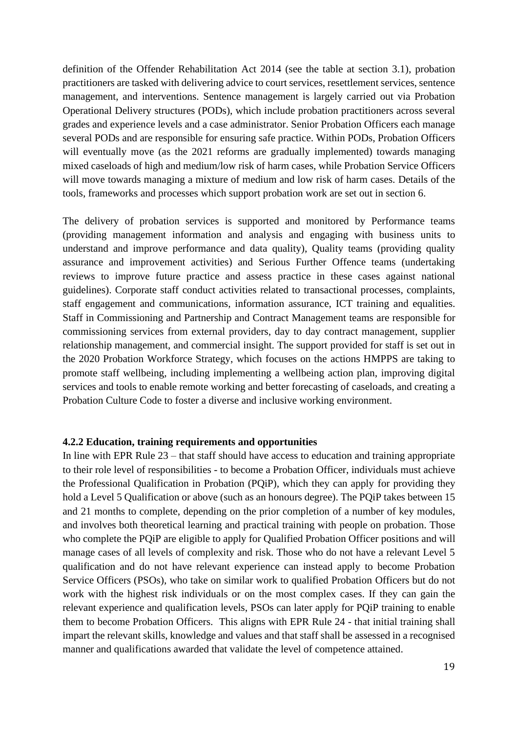definition of the Offender Rehabilitation Act 2014 (see the table at section 3.1), probation practitioners are tasked with delivering advice to court services, resettlement services, sentence management, and interventions. Sentence management is largely carried out via Probation Operational Delivery structures (PODs), which include probation practitioners across several grades and experience levels and a case administrator. Senior Probation Officers each manage several PODs and are responsible for ensuring safe practice. Within PODs, Probation Officers will eventually move (as the 2021 reforms are gradually implemented) towards managing mixed caseloads of high and medium/low risk of harm cases, while Probation Service Officers will move towards managing a mixture of medium and low risk of harm cases. Details of the tools, frameworks and processes which support probation work are set out in section 6.

The delivery of probation services is supported and monitored by Performance teams (providing management information and analysis and engaging with business units to understand and improve performance and data quality), Quality teams (providing quality assurance and improvement activities) and Serious Further Offence teams (undertaking reviews to improve future practice and assess practice in these cases against national guidelines). Corporate staff conduct activities related to transactional processes, complaints, staff engagement and communications, information assurance, ICT training and equalities. Staff in Commissioning and Partnership and Contract Management teams are responsible for commissioning services from external providers, day to day contract management, supplier relationship management, and commercial insight. The support provided for staff is set out in the 2020 Probation Workforce Strategy, which focuses on the actions HMPPS are taking to promote staff wellbeing, including implementing a wellbeing action plan, improving digital services and tools to enable remote working and better forecasting of caseloads, and creating a Probation Culture Code to foster a diverse and inclusive working environment.

#### 4.2.2 Education, training requirements and opportunities

In line with EPR Rule 23 – that staff should have access to education and training appropriate to their role level of responsibilities - to become a Probation Officer, individuals must achieve the Professional Qualification in Probation (PQiP), which they can apply for providing they hold a Level 5 Qualification or above (such as an honours degree). The PQiP takes between 15 and 21 months to complete, depending on the prior completion of a number of key modules, and involves both theoretical learning and practical training with people on probation. Those who complete the PQiP are eligible to apply for Qualified Probation Officer positions and will manage cases of all levels of complexity and risk. Those who do not have a relevant Level 5 qualification and do not have relevant experience can instead apply to become Probation Service Officers (PSOs), who take on similar work to qualified Probation Officers but do not work with the highest risk individuals or on the most complex cases. If they can gain the relevant experience and qualification levels, PSOs can later apply for PQiP training to enable them to become Probation Officers. This aligns with EPR Rule 24 - that initial training shall impart the relevant skills, knowledge and values and that staff shall be assessed in a recognised manner and qualifications awarded that validate the level of competence attained.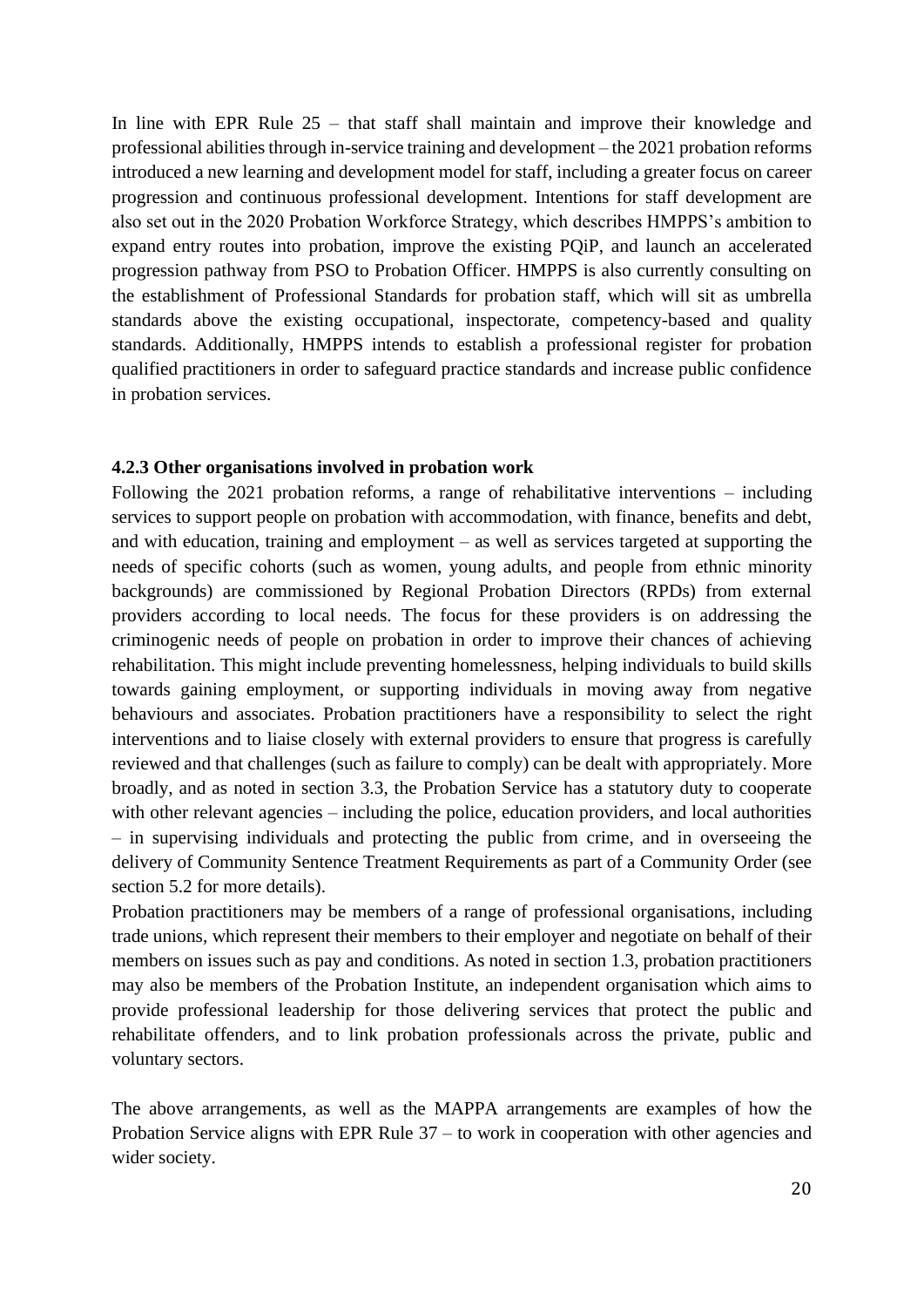In line with EPR Rule 25 – that staff shall maintain and improve their knowledge and professional abilities through in-service training and development – the 2021 probation reforms introduced a new learning and development model for staff, including a greater focus on career progression and continuous professional development. Intentions for staff development are also set out in the 2020 Probation Workforce Strategy, which describes HMPPS's ambition to expand entry routes into probation, improve the existing PQiP, and launch an accelerated progression pathway from PSO to Probation Officer. HMPPS is also currently consulting on the establishment of Professional Standards for probation staff, which will sit as umbrella standards above the existing occupational, inspectorate, competency-based and quality standards. Additionally, HMPPS intends to establish a professional register for probation qualified practitioners in order to safeguard practice standards and increase public confidence in probation services.

#### 4.2.3 Other organisations involved in probation work

Following the 2021 probation reforms, a range of rehabilitative interventions – including services to support people on probation with accommodation, with finance, benefits and debt, and with education, training and employment – as well as services targeted at supporting the needs of specific cohorts (such as women, young adults, and people from ethnic minority backgrounds) are commissioned by Regional Probation Directors (RPDs) from external providers according to local needs. The focus for these providers is on addressing the criminogenic needs of people on probation in order to improve their chances of achieving rehabilitation. This might include preventing homelessness, helping individuals to build skills towards gaining employment, or supporting individuals in moving away from negative behaviours and associates. Probation practitioners have a responsibility to select the right interventions and to liaise closely with external providers to ensure that progress is carefully reviewed and that challenges (such as failure to comply) can be dealt with appropriately. More broadly, and as noted in section 3.3, the Probation Service has a statutory duty to cooperate with other relevant agencies – including the police, education providers, and local authorities – in supervising individuals and protecting the public from crime, and in overseeing the delivery of Community Sentence Treatment Requirements as part of a Community Order (see section 5.2 for more details).

Probation practitioners may be members of a range of professional organisations, including trade unions, which represent their members to their employer and negotiate on behalf of their members on issues such as pay and conditions. As noted in section 1.3, probation practitioners may also be members of the Probation Institute, an independent organisation which aims to provide professional leadership for those delivering services that protect the public and rehabilitate offenders, and to link probation professionals across the private, public and voluntary sectors.

The above arrangements, as well as the MAPPA arrangements are examples of how the Probation Service aligns with EPR Rule 37 – to work in cooperation with other agencies and wider society.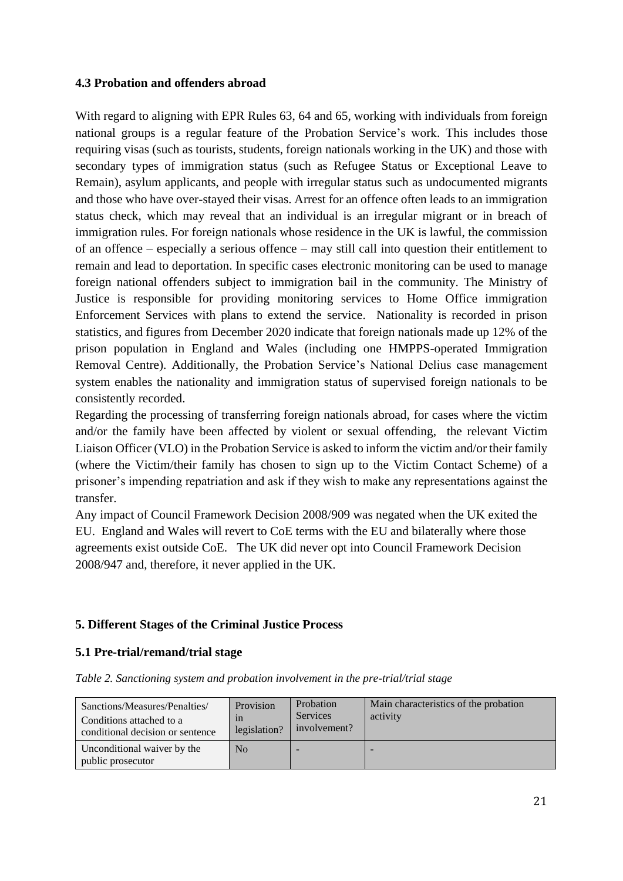### 4.3 Probation and offenders abroad

With regard to aligning with EPR Rules 63, 64 and 65, working with individuals from foreign national groups is a regular feature of the Probation Service's work. This includes those requiring visas (such as tourists, students, foreign nationals working in the UK) and those with secondary types of immigration status (such as Refugee Status or Exceptional Leave to Remain), asylum applicants, and people with irregular status such as undocumented migrants and those who have over-stayed their visas. Arrest for an offence often leads to an immigration status check, which may reveal that an individual is an irregular migrant or in breach of immigration rules. For foreign nationals whose residence in the UK is lawful, the commission of an offence – especially a serious offence – may still call into question their entitlement to remain and lead to deportation. In specific cases electronic monitoring can be used to manage foreign national offenders subject to immigration bail in the community. The Ministry of Justice is responsible for providing monitoring services to Home Office immigration Enforcement Services with plans to extend the service. Nationality is recorded in prison statistics, and figures from December 2020 indicate that foreign nationals made up 12% of the prison population in England and Wales (including one HMPPS-operated Immigration Removal Centre). Additionally, the Probation Service's National Delius case management system enables the nationality and immigration status of supervised foreign nationals to be consistently recorded.

Regarding the processing of transferring foreign nationals abroad, for cases where the victim and/or the family have been affected by violent or sexual offending, the relevant Victim Liaison Officer (VLO) in the Probation Service is asked to inform the victim and/or their family (where the Victim/their family has chosen to sign up to the Victim Contact Scheme) of a prisoner's impending repatriation and ask if they wish to make any representations against the transfer.

Any impact of Council Framework Decision 2008/909 was negated when the UK exited the EU. England and Wales will revert to CoE terms with the EU and bilaterally where those agreements exist outside CoE. The UK did never opt into Council Framework Decision 2008/947 and, therefore, it never applied in the UK.

## 5. Different Stages of the Criminal Justice Process

### 5.1 Pre-trial/remand/trial stage

*Table 2. Sanctioning system and probation involvement in the pre-trial/trial stage*

| Sanctions/Measures/Penalties/ Conditions attached to a conditional decision or sentence | Provision in legislation? | Probation Services involvement? | Main characteristics of the probation activity |
|---|---|---|---|
| Unconditional waiver by the public prosecutor | No | - | - |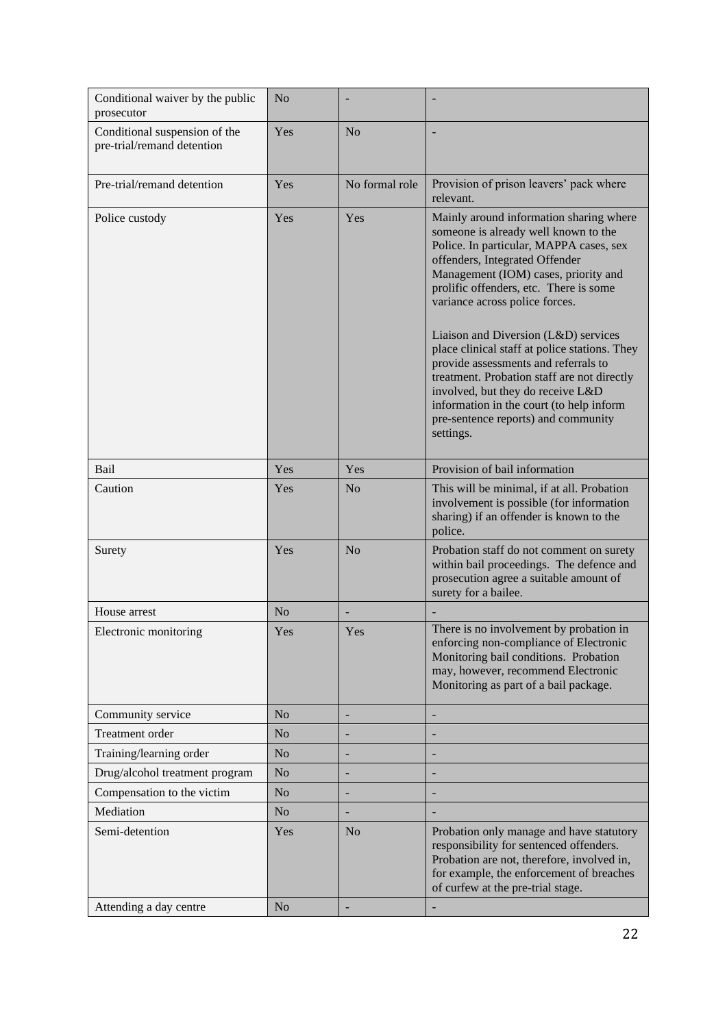| | | | |
|---|---|---|---|
| Conditional waiver by the public prosecutor | No | - | - |
| Conditional suspension of the pre-trial/remand detention | Yes | No | - |
| Pre-trial/remand detention | Yes | No formal role | Provision of prison leavers' pack where relevant. |
| Police custody | Yes | Yes | Mainly around information sharing where someone is already well known to the Police. In particular, MAPPA cases, sex offenders, Integrated Offender Management (IOM) cases, priority and prolific offenders, etc. There is some variance across police forces.<br><br>Liaison and Diversion (L&D) services place clinical staff at police stations. They provide assessments and referrals to treatment. Probation staff are not directly involved, but they do receive L&D information in the court (to help inform pre-sentence reports) and community settings. |
| Bail | Yes | Yes | Provision of bail information |
| Caution | Yes | No | This will be minimal, if at all. Probation involvement is possible (for information sharing) if an offender is known to the police. |
| Surety | Yes | No | Probation staff do not comment on surety within bail proceedings. The defence and prosecution agree a suitable amount of surety for a bailee. |
| House arrest | No | - | - |
| Electronic monitoring | Yes | Yes | There is no involvement by probation in enforcing non-compliance of Electronic Monitoring bail conditions. Probation may, however, recommend Electronic Monitoring as part of a bail package. |
| Community service | No | - | - |
| Treatment order | No | - | - |
| Training/learning order | No | - | - |
| Drug/alcohol treatment program | No | - | - |
| Compensation to the victim | No | - | - |
| Mediation | No | - | - |
| Semi-detention | Yes | No | Probation only manage and have statutory responsibility for sentenced offenders. Probation are not, therefore, involved in, for example, the enforcement of breaches of curfew at the pre-trial stage. |
| Attending a day centre | No | - | - |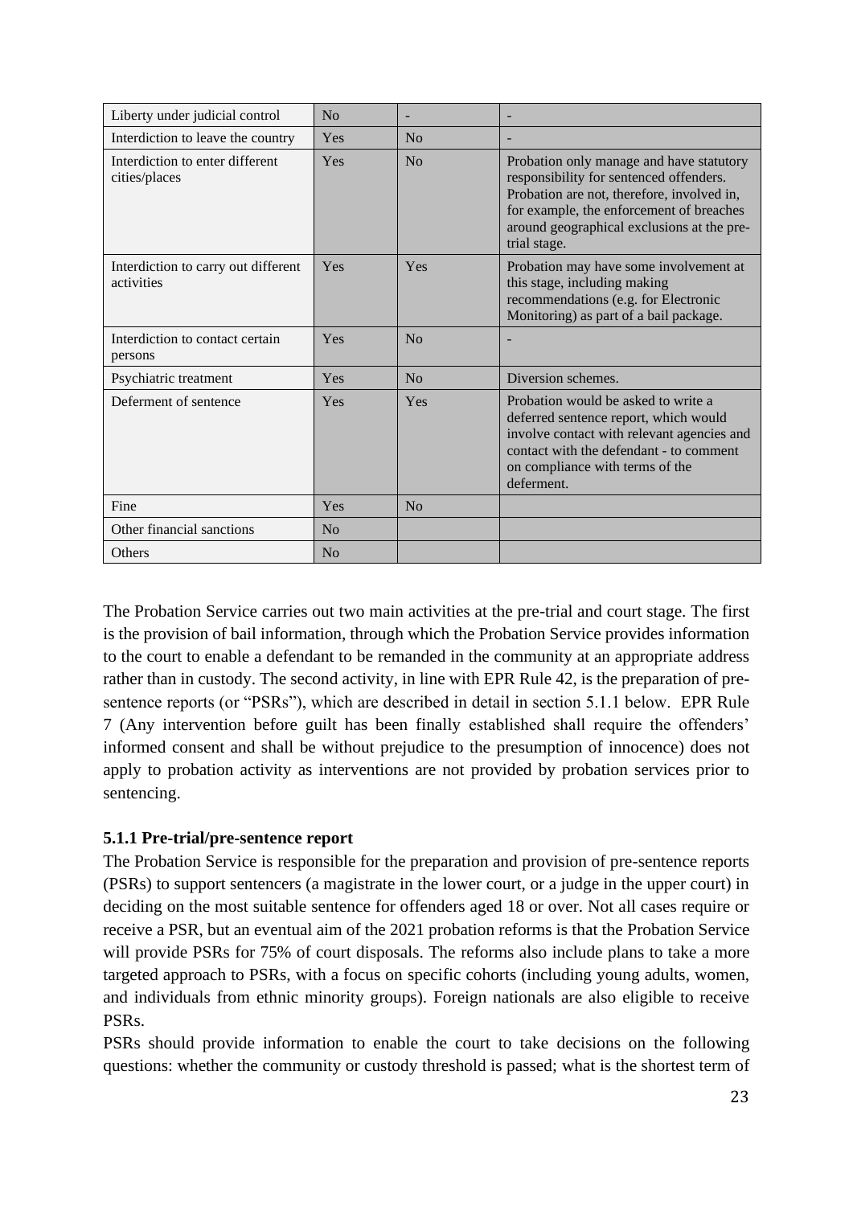| | | | |
|---|---|---|---|
| Liberty under judicial control | No | - | - |
| Interdiction to leave the country | Yes | No | - |
| Interdiction to enter different cities/places | Yes | No | Probation only manage and have statutory responsibility for sentenced offenders. Probation are not, therefore, involved in, for example, the enforcement of breaches around geographical exclusions at the pre-trial stage. |
| Interdiction to carry out different activities | Yes | Yes | Probation may have some involvement at this stage, including making recommendations (e.g. for Electronic Monitoring) as part of a bail package. |
| Interdiction to contact certain persons | Yes | No | - |
| Psychiatric treatment | Yes | No | Diversion schemes. |
| Deferment of sentence | Yes | Yes | Probation would be asked to write a deferred sentence report, which would involve contact with relevant agencies and contact with the defendant - to comment on compliance with terms of the deferment. |
| Fine | Yes | No | |
| Other financial sanctions | No | | |
| Others | No | | |

The Probation Service carries out two main activities at the pre-trial and court stage. The first is the provision of bail information, through which the Probation Service provides information to the court to enable a defendant to be remanded in the community at an appropriate address rather than in custody. The second activity, in line with EPR Rule 42, is the preparation of pre-sentence reports (or "PSRs"), which are described in detail in section 5.1.1 below. EPR Rule 7 (Any intervention before guilt has been finally established shall require the offenders' informed consent and shall be without prejudice to the presumption of innocence) does not apply to probation activity as interventions are not provided by probation services prior to sentencing.

### 5.1.1 Pre-trial/pre-sentence report

The Probation Service is responsible for the preparation and provision of pre-sentence reports (PSRs) to support sentencers (a magistrate in the lower court, or a judge in the upper court) in deciding on the most suitable sentence for offenders aged 18 or over. Not all cases require or receive a PSR, but an eventual aim of the 2021 probation reforms is that the Probation Service will provide PSRs for 75% of court disposals. The reforms also include plans to take a more targeted approach to PSRs, with a focus on specific cohorts (including young adults, women, and individuals from ethnic minority groups). Foreign nationals are also eligible to receive PSRs.

PSRs should provide information to enable the court to take decisions on the following questions: whether the community or custody threshold is passed; what is the shortest term of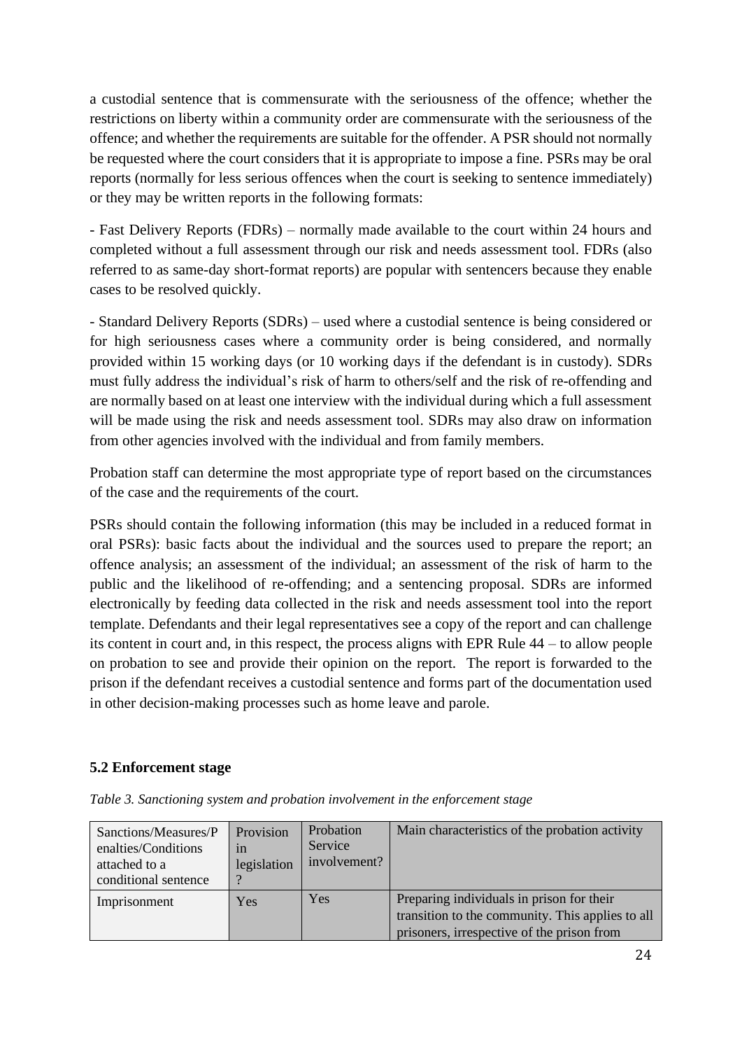a custodial sentence that is commensurate with the seriousness of the offence; whether the restrictions on liberty within a community order are commensurate with the seriousness of the offence; and whether the requirements are suitable for the offender. A PSR should not normally be requested where the court considers that it is appropriate to impose a fine. PSRs may be oral reports (normally for less serious offences when the court is seeking to sentence immediately) or they may be written reports in the following formats:

- Fast Delivery Reports (FDRs) – normally made available to the court within 24 hours and completed without a full assessment through our risk and needs assessment tool. FDRs (also referred to as same-day short-format reports) are popular with sentencers because they enable cases to be resolved quickly.

- Standard Delivery Reports (SDRs) – used where a custodial sentence is being considered or for high seriousness cases where a community order is being considered, and normally provided within 15 working days (or 10 working days if the defendant is in custody). SDRs must fully address the individual's risk of harm to others/self and the risk of re-offending and are normally based on at least one interview with the individual during which a full assessment will be made using the risk and needs assessment tool. SDRs may also draw on information from other agencies involved with the individual and from family members.

Probation staff can determine the most appropriate type of report based on the circumstances of the case and the requirements of the court.

PSRs should contain the following information (this may be included in a reduced format in oral PSRs): basic facts about the individual and the sources used to prepare the report; an offence analysis; an assessment of the individual; an assessment of the risk of harm to the public and the likelihood of re-offending; and a sentencing proposal. SDRs are informed electronically by feeding data collected in the risk and needs assessment tool into the report template. Defendants and their legal representatives see a copy of the report and can challenge its content in court and, in this respect, the process aligns with EPR Rule 44 – to allow people on probation to see and provide their opinion on the report. The report is forwarded to the prison if the defendant receives a custodial sentence and forms part of the documentation used in other decision-making processes such as home leave and parole.

### 5.2 Enforcement stage

*Table 3. Sanctioning system and probation involvement in the enforcement stage*

| Sanctions/Measures/Penalties/Conditions attached to a conditional sentence | Provision in legislation? | Probation Service involvement? | Main characteristics of the probation activity |
|---|---|---|---|
| Imprisonment | Yes | Yes | Preparing individuals in prison for their transition to the community. This applies to all prisoners, irrespective of the prison from |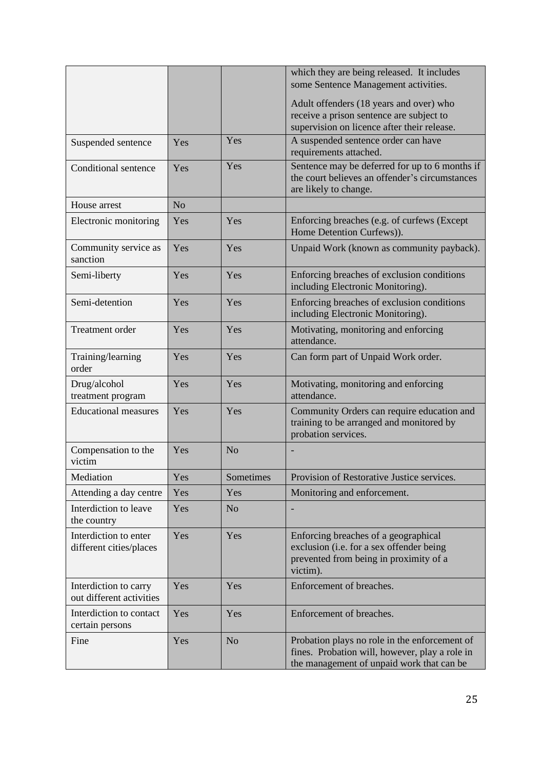| | | | |
|---|---|---|---|
| | | | which they are being released. It includes some Sentence Management activities.<br><br>Adult offenders (18 years and over) who receive a prison sentence are subject to supervision on licence after their release. |
| Suspended sentence | Yes | Yes | A suspended sentence order can have requirements attached. |
| Conditional sentence | Yes | Yes | Sentence may be deferred for up to 6 months if the court believes an offender's circumstances are likely to change. |
| House arrest | No | | |
| Electronic monitoring | Yes | Yes | Enforcing breaches (e.g. of curfews (Except Home Detention Curfews)). |
| Community service as sanction | Yes | Yes | Unpaid Work (known as community payback). |
| Semi-liberty | Yes | Yes | Enforcing breaches of exclusion conditions including Electronic Monitoring). |
| Semi-detention | Yes | Yes | Enforcing breaches of exclusion conditions including Electronic Monitoring). |
| Treatment order | Yes | Yes | Motivating, monitoring and enforcing attendance. |
| Training/learning order | Yes | Yes | Can form part of Unpaid Work order. |
| Drug/alcohol treatment program | Yes | Yes | Motivating, monitoring and enforcing attendance. |
| Educational measures | Yes | Yes | Community Orders can require education and training to be arranged and monitored by probation services. |
| Compensation to the victim | Yes | No | - |
| Mediation | Yes | Sometimes | Provision of Restorative Justice services. |
| Attending a day centre | Yes | Yes | Monitoring and enforcement. |
| Interdiction to leave the country | Yes | No | - |
| Interdiction to enter different cities/places | Yes | Yes | Enforcing breaches of a geographical exclusion (i.e. for a sex offender being prevented from being in proximity of a victim). |
| Interdiction to carry out different activities | Yes | Yes | Enforcement of breaches. |
| Interdiction to contact certain persons | Yes | Yes | Enforcement of breaches. |
| Fine | Yes | No | Probation plays no role in the enforcement of fines. Probation will, however, play a role in the management of unpaid work that can be |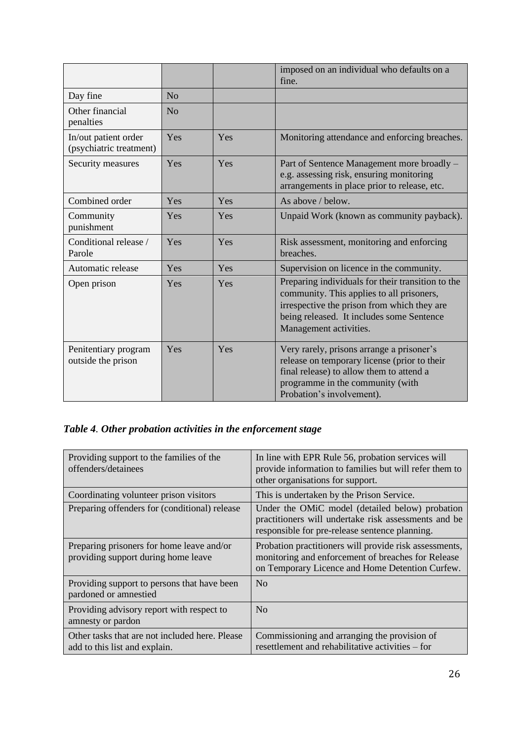| | | | imposed on an individual who defaults on a fine. |
|---|---|---|---|
| Day fine | No | | |
| Other financial penalties | No | | |
| In/out patient order (psychiatric treatment) | Yes | Yes | Monitoring attendance and enforcing breaches. |
| Security measures | Yes | Yes | Part of Sentence Management more broadly – e.g. assessing risk, ensuring monitoring arrangements in place prior to release, etc. |
| Combined order | Yes | Yes | As above / below. |
| Community punishment | Yes | Yes | Unpaid Work (known as community payback). |
| Conditional release / Parole | Yes | Yes | Risk assessment, monitoring and enforcing breaches. |
| Automatic release | Yes | Yes | Supervision on licence in the community. |
| Open prison | Yes | Yes | Preparing individuals for their transition to the community. This applies to all prisoners, irrespective the prison from which they are being released. It includes some Sentence Management activities. |
| Penitentiary program outside the prison | Yes | Yes | Very rarely, prisons arrange a prisoner's release on temporary license (prior to their final release) to allow them to attend a programme in the community (with Probation's involvement). |

***Table 4. Other probation activities in the enforcement stage***

| | |
|---|---|
| Providing support to the families of the offenders/detainees | In line with EPR Rule 56, probation services will provide information to families but will refer them to other organisations for support. |
| Coordinating volunteer prison visitors | This is undertaken by the Prison Service. |
| Preparing offenders for (conditional) release | Under the OMiC model (detailed below) probation practitioners will undertake risk assessments and be responsible for pre-release sentence planning. |
| Preparing prisoners for home leave and/or providing support during home leave | Probation practitioners will provide risk assessments, monitoring and enforcement of breaches for Release on Temporary Licence and Home Detention Curfew. |
| Providing support to persons that have been pardoned or amnestied | No |
| Providing advisory report with respect to amnesty or pardon | No |
| Other tasks that are not included here. Please add to this list and explain. | Commissioning and arranging the provision of resettlement and rehabilitative activities – for |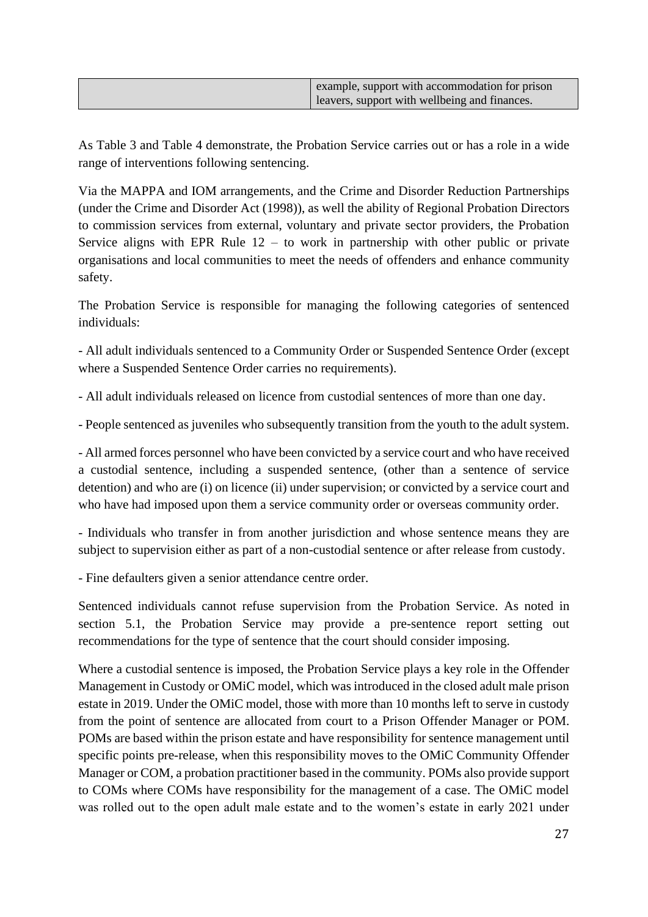| | |
|---|---|
| | example, support with accommodation for prison leavers, support with wellbeing and finances. |

As Table 3 and Table 4 demonstrate, the Probation Service carries out or has a role in a wide range of interventions following sentencing.

Via the MAPPA and IOM arrangements, and the Crime and Disorder Reduction Partnerships (under the Crime and Disorder Act (1998)), as well the ability of Regional Probation Directors to commission services from external, voluntary and private sector providers, the Probation Service aligns with EPR Rule 12 – to work in partnership with other public or private organisations and local communities to meet the needs of offenders and enhance community safety.

The Probation Service is responsible for managing the following categories of sentenced individuals:

- All adult individuals sentenced to a Community Order or Suspended Sentence Order (except where a Suspended Sentence Order carries no requirements).

- All adult individuals released on licence from custodial sentences of more than one day.

- People sentenced as juveniles who subsequently transition from the youth to the adult system.

- All armed forces personnel who have been convicted by a service court and who have received a custodial sentence, including a suspended sentence, (other than a sentence of service detention) and who are (i) on licence (ii) under supervision; or convicted by a service court and who have had imposed upon them a service community order or overseas community order.

- Individuals who transfer in from another jurisdiction and whose sentence means they are subject to supervision either as part of a non-custodial sentence or after release from custody.

- Fine defaulters given a senior attendance centre order.

Sentenced individuals cannot refuse supervision from the Probation Service. As noted in section 5.1, the Probation Service may provide a pre-sentence report setting out recommendations for the type of sentence that the court should consider imposing.

Where a custodial sentence is imposed, the Probation Service plays a key role in the Offender Management in Custody or OMiC model, which was introduced in the closed adult male prison estate in 2019. Under the OMiC model, those with more than 10 months left to serve in custody from the point of sentence are allocated from court to a Prison Offender Manager or POM. POMs are based within the prison estate and have responsibility for sentence management until specific points pre-release, when this responsibility moves to the OMiC Community Offender Manager or COM, a probation practitioner based in the community. POMs also provide support to COMs where COMs have responsibility for the management of a case. The OMiC model was rolled out to the open adult male estate and to the women's estate in early 2021 under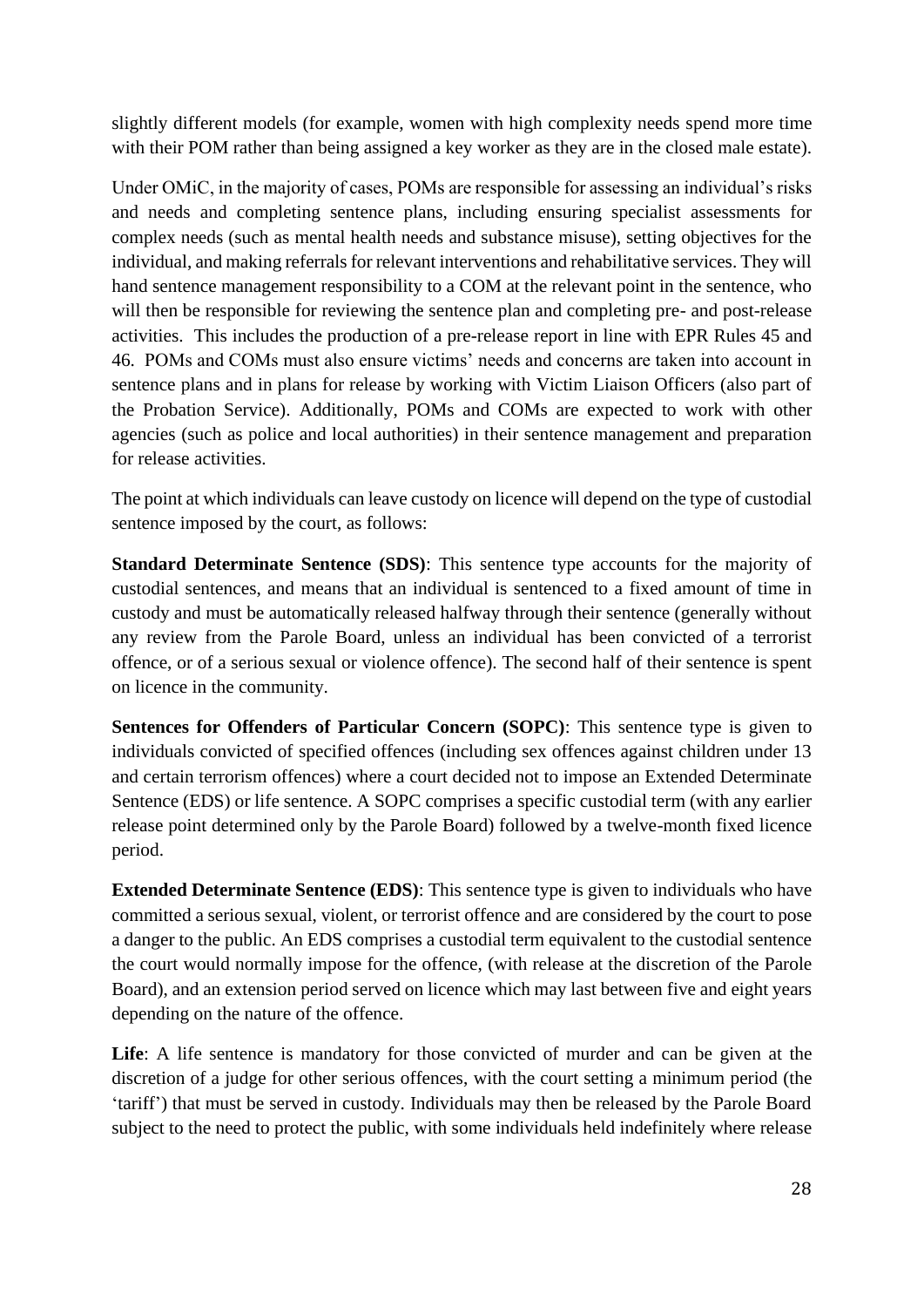slightly different models (for example, women with high complexity needs spend more time with their POM rather than being assigned a key worker as they are in the closed male estate).

Under OMiC, in the majority of cases, POMs are responsible for assessing an individual's risks and needs and completing sentence plans, including ensuring specialist assessments for complex needs (such as mental health needs and substance misuse), setting objectives for the individual, and making referrals for relevant interventions and rehabilitative services. They will hand sentence management responsibility to a COM at the relevant point in the sentence, who will then be responsible for reviewing the sentence plan and completing pre- and post-release activities. This includes the production of a pre-release report in line with EPR Rules 45 and 46. POMs and COMs must also ensure victims' needs and concerns are taken into account in sentence plans and in plans for release by working with Victim Liaison Officers (also part of the Probation Service). Additionally, POMs and COMs are expected to work with other agencies (such as police and local authorities) in their sentence management and preparation for release activities.

The point at which individuals can leave custody on licence will depend on the type of custodial sentence imposed by the court, as follows:

**Standard Determinate Sentence (SDS)**: This sentence type accounts for the majority of custodial sentences, and means that an individual is sentenced to a fixed amount of time in custody and must be automatically released halfway through their sentence (generally without any review from the Parole Board, unless an individual has been convicted of a terrorist offence, or of a serious sexual or violence offence). The second half of their sentence is spent on licence in the community.

**Sentences for Offenders of Particular Concern (SOPC)**: This sentence type is given to individuals convicted of specified offences (including sex offences against children under 13 and certain terrorism offences) where a court decided not to impose an Extended Determinate Sentence (EDS) or life sentence. A SOPC comprises a specific custodial term (with any earlier release point determined only by the Parole Board) followed by a twelve-month fixed licence period.

**Extended Determinate Sentence (EDS)**: This sentence type is given to individuals who have committed a serious sexual, violent, or terrorist offence and are considered by the court to pose a danger to the public. An EDS comprises a custodial term equivalent to the custodial sentence the court would normally impose for the offence, (with release at the discretion of the Parole Board), and an extension period served on licence which may last between five and eight years depending on the nature of the offence.

**Life**: A life sentence is mandatory for those convicted of murder and can be given at the discretion of a judge for other serious offences, with the court setting a minimum period (the 'tariff') that must be served in custody. Individuals may then be released by the Parole Board subject to the need to protect the public, with some individuals held indefinitely where release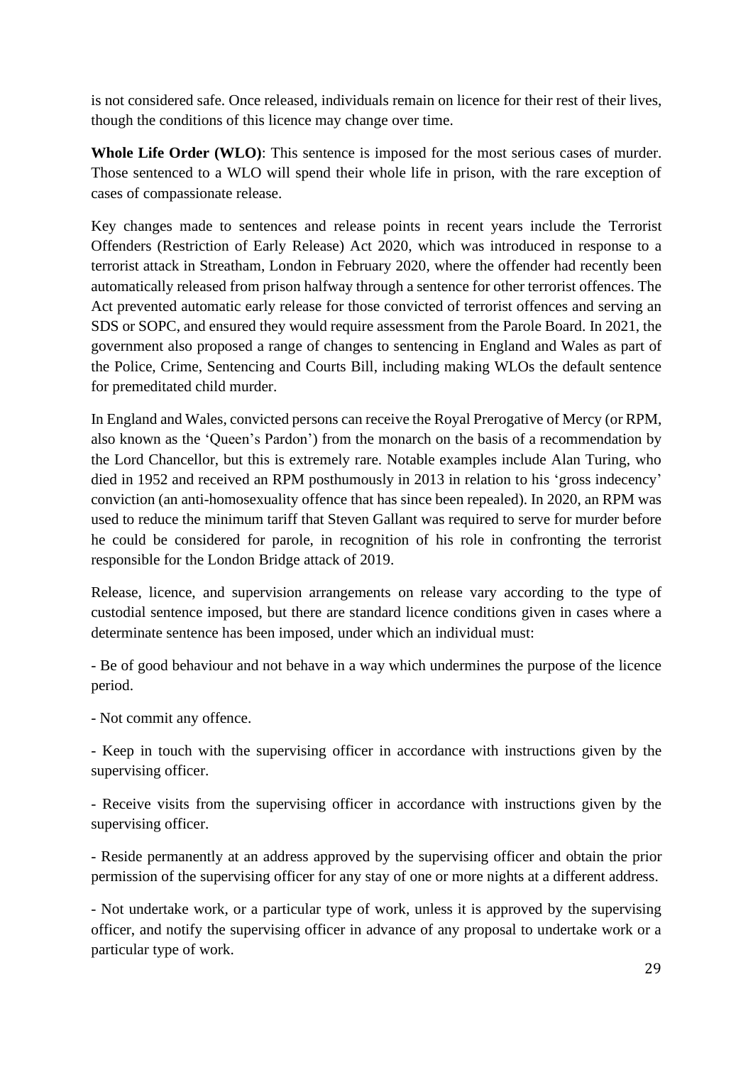is not considered safe. Once released, individuals remain on licence for their rest of their lives, though the conditions of this licence may change over time.

**Whole Life Order (WLO)**: This sentence is imposed for the most serious cases of murder. Those sentenced to a WLO will spend their whole life in prison, with the rare exception of cases of compassionate release.

Key changes made to sentences and release points in recent years include the Terrorist Offenders (Restriction of Early Release) Act 2020, which was introduced in response to a terrorist attack in Streatham, London in February 2020, where the offender had recently been automatically released from prison halfway through a sentence for other terrorist offences. The Act prevented automatic early release for those convicted of terrorist offences and serving an SDS or SOPC, and ensured they would require assessment from the Parole Board. In 2021, the government also proposed a range of changes to sentencing in England and Wales as part of the Police, Crime, Sentencing and Courts Bill, including making WLOs the default sentence for premeditated child murder.

In England and Wales, convicted persons can receive the Royal Prerogative of Mercy (or RPM, also known as the 'Queen's Pardon') from the monarch on the basis of a recommendation by the Lord Chancellor, but this is extremely rare. Notable examples include Alan Turing, who died in 1952 and received an RPM posthumously in 2013 in relation to his 'gross indecency' conviction (an anti-homosexuality offence that has since been repealed). In 2020, an RPM was used to reduce the minimum tariff that Steven Gallant was required to serve for murder before he could be considered for parole, in recognition of his role in confronting the terrorist responsible for the London Bridge attack of 2019.

Release, licence, and supervision arrangements on release vary according to the type of custodial sentence imposed, but there are standard licence conditions given in cases where a determinate sentence has been imposed, under which an individual must:

- Be of good behaviour and not behave in a way which undermines the purpose of the licence period.

- Not commit any offence.

- Keep in touch with the supervising officer in accordance with instructions given by the supervising officer.

- Receive visits from the supervising officer in accordance with instructions given by the supervising officer.

- Reside permanently at an address approved by the supervising officer and obtain the prior permission of the supervising officer for any stay of one or more nights at a different address.

- Not undertake work, or a particular type of work, unless it is approved by the supervising officer, and notify the supervising officer in advance of any proposal to undertake work or a particular type of work.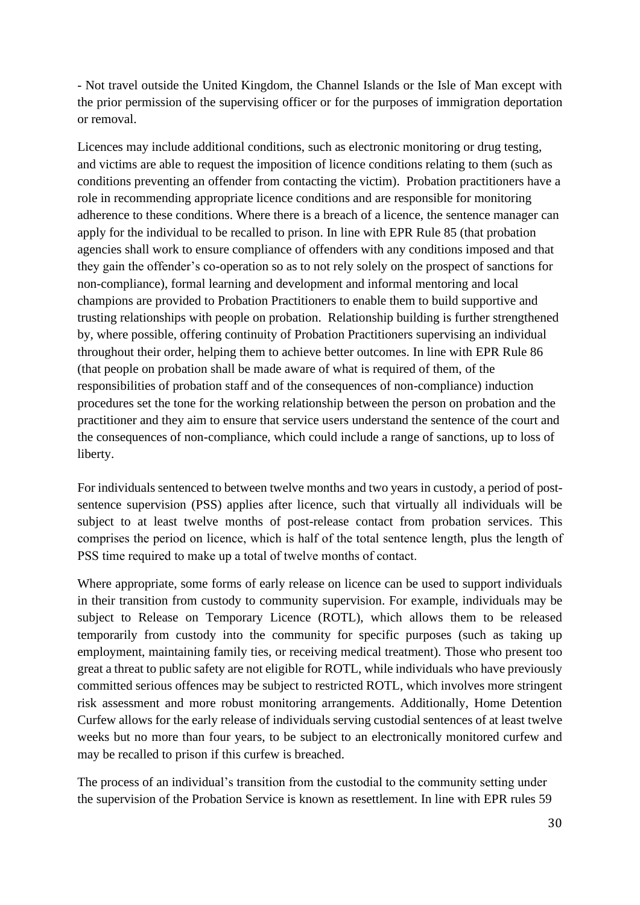- Not travel outside the United Kingdom, the Channel Islands or the Isle of Man except with the prior permission of the supervising officer or for the purposes of immigration deportation or removal.

Licences may include additional conditions, such as electronic monitoring or drug testing, and victims are able to request the imposition of licence conditions relating to them (such as conditions preventing an offender from contacting the victim). Probation practitioners have a role in recommending appropriate licence conditions and are responsible for monitoring adherence to these conditions. Where there is a breach of a licence, the sentence manager can apply for the individual to be recalled to prison. In line with EPR Rule 85 (that probation agencies shall work to ensure compliance of offenders with any conditions imposed and that they gain the offender's co-operation so as to not rely solely on the prospect of sanctions for non-compliance), formal learning and development and informal mentoring and local champions are provided to Probation Practitioners to enable them to build supportive and trusting relationships with people on probation. Relationship building is further strengthened by, where possible, offering continuity of Probation Practitioners supervising an individual throughout their order, helping them to achieve better outcomes. In line with EPR Rule 86 (that people on probation shall be made aware of what is required of them, of the responsibilities of probation staff and of the consequences of non-compliance) induction procedures set the tone for the working relationship between the person on probation and the practitioner and they aim to ensure that service users understand the sentence of the court and the consequences of non-compliance, which could include a range of sanctions, up to loss of liberty.

For individuals sentenced to between twelve months and two years in custody, a period of post-sentence supervision (PSS) applies after licence, such that virtually all individuals will be subject to at least twelve months of post-release contact from probation services. This comprises the period on licence, which is half of the total sentence length, plus the length of PSS time required to make up a total of twelve months of contact.

Where appropriate, some forms of early release on licence can be used to support individuals in their transition from custody to community supervision. For example, individuals may be subject to Release on Temporary Licence (ROTL), which allows them to be released temporarily from custody into the community for specific purposes (such as taking up employment, maintaining family ties, or receiving medical treatment). Those who present too great a threat to public safety are not eligible for ROTL, while individuals who have previously committed serious offences may be subject to restricted ROTL, which involves more stringent risk assessment and more robust monitoring arrangements. Additionally, Home Detention Curfew allows for the early release of individuals serving custodial sentences of at least twelve weeks but no more than four years, to be subject to an electronically monitored curfew and may be recalled to prison if this curfew is breached.

The process of an individual's transition from the custodial to the community setting under the supervision of the Probation Service is known as resettlement. In line with EPR rules 59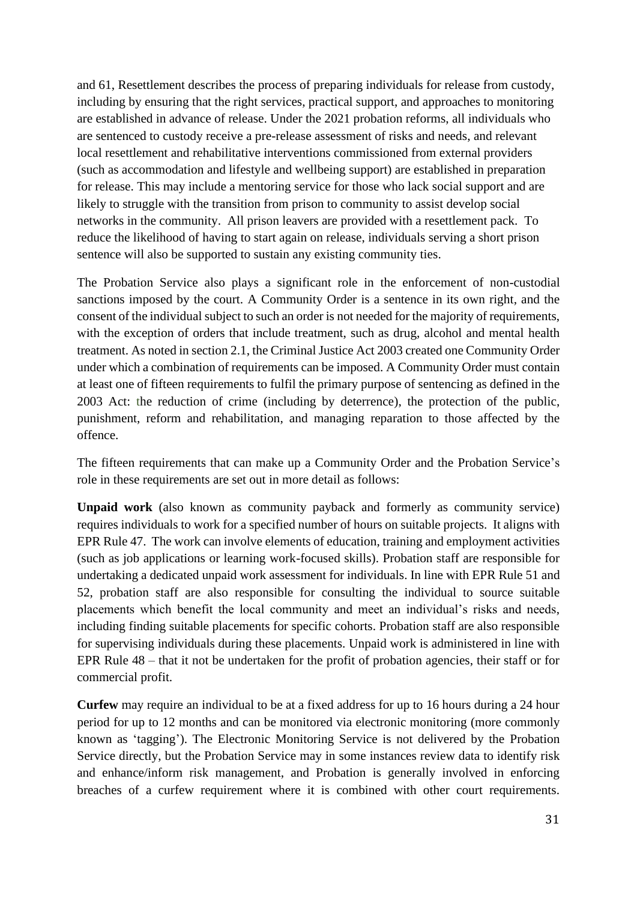and 61, Resettlement describes the process of preparing individuals for release from custody, including by ensuring that the right services, practical support, and approaches to monitoring are established in advance of release. Under the 2021 probation reforms, all individuals who are sentenced to custody receive a pre-release assessment of risks and needs, and relevant local resettlement and rehabilitative interventions commissioned from external providers (such as accommodation and lifestyle and wellbeing support) are established in preparation for release. This may include a mentoring service for those who lack social support and are likely to struggle with the transition from prison to community to assist develop social networks in the community. All prison leavers are provided with a resettlement pack. To reduce the likelihood of having to start again on release, individuals serving a short prison sentence will also be supported to sustain any existing community ties.

The Probation Service also plays a significant role in the enforcement of non-custodial sanctions imposed by the court. A Community Order is a sentence in its own right, and the consent of the individual subject to such an order is not needed for the majority of requirements, with the exception of orders that include treatment, such as drug, alcohol and mental health treatment. As noted in section 2.1, the Criminal Justice Act 2003 created one Community Order under which a combination of requirements can be imposed. A Community Order must contain at least one of fifteen requirements to fulfil the primary purpose of sentencing as defined in the 2003 Act: the reduction of crime (including by deterrence), the protection of the public, punishment, reform and rehabilitation, and managing reparation to those affected by the offence.

The fifteen requirements that can make up a Community Order and the Probation Service's role in these requirements are set out in more detail as follows:

**Unpaid work** (also known as community payback and formerly as community service) requires individuals to work for a specified number of hours on suitable projects. It aligns with EPR Rule 47. The work can involve elements of education, training and employment activities (such as job applications or learning work-focused skills). Probation staff are responsible for undertaking a dedicated unpaid work assessment for individuals. In line with EPR Rule 51 and 52, probation staff are also responsible for consulting the individual to source suitable placements which benefit the local community and meet an individual's risks and needs, including finding suitable placements for specific cohorts. Probation staff are also responsible for supervising individuals during these placements. Unpaid work is administered in line with EPR Rule 48 – that it not be undertaken for the profit of probation agencies, their staff or for commercial profit.

**Curfew** may require an individual to be at a fixed address for up to 16 hours during a 24 hour period for up to 12 months and can be monitored via electronic monitoring (more commonly known as 'tagging'). The Electronic Monitoring Service is not delivered by the Probation Service directly, but the Probation Service may in some instances review data to identify risk and enhance/inform risk management, and Probation is generally involved in enforcing breaches of a curfew requirement where it is combined with other court requirements.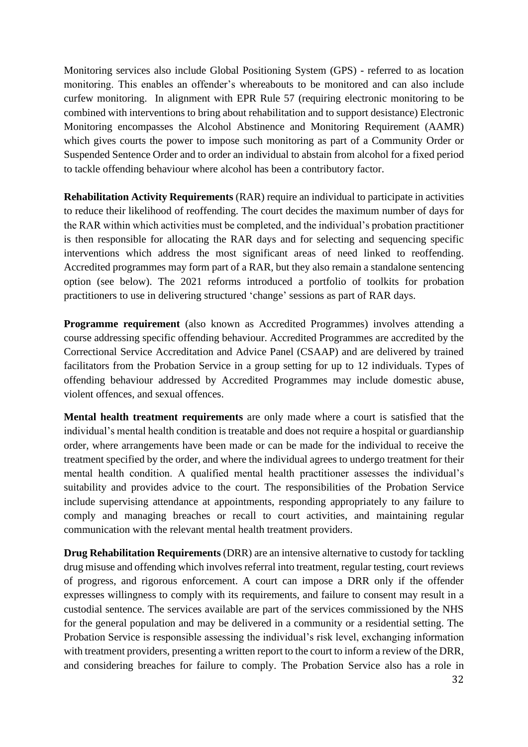Monitoring services also include Global Positioning System (GPS) - referred to as location monitoring. This enables an offender's whereabouts to be monitored and can also include curfew monitoring. In alignment with EPR Rule 57 (requiring electronic monitoring to be combined with interventions to bring about rehabilitation and to support desistance) Electronic Monitoring encompasses the Alcohol Abstinence and Monitoring Requirement (AAMR) which gives courts the power to impose such monitoring as part of a Community Order or Suspended Sentence Order and to order an individual to abstain from alcohol for a fixed period to tackle offending behaviour where alcohol has been a contributory factor.

**Rehabilitation Activity Requirements** (RAR) require an individual to participate in activities to reduce their likelihood of reoffending. The court decides the maximum number of days for the RAR within which activities must be completed, and the individual's probation practitioner is then responsible for allocating the RAR days and for selecting and sequencing specific interventions which address the most significant areas of need linked to reoffending. Accredited programmes may form part of a RAR, but they also remain a standalone sentencing option (see below). The 2021 reforms introduced a portfolio of toolkits for probation practitioners to use in delivering structured 'change' sessions as part of RAR days.

**Programme requirement** (also known as Accredited Programmes) involves attending a course addressing specific offending behaviour. Accredited Programmes are accredited by the Correctional Service Accreditation and Advice Panel (CSAAP) and are delivered by trained facilitators from the Probation Service in a group setting for up to 12 individuals. Types of offending behaviour addressed by Accredited Programmes may include domestic abuse, violent offences, and sexual offences.

**Mental health treatment requirements** are only made where a court is satisfied that the individual's mental health condition is treatable and does not require a hospital or guardianship order, where arrangements have been made or can be made for the individual to receive the treatment specified by the order, and where the individual agrees to undergo treatment for their mental health condition. A qualified mental health practitioner assesses the individual's suitability and provides advice to the court. The responsibilities of the Probation Service include supervising attendance at appointments, responding appropriately to any failure to comply and managing breaches or recall to court activities, and maintaining regular communication with the relevant mental health treatment providers.

**Drug Rehabilitation Requirements** (DRR) are an intensive alternative to custody for tackling drug misuse and offending which involves referral into treatment, regular testing, court reviews of progress, and rigorous enforcement. A court can impose a DRR only if the offender expresses willingness to comply with its requirements, and failure to consent may result in a custodial sentence. The services available are part of the services commissioned by the NHS for the general population and may be delivered in a community or a residential setting. The Probation Service is responsible assessing the individual's risk level, exchanging information with treatment providers, presenting a written report to the court to inform a review of the DRR, and considering breaches for failure to comply. The Probation Service also has a role in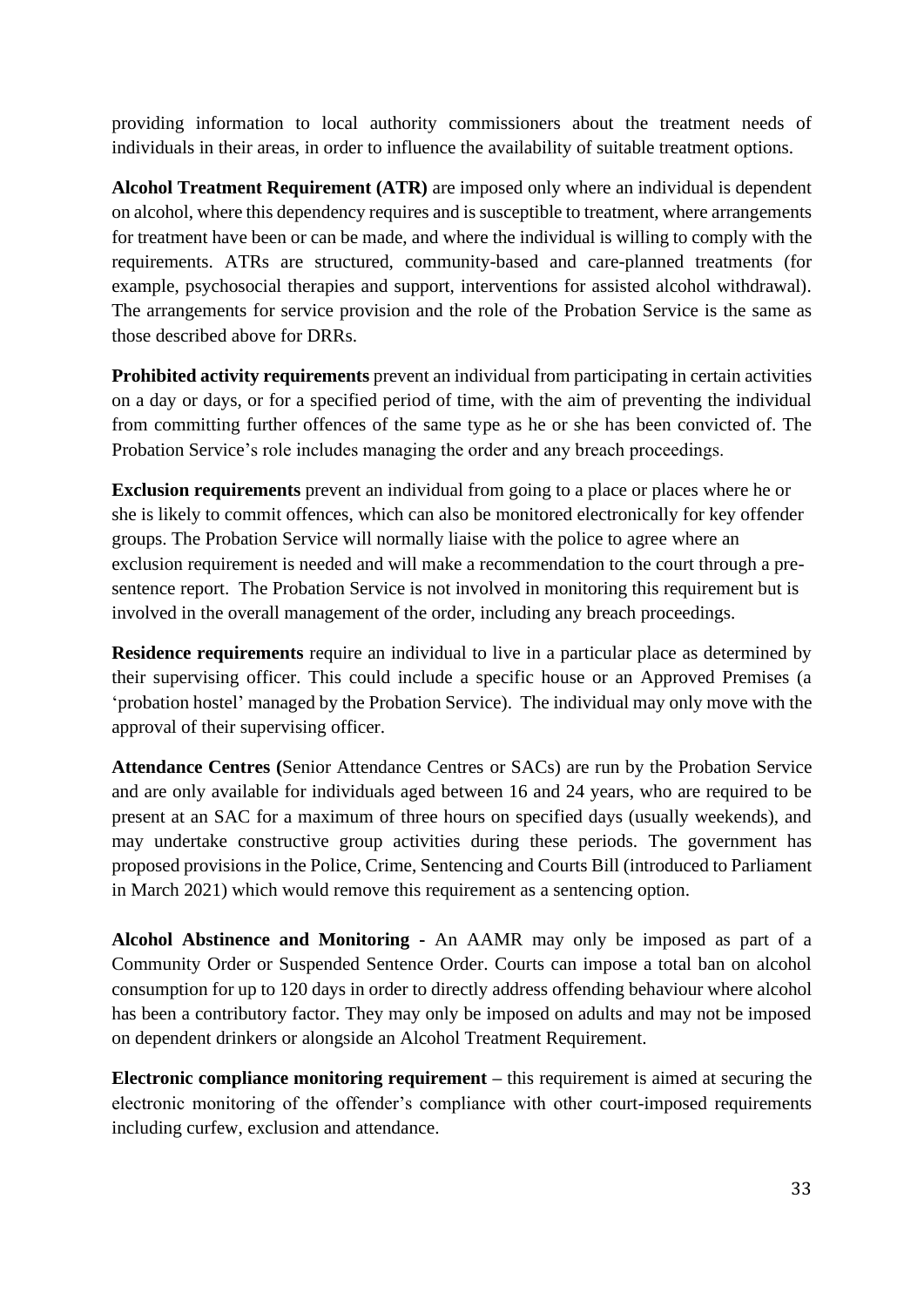providing information to local authority commissioners about the treatment needs of individuals in their areas, in order to influence the availability of suitable treatment options.

**Alcohol Treatment Requirement (ATR)** are imposed only where an individual is dependent on alcohol, where this dependency requires and is susceptible to treatment, where arrangements for treatment have been or can be made, and where the individual is willing to comply with the requirements. ATRs are structured, community-based and care-planned treatments (for example, psychosocial therapies and support, interventions for assisted alcohol withdrawal). The arrangements for service provision and the role of the Probation Service is the same as those described above for DRRs.

**Prohibited activity requirements** prevent an individual from participating in certain activities on a day or days, or for a specified period of time, with the aim of preventing the individual from committing further offences of the same type as he or she has been convicted of. The Probation Service's role includes managing the order and any breach proceedings.

**Exclusion requirements** prevent an individual from going to a place or places where he or she is likely to commit offences, which can also be monitored electronically for key offender groups. The Probation Service will normally liaise with the police to agree where an exclusion requirement is needed and will make a recommendation to the court through a pre-sentence report. The Probation Service is not involved in monitoring this requirement but is involved in the overall management of the order, including any breach proceedings.

**Residence requirements** require an individual to live in a particular place as determined by their supervising officer. This could include a specific house or an Approved Premises (a 'probation hostel' managed by the Probation Service). The individual may only move with the approval of their supervising officer.

**Attendance Centres (**Senior Attendance Centres or SACs) are run by the Probation Service and are only available for individuals aged between 16 and 24 years, who are required to be present at an SAC for a maximum of three hours on specified days (usually weekends), and may undertake constructive group activities during these periods. The government has proposed provisions in the Police, Crime, Sentencing and Courts Bill (introduced to Parliament in March 2021) which would remove this requirement as a sentencing option.

**Alcohol Abstinence and Monitoring -** An AAMR may only be imposed as part of a Community Order or Suspended Sentence Order. Courts can impose a total ban on alcohol consumption for up to 120 days in order to directly address offending behaviour where alcohol has been a contributory factor. They may only be imposed on adults and may not be imposed on dependent drinkers or alongside an Alcohol Treatment Requirement.

**Electronic compliance monitoring requirement –** this requirement is aimed at securing the electronic monitoring of the offender's compliance with other court-imposed requirements including curfew, exclusion and attendance.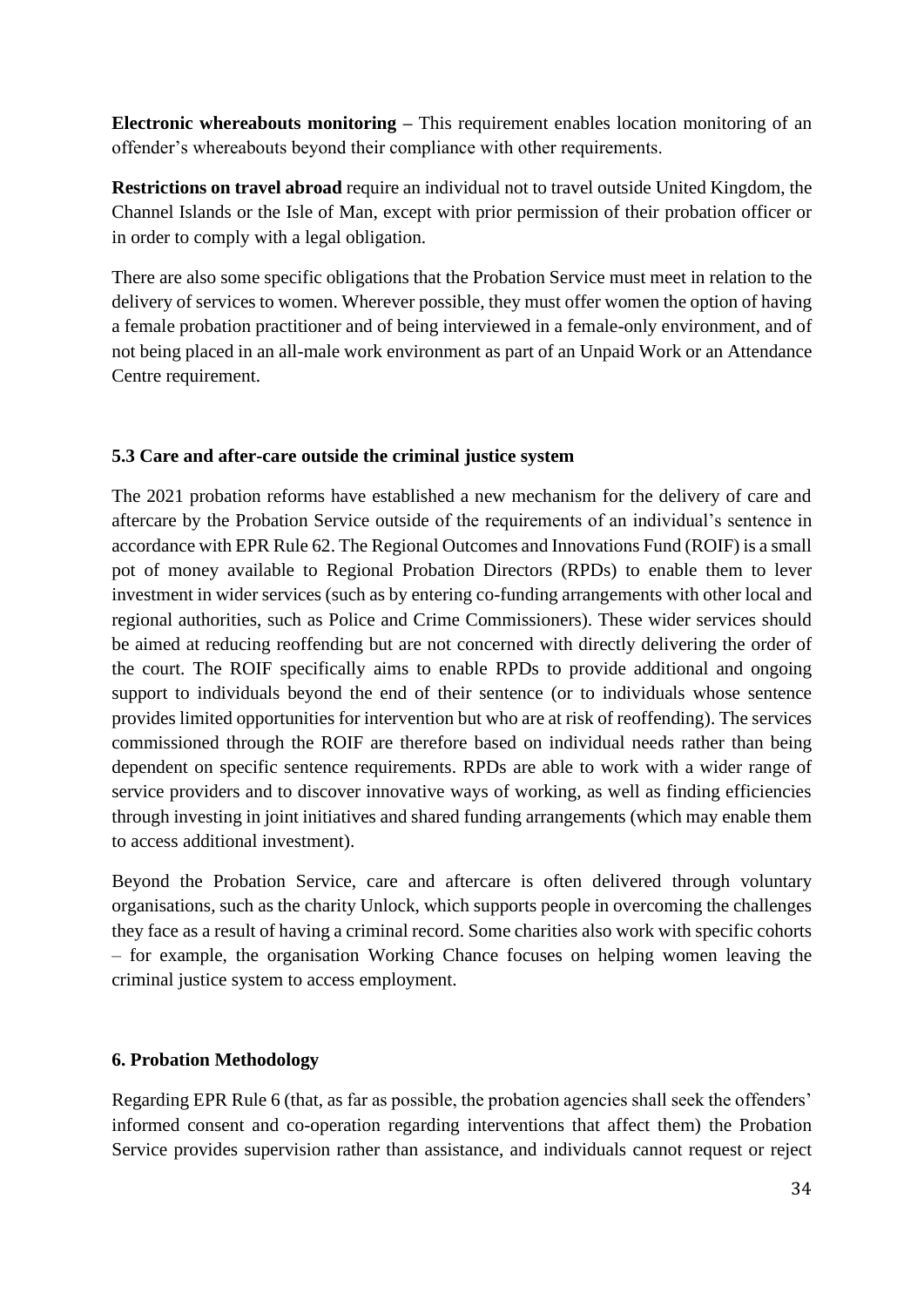**Electronic whereabouts monitoring –** This requirement enables location monitoring of an offender's whereabouts beyond their compliance with other requirements.

**Restrictions on travel abroad** require an individual not to travel outside United Kingdom, the Channel Islands or the Isle of Man, except with prior permission of their probation officer or in order to comply with a legal obligation.

There are also some specific obligations that the Probation Service must meet in relation to the delivery of services to women. Wherever possible, they must offer women the option of having a female probation practitioner and of being interviewed in a female-only environment, and of not being placed in an all-male work environment as part of an Unpaid Work or an Attendance Centre requirement.

### 5.3 Care and after-care outside the criminal justice system

The 2021 probation reforms have established a new mechanism for the delivery of care and aftercare by the Probation Service outside of the requirements of an individual's sentence in accordance with EPR Rule 62. The Regional Outcomes and Innovations Fund (ROIF) is a small pot of money available to Regional Probation Directors (RPDs) to enable them to lever investment in wider services (such as by entering co-funding arrangements with other local and regional authorities, such as Police and Crime Commissioners). These wider services should be aimed at reducing reoffending but are not concerned with directly delivering the order of the court. The ROIF specifically aims to enable RPDs to provide additional and ongoing support to individuals beyond the end of their sentence (or to individuals whose sentence provides limited opportunities for intervention but who are at risk of reoffending). The services commissioned through the ROIF are therefore based on individual needs rather than being dependent on specific sentence requirements. RPDs are able to work with a wider range of service providers and to discover innovative ways of working, as well as finding efficiencies through investing in joint initiatives and shared funding arrangements (which may enable them to access additional investment).

Beyond the Probation Service, care and aftercare is often delivered through voluntary organisations, such as the charity Unlock, which supports people in overcoming the challenges they face as a result of having a criminal record. Some charities also work with specific cohorts – for example, the organisation Working Chance focuses on helping women leaving the criminal justice system to access employment.

## 6. Probation Methodology

Regarding EPR Rule 6 (that, as far as possible, the probation agencies shall seek the offenders' informed consent and co-operation regarding interventions that affect them) the Probation Service provides supervision rather than assistance, and individuals cannot request or reject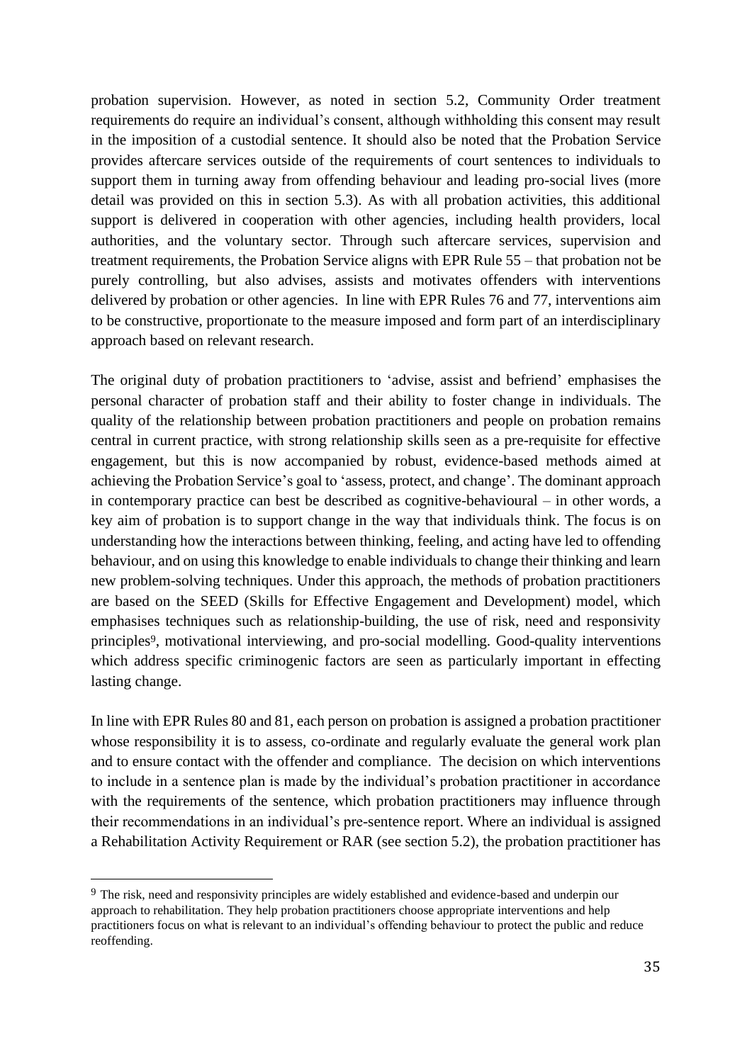probation supervision. However, as noted in section 5.2, Community Order treatment requirements do require an individual's consent, although withholding this consent may result in the imposition of a custodial sentence. It should also be noted that the Probation Service provides aftercare services outside of the requirements of court sentences to individuals to support them in turning away from offending behaviour and leading pro-social lives (more detail was provided on this in section 5.3). As with all probation activities, this additional support is delivered in cooperation with other agencies, including health providers, local authorities, and the voluntary sector. Through such aftercare services, supervision and treatment requirements, the Probation Service aligns with EPR Rule 55 – that probation not be purely controlling, but also advises, assists and motivates offenders with interventions delivered by probation or other agencies. In line with EPR Rules 76 and 77, interventions aim to be constructive, proportionate to the measure imposed and form part of an interdisciplinary approach based on relevant research.

The original duty of probation practitioners to 'advise, assist and befriend' emphasises the personal character of probation staff and their ability to foster change in individuals. The quality of the relationship between probation practitioners and people on probation remains central in current practice, with strong relationship skills seen as a pre-requisite for effective engagement, but this is now accompanied by robust, evidence-based methods aimed at achieving the Probation Service's goal to 'assess, protect, and change'. The dominant approach in contemporary practice can best be described as cognitive-behavioural – in other words, a key aim of probation is to support change in the way that individuals think. The focus is on understanding how the interactions between thinking, feeling, and acting have led to offending behaviour, and on using this knowledge to enable individuals to change their thinking and learn new problem-solving techniques. Under this approach, the methods of probation practitioners are based on the SEED (Skills for Effective Engagement and Development) model, which emphasises techniques such as relationship-building, the use of risk, need and responsivity principles[9], motivational interviewing, and pro-social modelling. Good-quality interventions which address specific criminogenic factors are seen as particularly important in effecting lasting change.

In line with EPR Rules 80 and 81, each person on probation is assigned a probation practitioner whose responsibility it is to assess, co-ordinate and regularly evaluate the general work plan and to ensure contact with the offender and compliance. The decision on which interventions to include in a sentence plan is made by the individual's probation practitioner in accordance with the requirements of the sentence, which probation practitioners may influence through their recommendations in an individual's pre-sentence report. Where an individual is assigned a Rehabilitation Activity Requirement or RAR (see section 5.2), the probation practitioner has

[9] The risk, need and responsivity principles are widely established and evidence-based and underpin our approach to rehabilitation. They help probation practitioners choose appropriate interventions and help practitioners focus on what is relevant to an individual's offending behaviour to protect the public and reduce reoffending.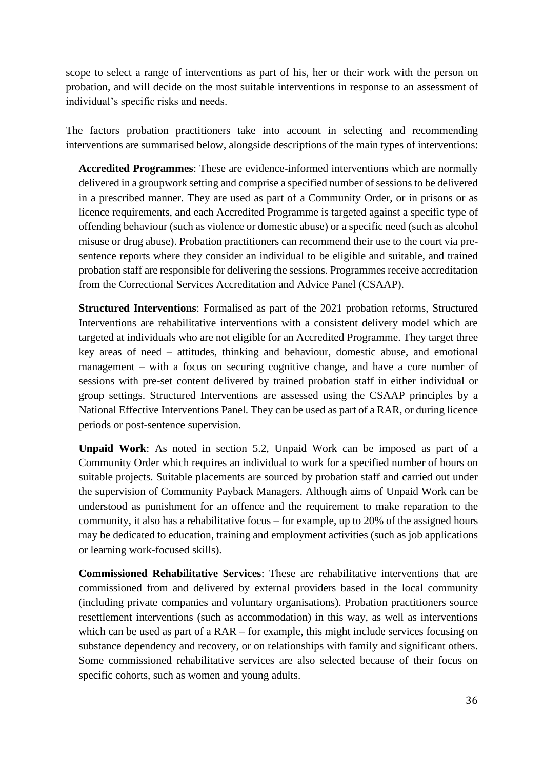scope to select a range of interventions as part of his, her or their work with the person on probation, and will decide on the most suitable interventions in response to an assessment of individual's specific risks and needs.

The factors probation practitioners take into account in selecting and recommending interventions are summarised below, alongside descriptions of the main types of interventions:

**Accredited Programmes**: These are evidence-informed interventions which are normally delivered in a groupwork setting and comprise a specified number of sessions to be delivered in a prescribed manner. They are used as part of a Community Order, or in prisons or as licence requirements, and each Accredited Programme is targeted against a specific type of offending behaviour (such as violence or domestic abuse) or a specific need (such as alcohol misuse or drug abuse). Probation practitioners can recommend their use to the court via pre-sentence reports where they consider an individual to be eligible and suitable, and trained probation staff are responsible for delivering the sessions. Programmes receive accreditation from the Correctional Services Accreditation and Advice Panel (CSAAP).

**Structured Interventions**: Formalised as part of the 2021 probation reforms, Structured Interventions are rehabilitative interventions with a consistent delivery model which are targeted at individuals who are not eligible for an Accredited Programme. They target three key areas of need – attitudes, thinking and behaviour, domestic abuse, and emotional management – with a focus on securing cognitive change, and have a core number of sessions with pre-set content delivered by trained probation staff in either individual or group settings. Structured Interventions are assessed using the CSAAP principles by a National Effective Interventions Panel. They can be used as part of a RAR, or during licence periods or post-sentence supervision.

**Unpaid Work**: As noted in section 5.2, Unpaid Work can be imposed as part of a Community Order which requires an individual to work for a specified number of hours on suitable projects. Suitable placements are sourced by probation staff and carried out under the supervision of Community Payback Managers. Although aims of Unpaid Work can be understood as punishment for an offence and the requirement to make reparation to the community, it also has a rehabilitative focus – for example, up to 20% of the assigned hours may be dedicated to education, training and employment activities (such as job applications or learning work-focused skills).

**Commissioned Rehabilitative Services**: These are rehabilitative interventions that are commissioned from and delivered by external providers based in the local community (including private companies and voluntary organisations). Probation practitioners source resettlement interventions (such as accommodation) in this way, as well as interventions which can be used as part of a RAR – for example, this might include services focusing on substance dependency and recovery, or on relationships with family and significant others. Some commissioned rehabilitative services are also selected because of their focus on specific cohorts, such as women and young adults.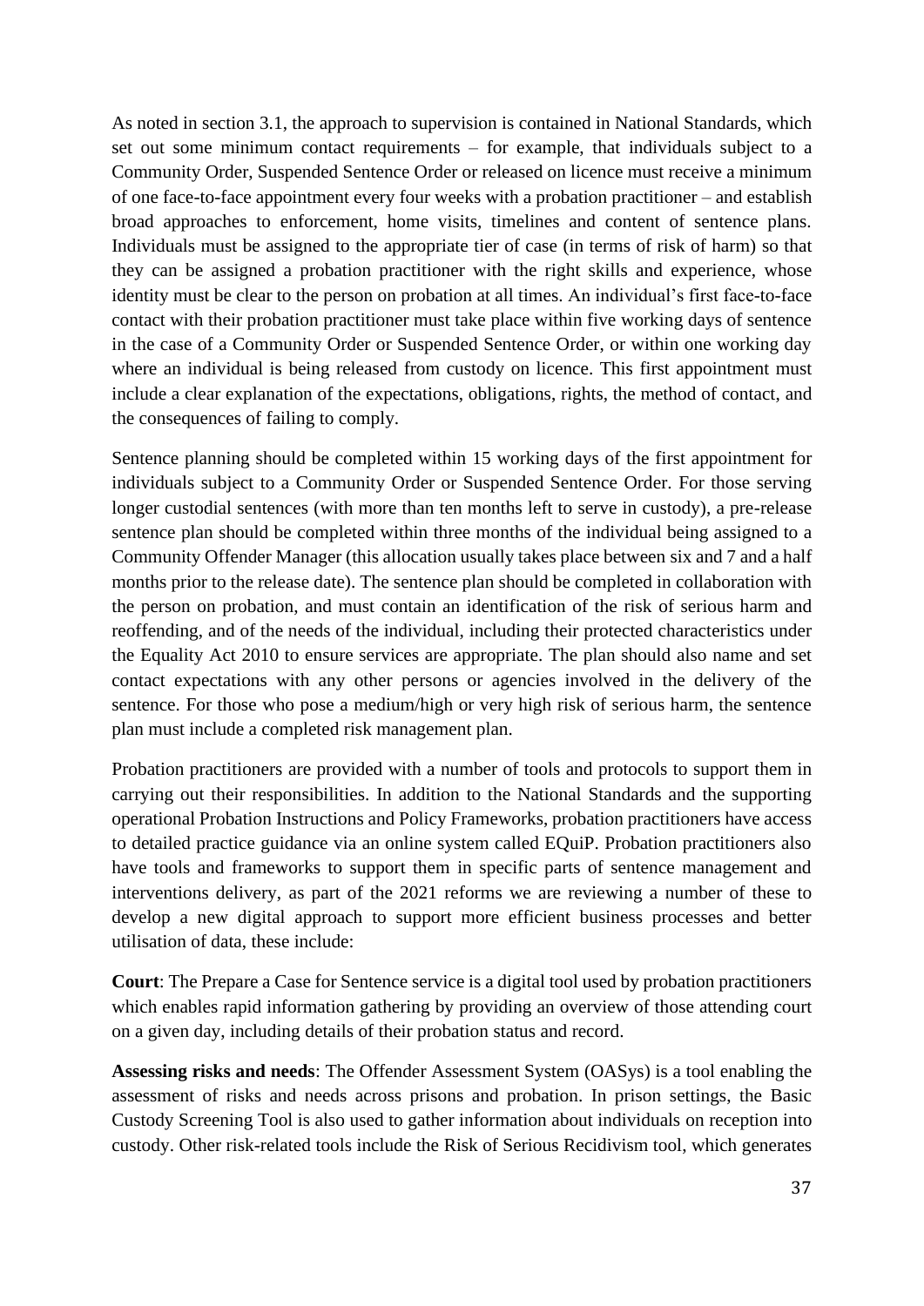As noted in section 3.1, the approach to supervision is contained in National Standards, which set out some minimum contact requirements – for example, that individuals subject to a Community Order, Suspended Sentence Order or released on licence must receive a minimum of one face-to-face appointment every four weeks with a probation practitioner – and establish broad approaches to enforcement, home visits, timelines and content of sentence plans. Individuals must be assigned to the appropriate tier of case (in terms of risk of harm) so that they can be assigned a probation practitioner with the right skills and experience, whose identity must be clear to the person on probation at all times. An individual's first face-to-face contact with their probation practitioner must take place within five working days of sentence in the case of a Community Order or Suspended Sentence Order, or within one working day where an individual is being released from custody on licence. This first appointment must include a clear explanation of the expectations, obligations, rights, the method of contact, and the consequences of failing to comply.

Sentence planning should be completed within 15 working days of the first appointment for individuals subject to a Community Order or Suspended Sentence Order. For those serving longer custodial sentences (with more than ten months left to serve in custody), a pre-release sentence plan should be completed within three months of the individual being assigned to a Community Offender Manager (this allocation usually takes place between six and 7 and a half months prior to the release date). The sentence plan should be completed in collaboration with the person on probation, and must contain an identification of the risk of serious harm and reoffending, and of the needs of the individual, including their protected characteristics under the Equality Act 2010 to ensure services are appropriate. The plan should also name and set contact expectations with any other persons or agencies involved in the delivery of the sentence. For those who pose a medium/high or very high risk of serious harm, the sentence plan must include a completed risk management plan.

Probation practitioners are provided with a number of tools and protocols to support them in carrying out their responsibilities. In addition to the National Standards and the supporting operational Probation Instructions and Policy Frameworks, probation practitioners have access to detailed practice guidance via an online system called EQuiP. Probation practitioners also have tools and frameworks to support them in specific parts of sentence management and interventions delivery, as part of the 2021 reforms we are reviewing a number of these to develop a new digital approach to support more efficient business processes and better utilisation of data, these include:

**Court**: The Prepare a Case for Sentence service is a digital tool used by probation practitioners which enables rapid information gathering by providing an overview of those attending court on a given day, including details of their probation status and record.

**Assessing risks and needs**: The Offender Assessment System (OASys) is a tool enabling the assessment of risks and needs across prisons and probation. In prison settings, the Basic Custody Screening Tool is also used to gather information about individuals on reception into custody. Other risk-related tools include the Risk of Serious Recidivism tool, which generates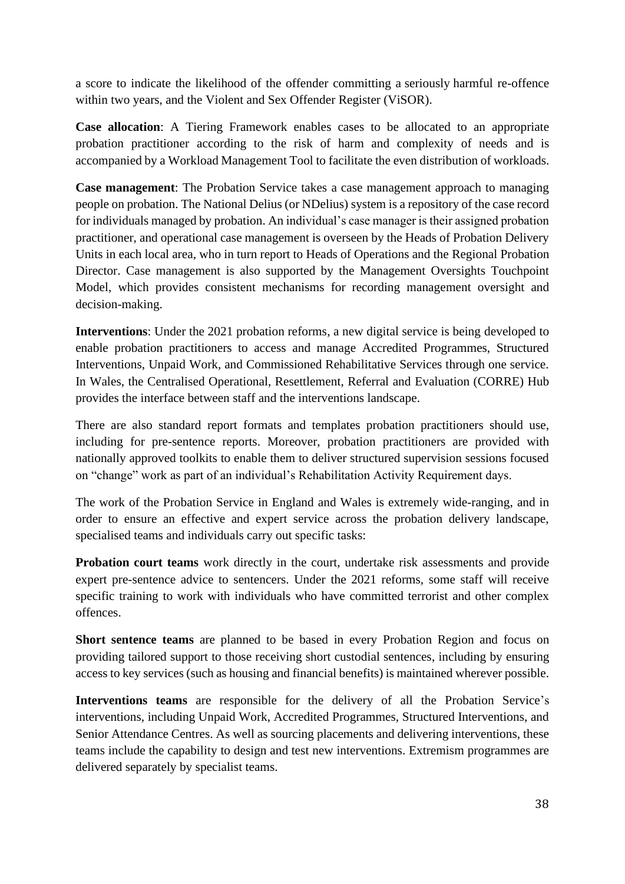a score to indicate the likelihood of the offender committing a seriously harmful re-offence within two years, and the Violent and Sex Offender Register (ViSOR).

**Case allocation**: A Tiering Framework enables cases to be allocated to an appropriate probation practitioner according to the risk of harm and complexity of needs and is accompanied by a Workload Management Tool to facilitate the even distribution of workloads.

**Case management**: The Probation Service takes a case management approach to managing people on probation. The National Delius (or NDelius) system is a repository of the case record for individuals managed by probation. An individual's case manager is their assigned probation practitioner, and operational case management is overseen by the Heads of Probation Delivery Units in each local area, who in turn report to Heads of Operations and the Regional Probation Director. Case management is also supported by the Management Oversights Touchpoint Model, which provides consistent mechanisms for recording management oversight and decision-making.

**Interventions**: Under the 2021 probation reforms, a new digital service is being developed to enable probation practitioners to access and manage Accredited Programmes, Structured Interventions, Unpaid Work, and Commissioned Rehabilitative Services through one service. In Wales, the Centralised Operational, Resettlement, Referral and Evaluation (CORRE) Hub provides the interface between staff and the interventions landscape.

There are also standard report formats and templates probation practitioners should use, including for pre-sentence reports. Moreover, probation practitioners are provided with nationally approved toolkits to enable them to deliver structured supervision sessions focused on "change" work as part of an individual's Rehabilitation Activity Requirement days.

The work of the Probation Service in England and Wales is extremely wide-ranging, and in order to ensure an effective and expert service across the probation delivery landscape, specialised teams and individuals carry out specific tasks:

**Probation court teams** work directly in the court, undertake risk assessments and provide expert pre-sentence advice to sentencers. Under the 2021 reforms, some staff will receive specific training to work with individuals who have committed terrorist and other complex offences.

**Short sentence teams** are planned to be based in every Probation Region and focus on providing tailored support to those receiving short custodial sentences, including by ensuring access to key services (such as housing and financial benefits) is maintained wherever possible.

**Interventions teams** are responsible for the delivery of all the Probation Service's interventions, including Unpaid Work, Accredited Programmes, Structured Interventions, and Senior Attendance Centres. As well as sourcing placements and delivering interventions, these teams include the capability to design and test new interventions. Extremism programmes are delivered separately by specialist teams.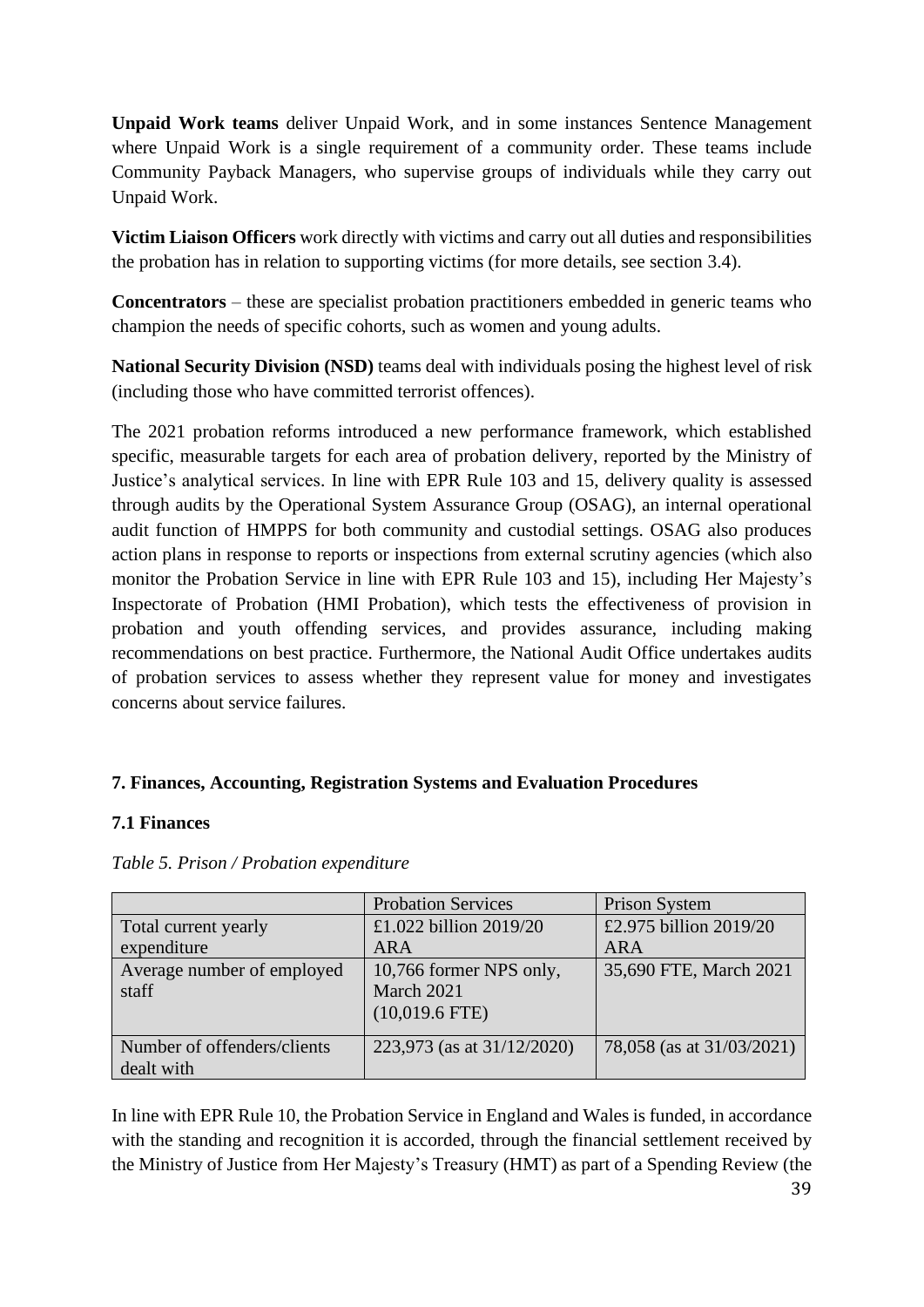**Unpaid Work teams** deliver Unpaid Work, and in some instances Sentence Management where Unpaid Work is a single requirement of a community order. These teams include Community Payback Managers, who supervise groups of individuals while they carry out Unpaid Work.

**Victim Liaison Officers** work directly with victims and carry out all duties and responsibilities the probation has in relation to supporting victims (for more details, see section 3.4).

**Concentrators** – these are specialist probation practitioners embedded in generic teams who champion the needs of specific cohorts, such as women and young adults.

**National Security Division (NSD)** teams deal with individuals posing the highest level of risk (including those who have committed terrorist offences).

The 2021 probation reforms introduced a new performance framework, which established specific, measurable targets for each area of probation delivery, reported by the Ministry of Justice's analytical services. In line with EPR Rule 103 and 15, delivery quality is assessed through audits by the Operational System Assurance Group (OSAG), an internal operational audit function of HMPPS for both community and custodial settings. OSAG also produces action plans in response to reports or inspections from external scrutiny agencies (which also monitor the Probation Service in line with EPR Rule 103 and 15), including Her Majesty's Inspectorate of Probation (HMI Probation), which tests the effectiveness of provision in probation and youth offending services, and provides assurance, including making recommendations on best practice. Furthermore, the National Audit Office undertakes audits of probation services to assess whether they represent value for money and investigates concerns about service failures.

## 7. Finances, Accounting, Registration Systems and Evaluation Procedures

### 7.1 Finances

*Table 5. Prison / Probation expenditure*

| | Probation Services | Prison System |
|---|---|---|
| Total current yearly expenditure | £1.022 billion 2019/20 ARA | £2.975 billion 2019/20 ARA |
| Average number of employed staff | 10,766 former NPS only, March 2021 (10,019.6 FTE) | 35,690 FTE, March 2021 |
| Number of offenders/clients dealt with | 223,973 (as at 31/12/2020) | 78,058 (as at 31/03/2021) |

In line with EPR Rule 10, the Probation Service in England and Wales is funded, in accordance with the standing and recognition it is accorded, through the financial settlement received by the Ministry of Justice from Her Majesty's Treasury (HMT) as part of a Spending Review (the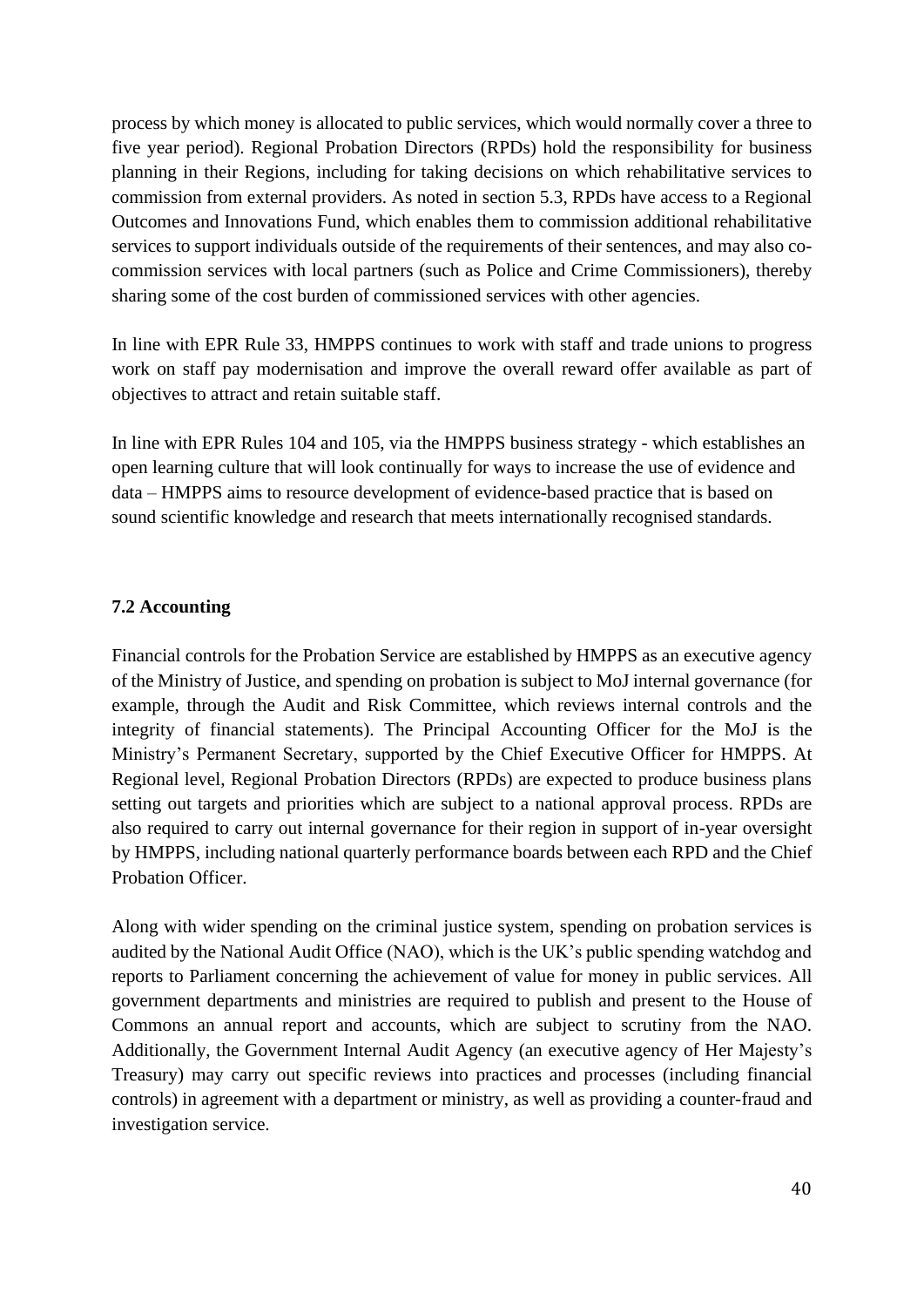process by which money is allocated to public services, which would normally cover a three to five year period). Regional Probation Directors (RPDs) hold the responsibility for business planning in their Regions, including for taking decisions on which rehabilitative services to commission from external providers. As noted in section 5.3, RPDs have access to a Regional Outcomes and Innovations Fund, which enables them to commission additional rehabilitative services to support individuals outside of the requirements of their sentences, and may also co-commission services with local partners (such as Police and Crime Commissioners), thereby sharing some of the cost burden of commissioned services with other agencies.

In line with EPR Rule 33, HMPPS continues to work with staff and trade unions to progress work on staff pay modernisation and improve the overall reward offer available as part of objectives to attract and retain suitable staff.

In line with EPR Rules 104 and 105, via the HMPPS business strategy - which establishes an open learning culture that will look continually for ways to increase the use of evidence and data – HMPPS aims to resource development of evidence-based practice that is based on sound scientific knowledge and research that meets internationally recognised standards.

### 7.2 Accounting

Financial controls for the Probation Service are established by HMPPS as an executive agency of the Ministry of Justice, and spending on probation is subject to MoJ internal governance (for example, through the Audit and Risk Committee, which reviews internal controls and the integrity of financial statements). The Principal Accounting Officer for the MoJ is the Ministry's Permanent Secretary, supported by the Chief Executive Officer for HMPPS. At Regional level, Regional Probation Directors (RPDs) are expected to produce business plans setting out targets and priorities which are subject to a national approval process. RPDs are also required to carry out internal governance for their region in support of in-year oversight by HMPPS, including national quarterly performance boards between each RPD and the Chief Probation Officer.

Along with wider spending on the criminal justice system, spending on probation services is audited by the National Audit Office (NAO), which is the UK's public spending watchdog and reports to Parliament concerning the achievement of value for money in public services. All government departments and ministries are required to publish and present to the House of Commons an annual report and accounts, which are subject to scrutiny from the NAO. Additionally, the Government Internal Audit Agency (an executive agency of Her Majesty's Treasury) may carry out specific reviews into practices and processes (including financial controls) in agreement with a department or ministry, as well as providing a counter-fraud and investigation service.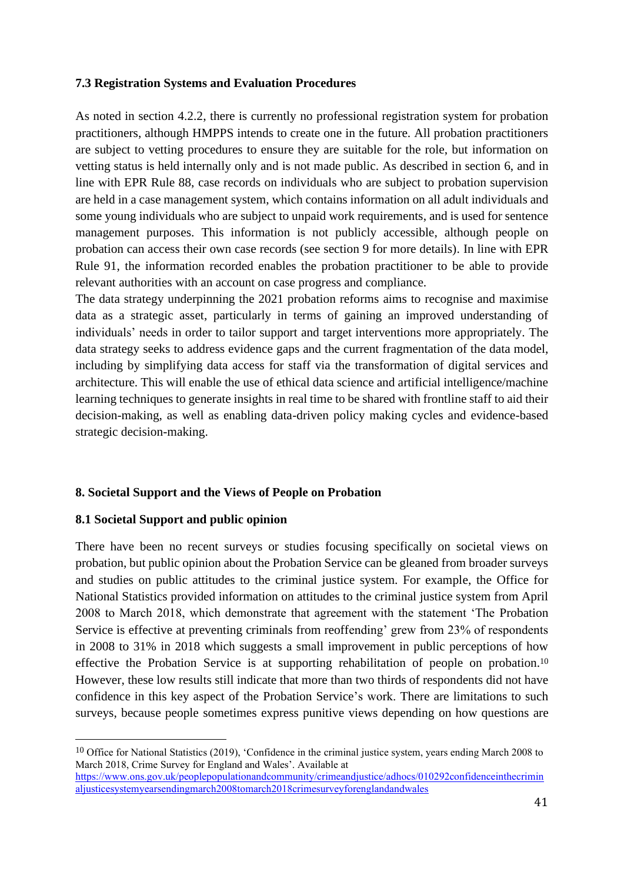### 7.3 Registration Systems and Evaluation Procedures

As noted in section 4.2.2, there is currently no professional registration system for probation practitioners, although HMPPS intends to create one in the future. All probation practitioners are subject to vetting procedures to ensure they are suitable for the role, but information on vetting status is held internally only and is not made public. As described in section 6, and in line with EPR Rule 88, case records on individuals who are subject to probation supervision are held in a case management system, which contains information on all adult individuals and some young individuals who are subject to unpaid work requirements, and is used for sentence management purposes. This information is not publicly accessible, although people on probation can access their own case records (see section 9 for more details). In line with EPR Rule 91, the information recorded enables the probation practitioner to be able to provide relevant authorities with an account on case progress and compliance.

The data strategy underpinning the 2021 probation reforms aims to recognise and maximise data as a strategic asset, particularly in terms of gaining an improved understanding of individuals' needs in order to tailor support and target interventions more appropriately. The data strategy seeks to address evidence gaps and the current fragmentation of the data model, including by simplifying data access for staff via the transformation of digital services and architecture. This will enable the use of ethical data science and artificial intelligence/machine learning techniques to generate insights in real time to be shared with frontline staff to aid their decision-making, as well as enabling data-driven policy making cycles and evidence-based strategic decision-making.

## 8. Societal Support and the Views of People on Probation

### 8.1 Societal Support and public opinion

There have been no recent surveys or studies focusing specifically on societal views on probation, but public opinion about the Probation Service can be gleaned from broader surveys and studies on public attitudes to the criminal justice system. For example, the Office for National Statistics provided information on attitudes to the criminal justice system from April 2008 to March 2018, which demonstrate that agreement with the statement 'The Probation Service is effective at preventing criminals from reoffending' grew from 23% of respondents in 2008 to 31% in 2018 which suggests a small improvement in public perceptions of how effective the Probation Service is at supporting rehabilitation of people on probation.[10] However, these low results still indicate that more than two thirds of respondents did not have confidence in this key aspect of the Probation Service's work. There are limitations to such surveys, because people sometimes express punitive views depending on how questions are

[10] Office for National Statistics (2019), 'Confidence in the criminal justice system, years ending March 2008 to March 2018, Crime Survey for England and Wales'. Available at https://www.ons.gov.uk/peoplepopulationandcommunity/crimeandjustice/adhocs/010292confidenceinthecriminaljusticesystemyearsendingmarch2008tomarch2018crimesurveyforenglandandwales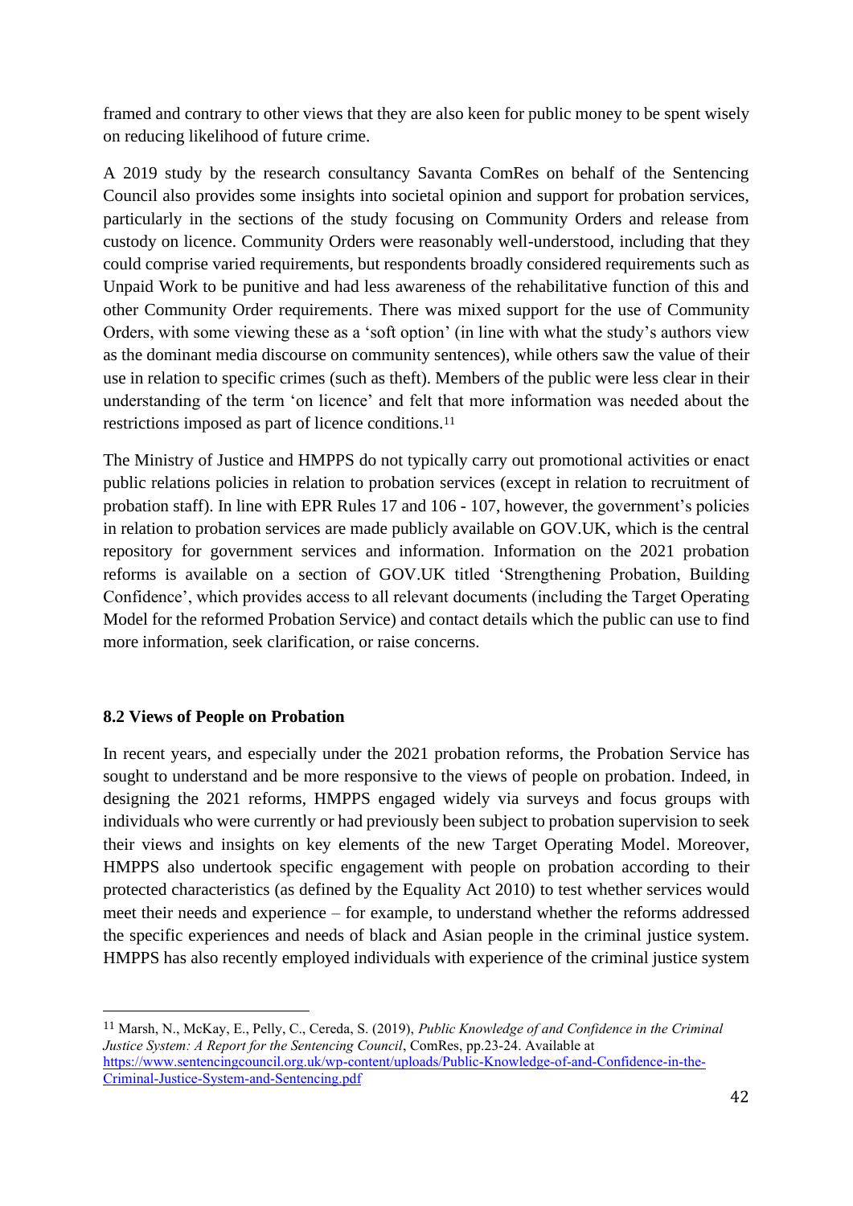framed and contrary to other views that they are also keen for public money to be spent wisely on reducing likelihood of future crime.

A 2019 study by the research consultancy Savanta ComRes on behalf of the Sentencing Council also provides some insights into societal opinion and support for probation services, particularly in the sections of the study focusing on Community Orders and release from custody on licence. Community Orders were reasonably well-understood, including that they could comprise varied requirements, but respondents broadly considered requirements such as Unpaid Work to be punitive and had less awareness of the rehabilitative function of this and other Community Order requirements. There was mixed support for the use of Community Orders, with some viewing these as a 'soft option' (in line with what the study's authors view as the dominant media discourse on community sentences), while others saw the value of their use in relation to specific crimes (such as theft). Members of the public were less clear in their understanding of the term 'on licence' and felt that more information was needed about the restrictions imposed as part of licence conditions.[11]

The Ministry of Justice and HMPPS do not typically carry out promotional activities or enact public relations policies in relation to probation services (except in relation to recruitment of probation staff). In line with EPR Rules 17 and 106 - 107, however, the government's policies in relation to probation services are made publicly available on GOV.UK, which is the central repository for government services and information. Information on the 2021 probation reforms is available on a section of GOV.UK titled 'Strengthening Probation, Building Confidence', which provides access to all relevant documents (including the Target Operating Model for the reformed Probation Service) and contact details which the public can use to find more information, seek clarification, or raise concerns.

### 8.2 Views of People on Probation

In recent years, and especially under the 2021 probation reforms, the Probation Service has sought to understand and be more responsive to the views of people on probation. Indeed, in designing the 2021 reforms, HMPPS engaged widely via surveys and focus groups with individuals who were currently or had previously been subject to probation supervision to seek their views and insights on key elements of the new Target Operating Model. Moreover, HMPPS also undertook specific engagement with people on probation according to their protected characteristics (as defined by the Equality Act 2010) to test whether services would meet their needs and experience – for example, to understand whether the reforms addressed the specific experiences and needs of black and Asian people in the criminal justice system. HMPPS has also recently employed individuals with experience of the criminal justice system

---

[11] Marsh, N., McKay, E., Pelly, C., Cereda, S. (2019), *Public Knowledge of and Confidence in the Criminal Justice System: A Report for the Sentencing Council*, ComRes, pp.23-24. Available at https://www.sentencingcouncil.org.uk/wp-content/uploads/Public-Knowledge-of-and-Confidence-in-the-Criminal-Justice-System-and-Sentencing.pdf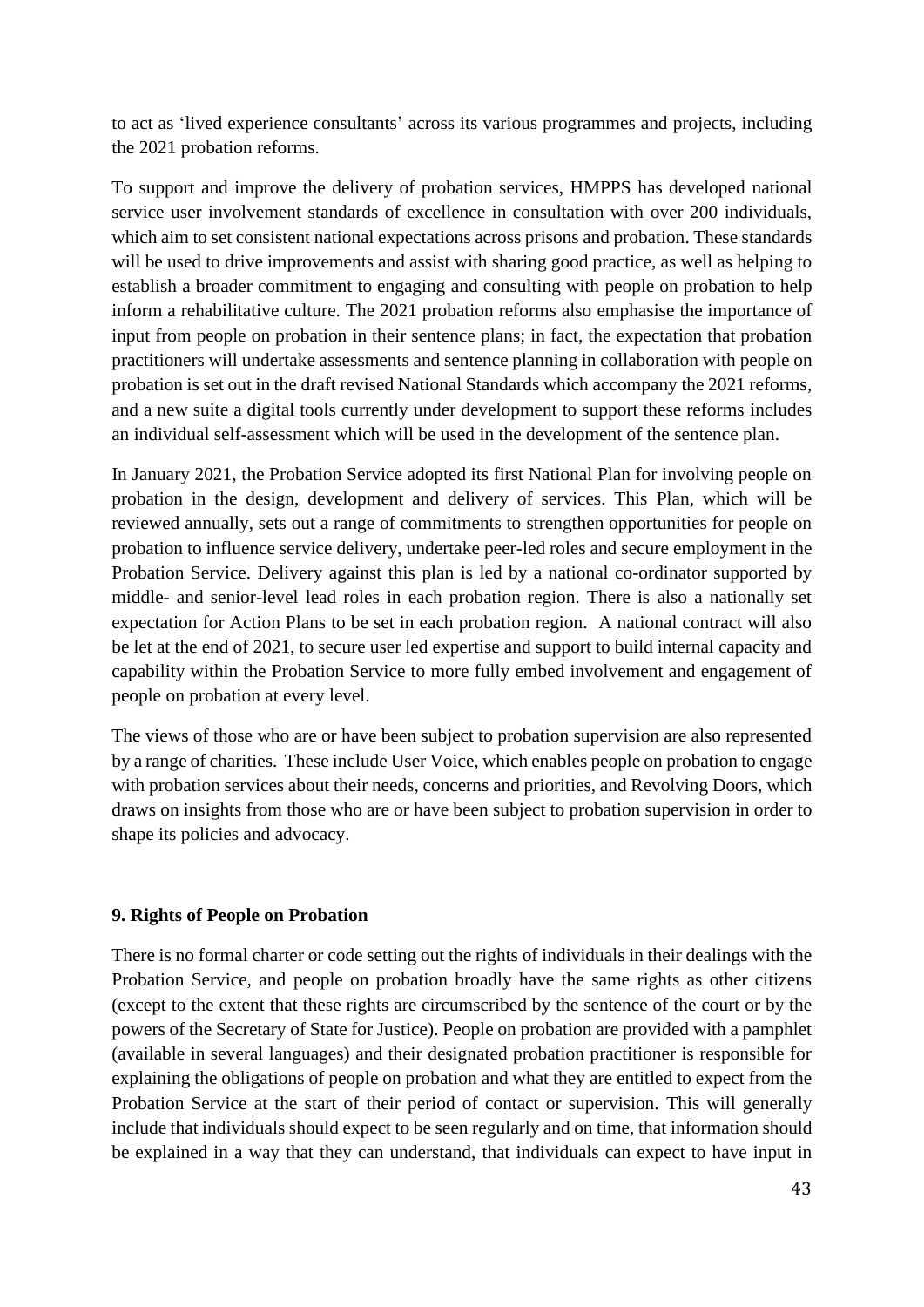to act as 'lived experience consultants' across its various programmes and projects, including the 2021 probation reforms.

To support and improve the delivery of probation services, HMPPS has developed national service user involvement standards of excellence in consultation with over 200 individuals, which aim to set consistent national expectations across prisons and probation. These standards will be used to drive improvements and assist with sharing good practice, as well as helping to establish a broader commitment to engaging and consulting with people on probation to help inform a rehabilitative culture. The 2021 probation reforms also emphasise the importance of input from people on probation in their sentence plans; in fact, the expectation that probation practitioners will undertake assessments and sentence planning in collaboration with people on probation is set out in the draft revised National Standards which accompany the 2021 reforms, and a new suite a digital tools currently under development to support these reforms includes an individual self-assessment which will be used in the development of the sentence plan.

In January 2021, the Probation Service adopted its first National Plan for involving people on probation in the design, development and delivery of services. This Plan, which will be reviewed annually, sets out a range of commitments to strengthen opportunities for people on probation to influence service delivery, undertake peer-led roles and secure employment in the Probation Service. Delivery against this plan is led by a national co-ordinator supported by middle- and senior-level lead roles in each probation region. There is also a nationally set expectation for Action Plans to be set in each probation region. A national contract will also be let at the end of 2021, to secure user led expertise and support to build internal capacity and capability within the Probation Service to more fully embed involvement and engagement of people on probation at every level.

The views of those who are or have been subject to probation supervision are also represented by a range of charities. These include User Voice, which enables people on probation to engage with probation services about their needs, concerns and priorities, and Revolving Doors, which draws on insights from those who are or have been subject to probation supervision in order to shape its policies and advocacy.

## 9. Rights of People on Probation

There is no formal charter or code setting out the rights of individuals in their dealings with the Probation Service, and people on probation broadly have the same rights as other citizens (except to the extent that these rights are circumscribed by the sentence of the court or by the powers of the Secretary of State for Justice). People on probation are provided with a pamphlet (available in several languages) and their designated probation practitioner is responsible for explaining the obligations of people on probation and what they are entitled to expect from the Probation Service at the start of their period of contact or supervision. This will generally include that individuals should expect to be seen regularly and on time, that information should be explained in a way that they can understand, that individuals can expect to have input in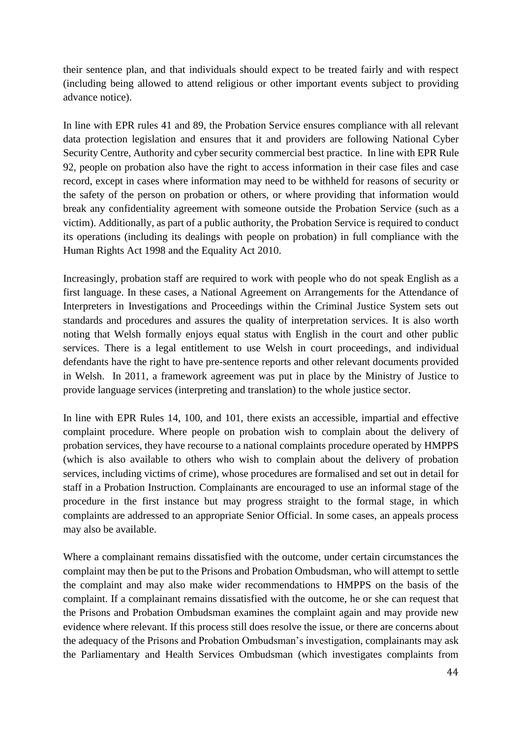their sentence plan, and that individuals should expect to be treated fairly and with respect (including being allowed to attend religious or other important events subject to providing advance notice).

In line with EPR rules 41 and 89, the Probation Service ensures compliance with all relevant data protection legislation and ensures that it and providers are following National Cyber Security Centre, Authority and cyber security commercial best practice. In line with EPR Rule 92, people on probation also have the right to access information in their case files and case record, except in cases where information may need to be withheld for reasons of security or the safety of the person on probation or others, or where providing that information would break any confidentiality agreement with someone outside the Probation Service (such as a victim). Additionally, as part of a public authority, the Probation Service is required to conduct its operations (including its dealings with people on probation) in full compliance with the Human Rights Act 1998 and the Equality Act 2010.

Increasingly, probation staff are required to work with people who do not speak English as a first language. In these cases, a National Agreement on Arrangements for the Attendance of Interpreters in Investigations and Proceedings within the Criminal Justice System sets out standards and procedures and assures the quality of interpretation services. It is also worth noting that Welsh formally enjoys equal status with English in the court and other public services. There is a legal entitlement to use Welsh in court proceedings, and individual defendants have the right to have pre-sentence reports and other relevant documents provided in Welsh. In 2011, a framework agreement was put in place by the Ministry of Justice to provide language services (interpreting and translation) to the whole justice sector.

In line with EPR Rules 14, 100, and 101, there exists an accessible, impartial and effective complaint procedure. Where people on probation wish to complain about the delivery of probation services, they have recourse to a national complaints procedure operated by HMPPS (which is also available to others who wish to complain about the delivery of probation services, including victims of crime), whose procedures are formalised and set out in detail for staff in a Probation Instruction. Complainants are encouraged to use an informal stage of the procedure in the first instance but may progress straight to the formal stage, in which complaints are addressed to an appropriate Senior Official. In some cases, an appeals process may also be available.

Where a complainant remains dissatisfied with the outcome, under certain circumstances the complaint may then be put to the Prisons and Probation Ombudsman, who will attempt to settle the complaint and may also make wider recommendations to HMPPS on the basis of the complaint. If a complainant remains dissatisfied with the outcome, he or she can request that the Prisons and Probation Ombudsman examines the complaint again and may provide new evidence where relevant. If this process still does resolve the issue, or there are concerns about the adequacy of the Prisons and Probation Ombudsman's investigation, complainants may ask the Parliamentary and Health Services Ombudsman (which investigates complaints from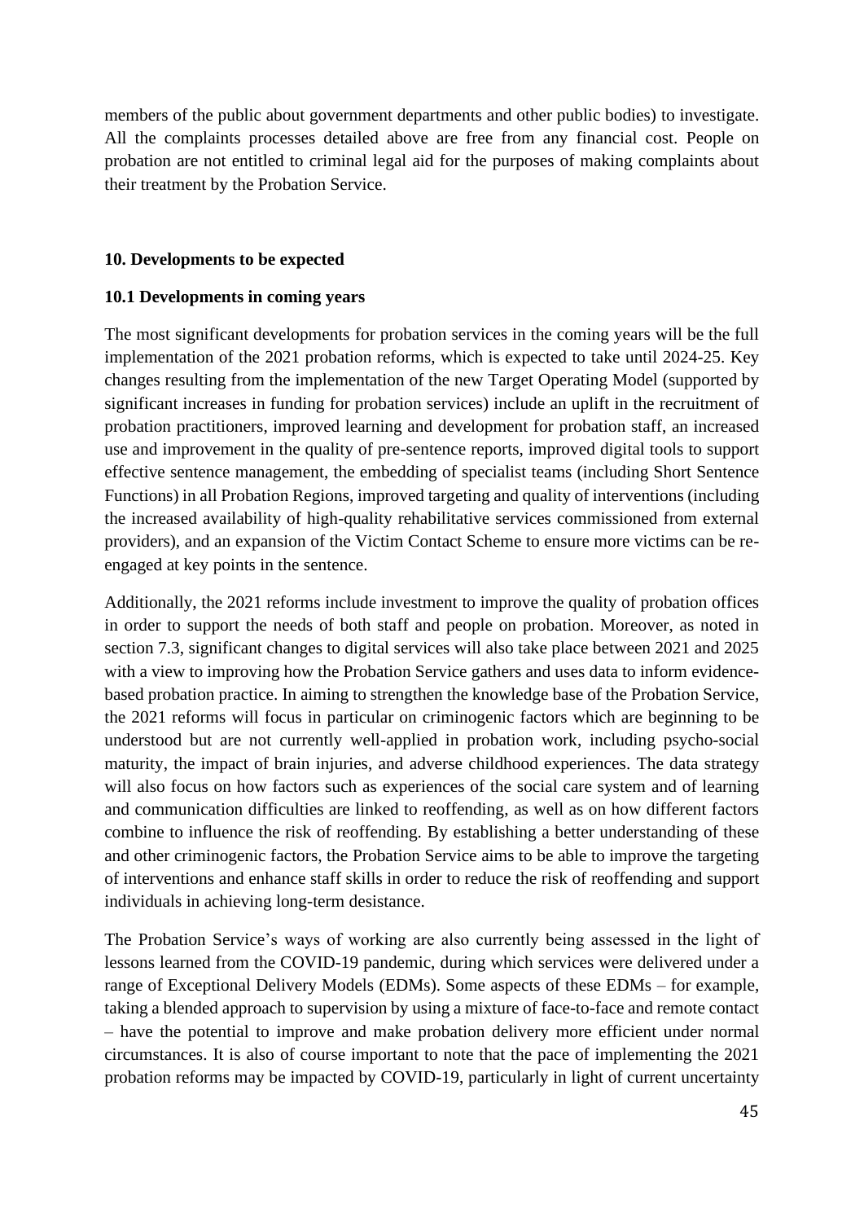members of the public about government departments and other public bodies) to investigate. All the complaints processes detailed above are free from any financial cost. People on probation are not entitled to criminal legal aid for the purposes of making complaints about their treatment by the Probation Service.

## 10. Developments to be expected

### 10.1 Developments in coming years

The most significant developments for probation services in the coming years will be the full implementation of the 2021 probation reforms, which is expected to take until 2024-25. Key changes resulting from the implementation of the new Target Operating Model (supported by significant increases in funding for probation services) include an uplift in the recruitment of probation practitioners, improved learning and development for probation staff, an increased use and improvement in the quality of pre-sentence reports, improved digital tools to support effective sentence management, the embedding of specialist teams (including Short Sentence Functions) in all Probation Regions, improved targeting and quality of interventions (including the increased availability of high-quality rehabilitative services commissioned from external providers), and an expansion of the Victim Contact Scheme to ensure more victims can be re-engaged at key points in the sentence.

Additionally, the 2021 reforms include investment to improve the quality of probation offices in order to support the needs of both staff and people on probation. Moreover, as noted in section 7.3, significant changes to digital services will also take place between 2021 and 2025 with a view to improving how the Probation Service gathers and uses data to inform evidence-based probation practice. In aiming to strengthen the knowledge base of the Probation Service, the 2021 reforms will focus in particular on criminogenic factors which are beginning to be understood but are not currently well-applied in probation work, including psycho-social maturity, the impact of brain injuries, and adverse childhood experiences. The data strategy will also focus on how factors such as experiences of the social care system and of learning and communication difficulties are linked to reoffending, as well as on how different factors combine to influence the risk of reoffending. By establishing a better understanding of these and other criminogenic factors, the Probation Service aims to be able to improve the targeting of interventions and enhance staff skills in order to reduce the risk of reoffending and support individuals in achieving long-term desistance.

The Probation Service's ways of working are also currently being assessed in the light of lessons learned from the COVID-19 pandemic, during which services were delivered under a range of Exceptional Delivery Models (EDMs). Some aspects of these EDMs – for example, taking a blended approach to supervision by using a mixture of face-to-face and remote contact – have the potential to improve and make probation delivery more efficient under normal circumstances. It is also of course important to note that the pace of implementing the 2021 probation reforms may be impacted by COVID-19, particularly in light of current uncertainty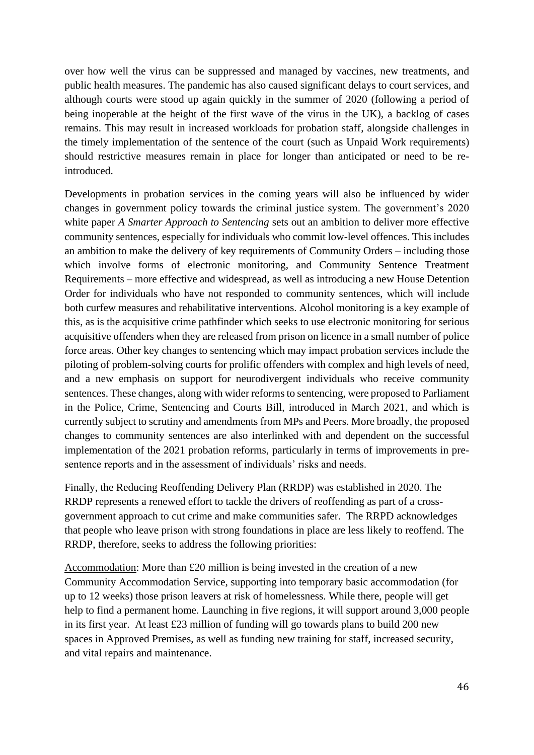over how well the virus can be suppressed and managed by vaccines, new treatments, and public health measures. The pandemic has also caused significant delays to court services, and although courts were stood up again quickly in the summer of 2020 (following a period of being inoperable at the height of the first wave of the virus in the UK), a backlog of cases remains. This may result in increased workloads for probation staff, alongside challenges in the timely implementation of the sentence of the court (such as Unpaid Work requirements) should restrictive measures remain in place for longer than anticipated or need to be re-introduced.

Developments in probation services in the coming years will also be influenced by wider changes in government policy towards the criminal justice system. The government's 2020 white paper *A Smarter Approach to Sentencing* sets out an ambition to deliver more effective community sentences, especially for individuals who commit low-level offences. This includes an ambition to make the delivery of key requirements of Community Orders – including those which involve forms of electronic monitoring, and Community Sentence Treatment Requirements – more effective and widespread, as well as introducing a new House Detention Order for individuals who have not responded to community sentences, which will include both curfew measures and rehabilitative interventions. Alcohol monitoring is a key example of this, as is the acquisitive crime pathfinder which seeks to use electronic monitoring for serious acquisitive offenders when they are released from prison on licence in a small number of police force areas. Other key changes to sentencing which may impact probation services include the piloting of problem-solving courts for prolific offenders with complex and high levels of need, and a new emphasis on support for neurodivergent individuals who receive community sentences. These changes, along with wider reforms to sentencing, were proposed to Parliament in the Police, Crime, Sentencing and Courts Bill, introduced in March 2021, and which is currently subject to scrutiny and amendments from MPs and Peers. More broadly, the proposed changes to community sentences are also interlinked with and dependent on the successful implementation of the 2021 probation reforms, particularly in terms of improvements in pre-sentence reports and in the assessment of individuals' risks and needs.

Finally, the Reducing Reoffending Delivery Plan (RRDP) was established in 2020. The RRDP represents a renewed effort to tackle the drivers of reoffending as part of a cross-government approach to cut crime and make communities safer. The RRPD acknowledges that people who leave prison with strong foundations in place are less likely to reoffend. The RRDP, therefore, seeks to address the following priorities:

<u>Accommodation</u>: More than £20 million is being invested in the creation of a new Community Accommodation Service, supporting into temporary basic accommodation (for up to 12 weeks) those prison leavers at risk of homelessness. While there, people will get help to find a permanent home. Launching in five regions, it will support around 3,000 people in its first year. At least £23 million of funding will go towards plans to build 200 new spaces in Approved Premises, as well as funding new training for staff, increased security, and vital repairs and maintenance.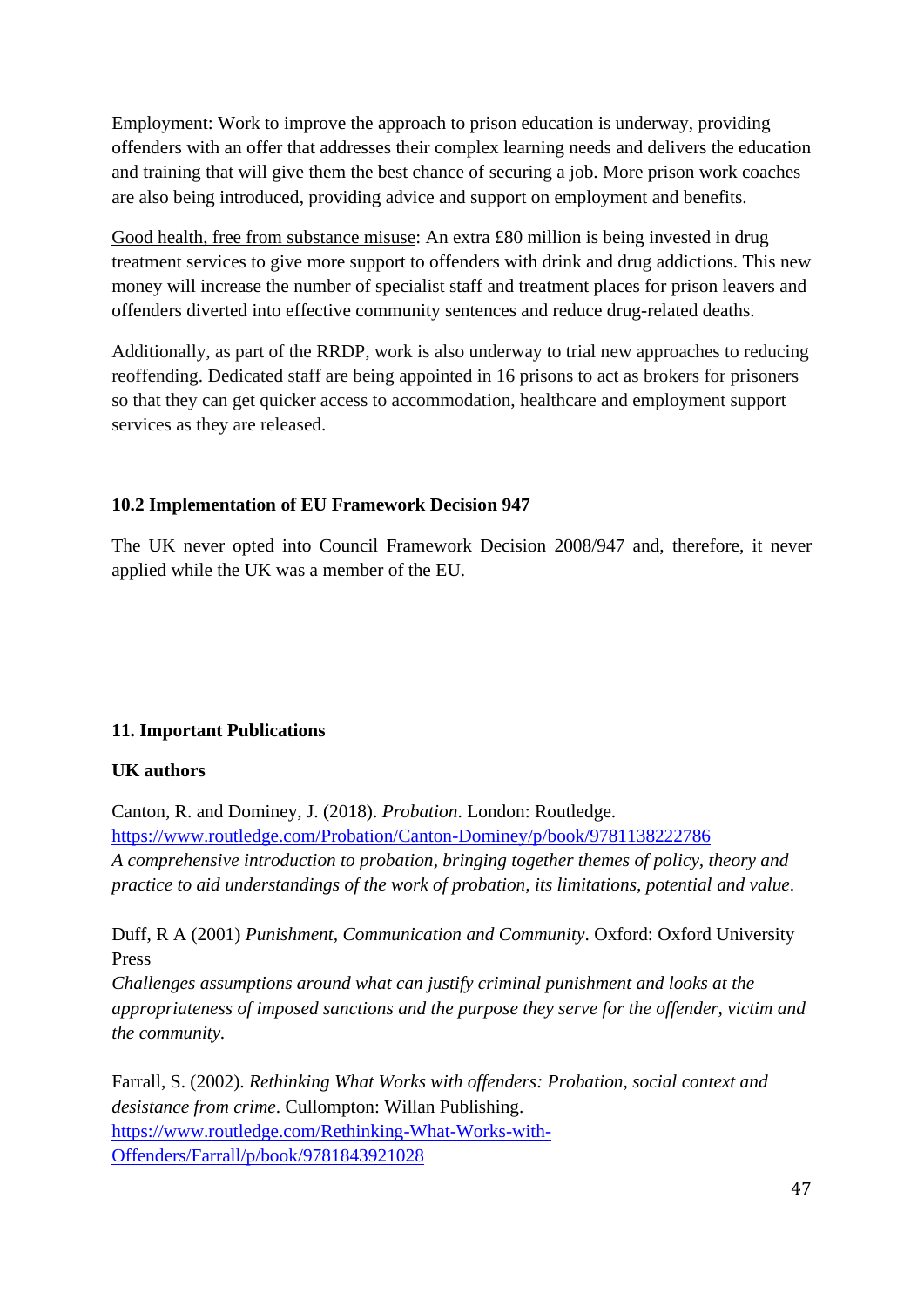Employment: Work to improve the approach to prison education is underway, providing offenders with an offer that addresses their complex learning needs and delivers the education and training that will give them the best chance of securing a job. More prison work coaches are also being introduced, providing advice and support on employment and benefits.

Good health, free from substance misuse: An extra £80 million is being invested in drug treatment services to give more support to offenders with drink and drug addictions. This new money will increase the number of specialist staff and treatment places for prison leavers and offenders diverted into effective community sentences and reduce drug-related deaths.

Additionally, as part of the RRDP, work is also underway to trial new approaches to reducing reoffending. Dedicated staff are being appointed in 16 prisons to act as brokers for prisoners so that they can get quicker access to accommodation, healthcare and employment support services as they are released.

### 10.2 Implementation of EU Framework Decision 947

The UK never opted into Council Framework Decision 2008/947 and, therefore, it never applied while the UK was a member of the EU.

## 11. Important Publications

### UK authors

Canton, R. and Dominey, J. (2018). *Probation*. London: Routledge.
https://www.routledge.com/Probation/Canton-Dominey/p/book/9781138222786
*A comprehensive introduction to probation, bringing together themes of policy, theory and practice to aid understandings of the work of probation, its limitations, potential and value.*

Duff, R A (2001) *Punishment, Communication and Community*. Oxford: Oxford University Press
*Challenges assumptions around what can justify criminal punishment and looks at the appropriateness of imposed sanctions and the purpose they serve for the offender, victim and the community.*

Farrall, S. (2002). *Rethinking What Works with offenders: Probation, social context and desistance from crime*. Cullompton: Willan Publishing.
https://www.routledge.com/Rethinking-What-Works-with-Offenders/Farrall/p/book/9781843921028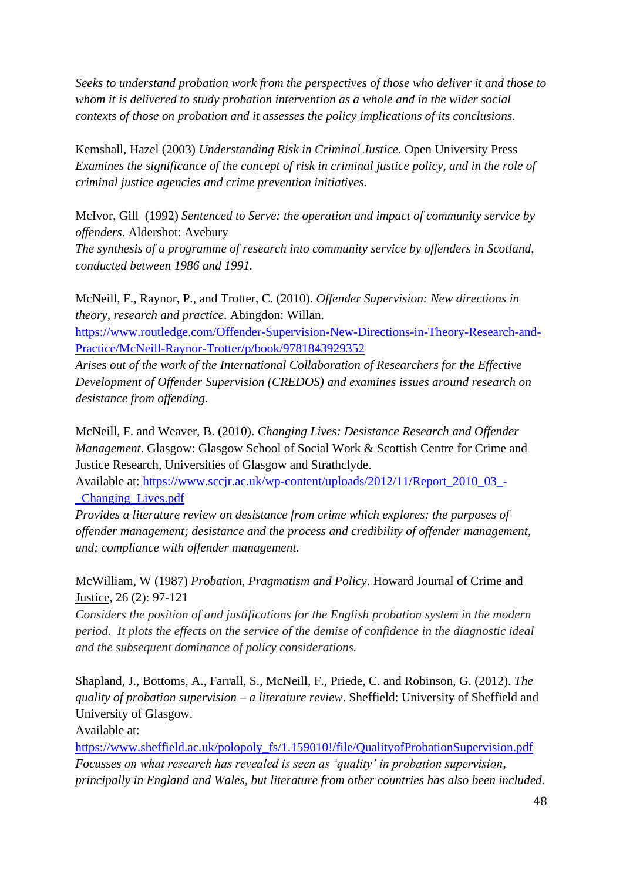*Seeks to understand probation work from the perspectives of those who deliver it and those to whom it is delivered to study probation intervention as a whole and in the wider social contexts of those on probation and it assesses the policy implications of its conclusions.*

Kemshall, Hazel (2003) *Understanding Risk in Criminal Justice.* Open University Press
*Examines the significance of the concept of risk in criminal justice policy, and in the role of criminal justice agencies and crime prevention initiatives.*

McIvor, Gill (1992) *Sentenced to Serve: the operation and impact of community service by offenders*. Aldershot: Avebury
*The synthesis of a programme of research into community service by offenders in Scotland, conducted between 1986 and 1991.*

McNeill, F., Raynor, P., and Trotter, C. (2010). *Offender Supervision: New directions in theory, research and practice*. Abingdon: Willan.
[https://www.routledge.com/Offender-Supervision-New-Directions-in-Theory-Research-and-Practice/McNeill-Raynor-Trotter/p/book/9781843929352](https://www.routledge.com/Offender-Supervision-New-Directions-in-Theory-Research-and-Practice/McNeill-Raynor-Trotter/p/book/9781843929352)
*Arises out of the work of the International Collaboration of Researchers for the Effective Development of Offender Supervision (CREDOS) and examines issues around research on desistance from offending.*

McNeill, F. and Weaver, B. (2010). *Changing Lives: Desistance Research and Offender Management*. Glasgow: Glasgow School of Social Work & Scottish Centre for Crime and Justice Research, Universities of Glasgow and Strathclyde.
Available at: [https://www.sccjr.ac.uk/wp-content/uploads/2012/11/Report_2010_03_-_Changing_Lives.pdf](https://www.sccjr.ac.uk/wp-content/uploads/2012/11/Report_2010_03_-_Changing_Lives.pdf)
*Provides a literature review on desistance from crime which explores: the purposes of offender management; desistance and the process and credibility of offender management, and; compliance with offender management.*

McWilliam, W (1987) *Probation, Pragmatism and Policy*. Howard Journal of Crime and Justice, 26 (2): 97-121
*Considers the position of and justifications for the English probation system in the modern period. It plots the effects on the service of the demise of confidence in the diagnostic ideal and the subsequent dominance of policy considerations.*

Shapland, J., Bottoms, A., Farrall, S., McNeill, F., Priede, C. and Robinson, G. (2012). *The quality of probation supervision – a literature review*. Sheffield: University of Sheffield and University of Glasgow.
Available at:
[https://www.sheffield.ac.uk/polopoly_fs/1.159010!/file/QualityofProbationSupervision.pdf](https://www.sheffield.ac.uk/polopoly_fs/1.159010!/file/QualityofProbationSupervision.pdf)
*Focusses on what research has revealed is seen as 'quality' in probation supervision, principally in England and Wales, but literature from other countries has also been included.*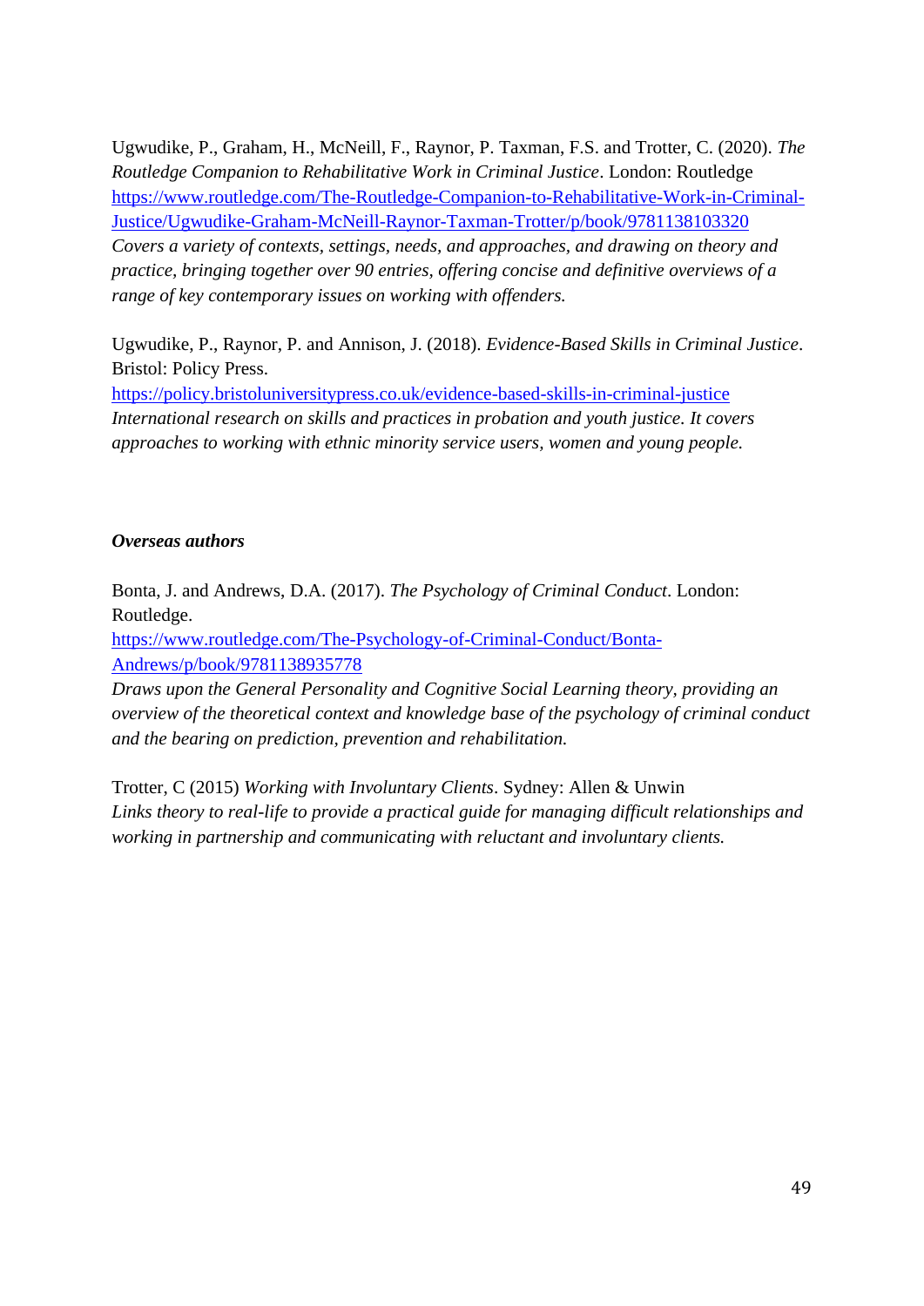Ugwudike, P., Graham, H., McNeill, F., Raynor, P. Taxman, F.S. and Trotter, C. (2020). *The Routledge Companion to Rehabilitative Work in Criminal Justice*. London: Routledge
https://www.routledge.com/The-Routledge-Companion-to-Rehabilitative-Work-in-Criminal-Justice/Ugwudike-Graham-McNeill-Raynor-Taxman-Trotter/p/book/9781138103320
*Covers a variety of contexts, settings, needs, and approaches, and drawing on theory and practice, bringing together over 90 entries, offering concise and definitive overviews of a range of key contemporary issues on working with offenders.*

Ugwudike, P., Raynor, P. and Annison, J. (2018). *Evidence-Based Skills in Criminal Justice*. Bristol: Policy Press.
https://policy.bristoluniversitypress.co.uk/evidence-based-skills-in-criminal-justice
*International research on skills and practices in probation and youth justice. It covers approaches to working with ethnic minority service users, women and young people.*

***Overseas authors***

Bonta, J. and Andrews, D.A. (2017). *The Psychology of Criminal Conduct*. London: Routledge.
https://www.routledge.com/The-Psychology-of-Criminal-Conduct/Bonta-Andrews/p/book/9781138935778
*Draws upon the General Personality and Cognitive Social Learning theory, providing an overview of the theoretical context and knowledge base of the psychology of criminal conduct and the bearing on prediction, prevention and rehabilitation.*

Trotter, C (2015) *Working with Involuntary Clients*. Sydney: Allen & Unwin
*Links theory to real-life to provide a practical guide for managing difficult relationships and working in partnership and communicating with reluctant and involuntary clients.*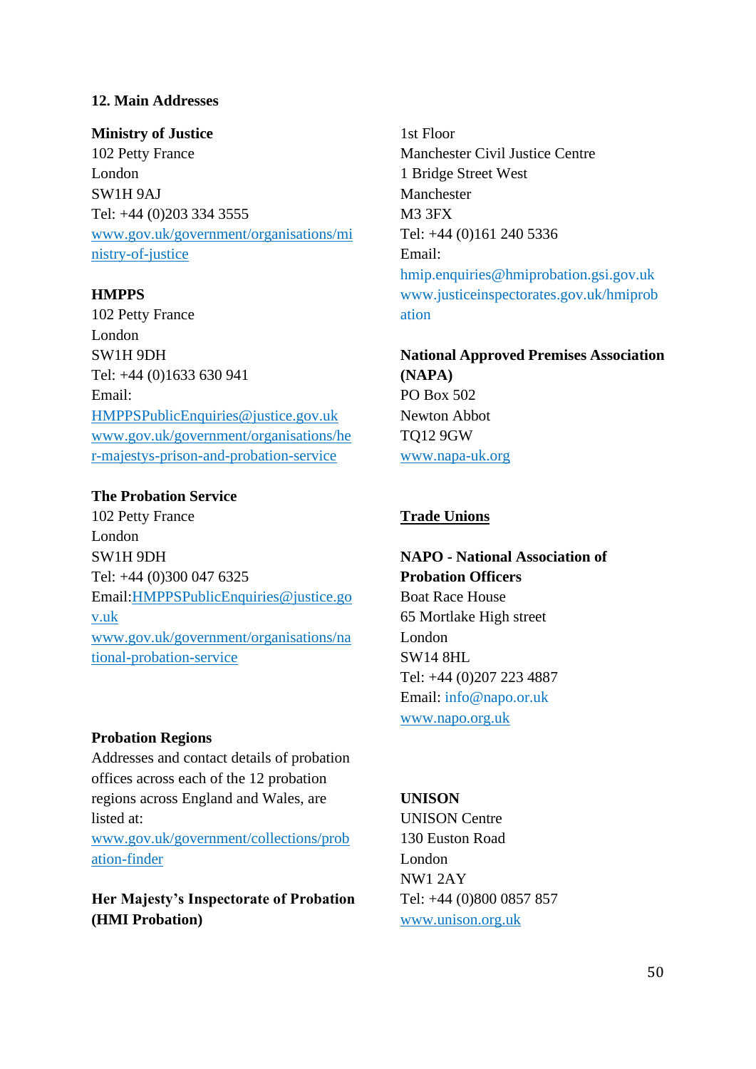## 12. Main Addresses

**Ministry of Justice**
102 Petty France
London
SW1H 9AJ
Tel: +44 (0)203 334 3555
www.gov.uk/government/organisations/ministry-of-justice

**HMPPS**
102 Petty France
London
SW1H 9DH
Tel: +44 (0)1633 630 941
Email:
HMPPSPublicEnquiries@justice.gov.uk
www.gov.uk/government/organisations/her-majestys-prison-and-probation-service

**The Probation Service**
102 Petty France
London
SW1H 9DH
Tel: +44 (0)300 047 6325
Email:HMPPSPublicEnquiries@justice.gov.uk
www.gov.uk/government/organisations/national-probation-service

**Probation Regions**
Addresses and contact details of probation offices across each of the 12 probation regions across England and Wales, are listed at:
www.gov.uk/government/collections/probation-finder

**Her Majesty's Inspectorate of Probation (HMI Probation)**
1st Floor
Manchester Civil Justice Centre
1 Bridge Street West
Manchester
M3 3FX
Tel: +44 (0)161 240 5336
Email:
hmip.enquiries@hmiprobation.gsi.gov.uk
www.justiceinspectorates.gov.uk/hmiprobation

**National Approved Premises Association (NAPA)**
PO Box 502
Newton Abbot
TQ12 9GW
www.napa-uk.org

**Trade Unions**

**NAPO - National Association of Probation Officers**
Boat Race House
65 Mortlake High street
London
SW14 8HL
Tel: +44 (0)207 223 4887
Email: info@napo.or.uk
www.napo.org.uk

**UNISON**
UNISON Centre
130 Euston Road
London
NW1 2AY
Tel: +44 (0)800 0857 857
www.unison.org.uk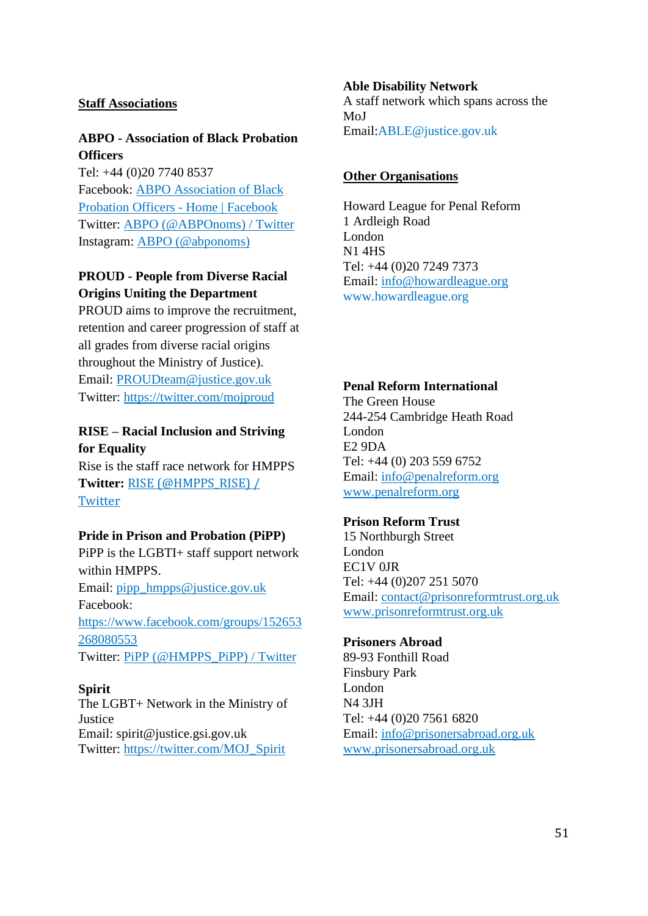## Staff Associations

**ABPO - Association of Black Probation Officers**
Tel: +44 (0)20 7740 8537
Facebook: ABPO Association of Black Probation Officers - Home | Facebook
Twitter: ABPO (@ABPOnoms) / Twitter
Instagram: ABPO (@abponoms)

**PROUD - People from Diverse Racial Origins Uniting the Department**
PROUD aims to improve the recruitment, retention and career progression of staff at all grades from diverse racial origins throughout the Ministry of Justice).
Email: PROUDteam@justice.gov.uk
Twitter: https://twitter.com/mojproud

**RISE – Racial Inclusion and Striving for Equality**
Rise is the staff race network for HMPPS
**Twitter:** RISE (@HMPPS_RISE) / Twitter

**Pride in Prison and Probation (PiPP)**
PiPP is the LGBTI+ staff support network within HMPPS.
Email: pipp_hmpps@justice.gov.uk
Facebook: https://www.facebook.com/groups/152653268080553
Twitter: PiPP (@HMPPS_PiPP) / Twitter

**Spirit**
The LGBT+ Network in the Ministry of Justice
Email: spirit@justice.gsi.gov.uk
Twitter: https://twitter.com/MOJ_Spirit

**Able Disability Network**
A staff network which spans across the MoJ
Email:ABLE@justice.gov.uk

## Other Organisations

Howard League for Penal Reform
1 Ardleigh Road
London
N1 4HS
Tel: +44 (0)20 7249 7373
Email: info@howardleague.org
www.howardleague.org

**Penal Reform International**
The Green House
244-254 Cambridge Heath Road
London
E2 9DA
Tel: +44 (0) 203 559 6752
Email: info@penalreform.org
www.penalreform.org

**Prison Reform Trust**
15 Northburgh Street
London
EC1V 0JR
Tel: +44 (0)207 251 5070
Email: contact@prisonreformtrust.org.uk
www.prisonreformtrust.org.uk

**Prisoners Abroad**
89-93 Fonthill Road
Finsbury Park
London
N4 3JH
Tel: +44 (0)20 7561 6820
Email: info@prisonersabroad.org.uk
www.prisonersabroad.org.uk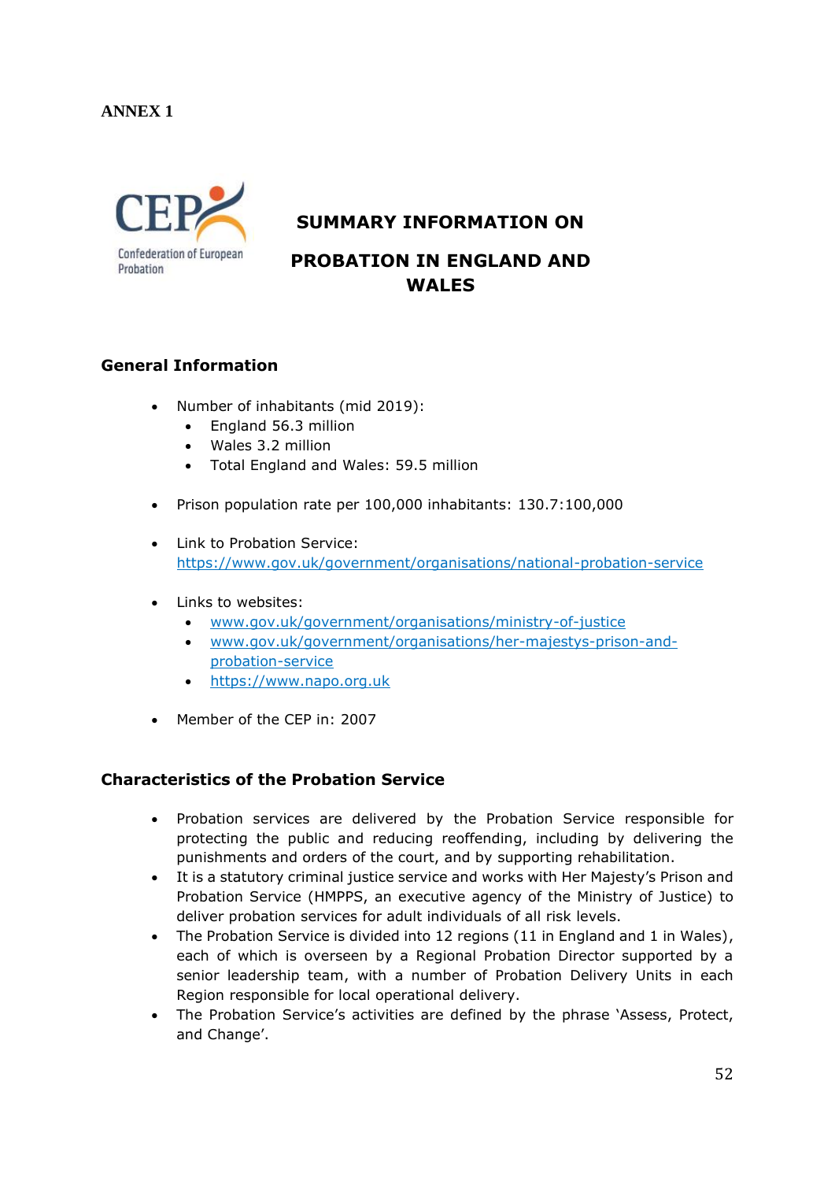**ANNEX 1**

# SUMMARY INFORMATION ON PROBATION IN ENGLAND AND WALES

## General Information

- Number of inhabitants (mid 2019):
  - England 56.3 million
  - Wales 3.2 million
  - Total England and Wales: 59.5 million

- Prison population rate per 100,000 inhabitants: 130.7:100,000

- Link to Probation Service: https://www.gov.uk/government/organisations/national-probation-service

- Links to websites:
  - www.gov.uk/government/organisations/ministry-of-justice
  - www.gov.uk/government/organisations/her-majestys-prison-and-probation-service
  - https://www.napo.org.uk

- Member of the CEP in: 2007

## Characteristics of the Probation Service

- Probation services are delivered by the Probation Service responsible for protecting the public and reducing reoffending, including by delivering the punishments and orders of the court, and by supporting rehabilitation.
- It is a statutory criminal justice service and works with Her Majesty's Prison and Probation Service (HMPPS, an executive agency of the Ministry of Justice) to deliver probation services for adult individuals of all risk levels.
- The Probation Service is divided into 12 regions (11 in England and 1 in Wales), each of which is overseen by a Regional Probation Director supported by a senior leadership team, with a number of Probation Delivery Units in each Region responsible for local operational delivery.
- The Probation Service's activities are defined by the phrase 'Assess, Protect, and Change'.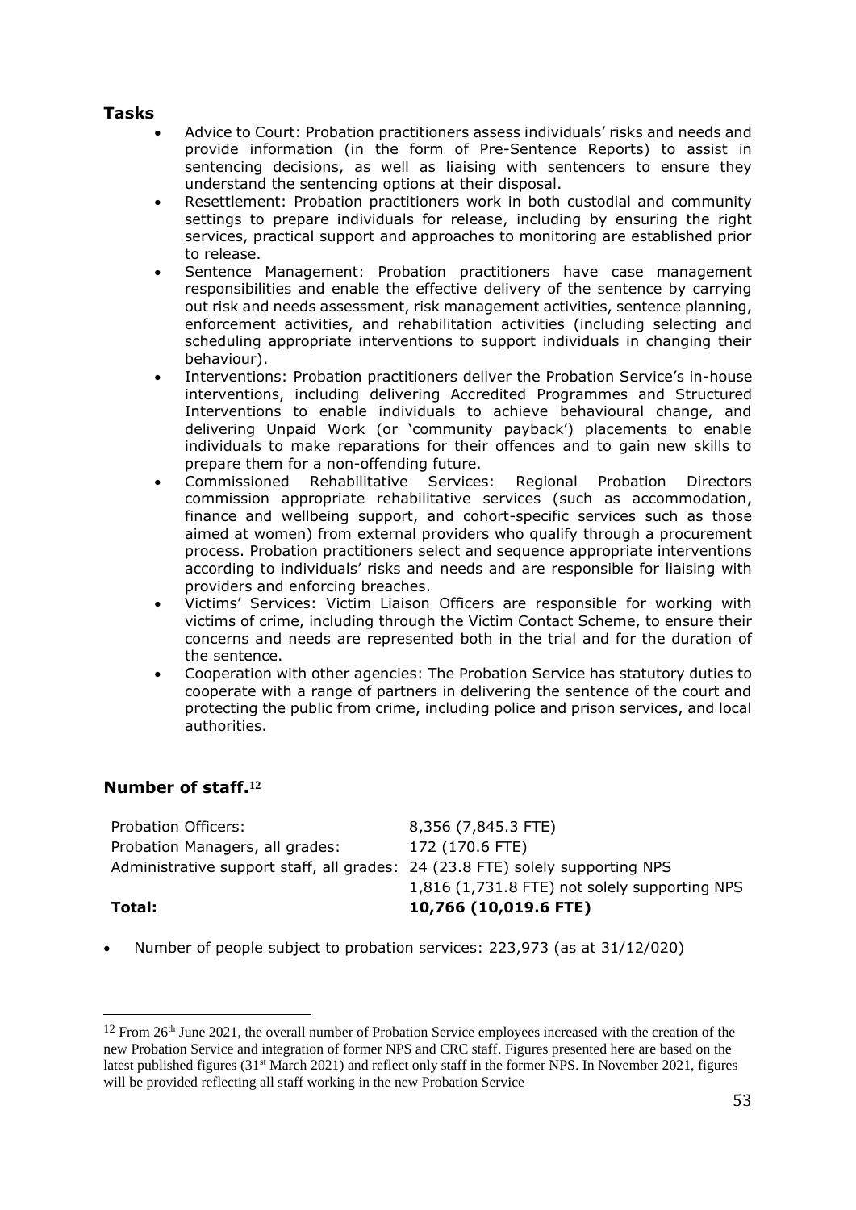## Tasks

- Advice to Court: Probation practitioners assess individuals' risks and needs and provide information (in the form of Pre-Sentence Reports) to assist in sentencing decisions, as well as liaising with sentencers to ensure they understand the sentencing options at their disposal.
- Resettlement: Probation practitioners work in both custodial and community settings to prepare individuals for release, including by ensuring the right services, practical support and approaches to monitoring are established prior to release.
- Sentence Management: Probation practitioners have case management responsibilities and enable the effective delivery of the sentence by carrying out risk and needs assessment, risk management activities, sentence planning, enforcement activities, and rehabilitation activities (including selecting and scheduling appropriate interventions to support individuals in changing their behaviour).
- Interventions: Probation practitioners deliver the Probation Service's in-house interventions, including delivering Accredited Programmes and Structured Interventions to enable individuals to achieve behavioural change, and delivering Unpaid Work (or 'community payback') placements to enable individuals to make reparations for their offences and to gain new skills to prepare them for a non-offending future.
- Commissioned Rehabilitative Services: Regional Probation Directors commission appropriate rehabilitative services (such as accommodation, finance and wellbeing support, and cohort-specific services such as those aimed at women) from external providers who qualify through a procurement process. Probation practitioners select and sequence appropriate interventions according to individuals' risks and needs and are responsible for liaising with providers and enforcing breaches.
- Victims' Services: Victim Liaison Officers are responsible for working with victims of crime, including through the Victim Contact Scheme, to ensure their concerns and needs are represented both in the trial and for the duration of the sentence.
- Cooperation with other agencies: The Probation Service has statutory duties to cooperate with a range of partners in delivering the sentence of the court and protecting the public from crime, including police and prison services, and local authorities.

## Number of staff.[12]

| | |
|---|---|
| Probation Officers: | 8,356 (7,845.3 FTE) |
| Probation Managers, all grades: | 172 (170.6 FTE) |
| Administrative support staff, all grades: | 24 (23.8 FTE) solely supporting NPS |
| | 1,816 (1,731.8 FTE) not solely supporting NPS |
| **Total:** | **10,766 (10,019.6 FTE)** |

- Number of people subject to probation services: 223,973 (as at 31/12/020)

[12] From 26th June 2021, the overall number of Probation Service employees increased with the creation of the new Probation Service and integration of former NPS and CRC staff. Figures presented here are based on the latest published figures (31st March 2021) and reflect only staff in the former NPS. In November 2021, figures will be provided reflecting all staff working in the new Probation Service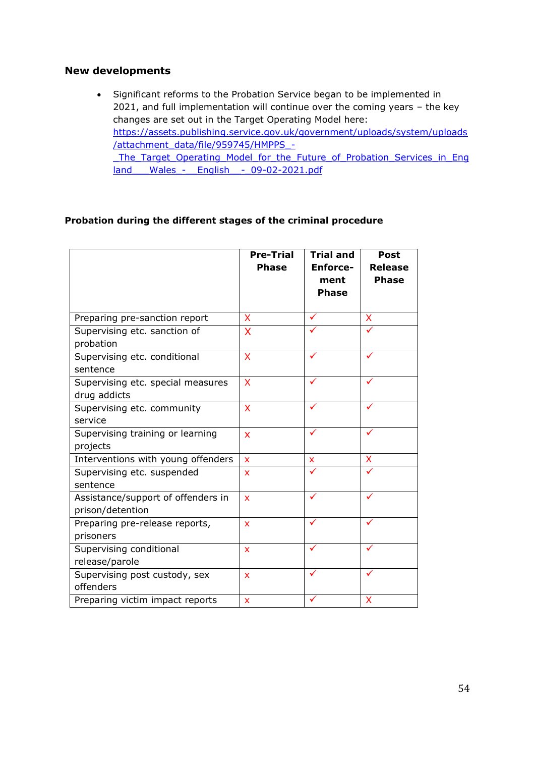## New developments

- Significant reforms to the Probation Service began to be implemented in 2021, and full implementation will continue over the coming years – the key changes are set out in the Target Operating Model here: [https://assets.publishing.service.gov.uk/government/uploads/system/uploads/attachment_data/file/959745/HMPPS_-_The_Target_Operating_Model_for_the_Future_of_Probation_Services_in_England___Wales_-__English__-_09-02-2021.pdf](https://assets.publishing.service.gov.uk/government/uploads/system/uploads/attachment_data/file/959745/HMPPS_-_The_Target_Operating_Model_for_the_Future_of_Probation_Services_in_England___Wales_-__English__-_09-02-2021.pdf)

### Probation during the different stages of the criminal procedure

| | Pre-Trial Phase | Trial and Enforce-ment Phase | Post Release Phase |
|---|---|---|---|
| Preparing pre-sanction report | X | ✓ | X |
| Supervising etc. sanction of probation | X | ✓ | ✓ |
| Supervising etc. conditional sentence | X | ✓ | ✓ |
| Supervising etc. special measures drug addicts | X | ✓ | ✓ |
| Supervising etc. community service | X | ✓ | ✓ |
| Supervising training or learning projects | x | ✓ | ✓ |
| Interventions with young offenders | x | x | X |
| Supervising etc. suspended sentence | x | ✓ | ✓ |
| Assistance/support of offenders in prison/detention | x | ✓ | ✓ |
| Preparing pre-release reports, prisoners | x | ✓ | ✓ |
| Supervising conditional release/parole | x | ✓ | ✓ |
| Supervising post custody, sex offenders | x | ✓ | ✓ |
| Preparing victim impact reports | x | ✓ | X |